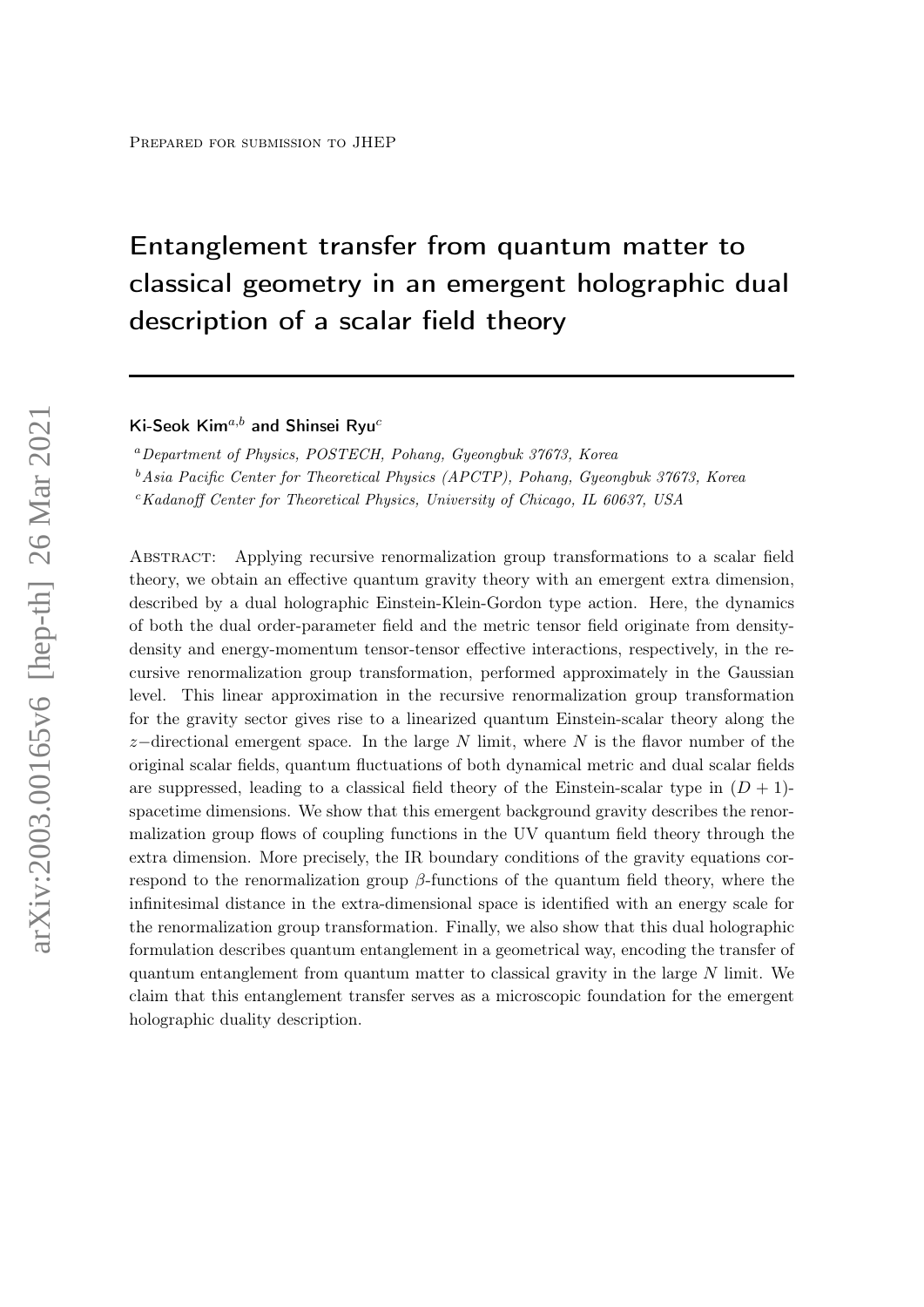Prepared for submission to JHEP

# Entanglement transfer from quantum matter to classical geometry in an emergent holographic dual description of a scalar field theory

**Ki-Seok Kim**[a,b] **and Shinsei Ryu**[c]

[a] *Department of Physics, POSTECH, Pohang, Gyeongbuk 37673, Korea*

[b] *Asia Pacific Center for Theoretical Physics (APCTP), Pohang, Gyeongbuk 37673, Korea*

[c] *Kadanoff Center for Theoretical Physics, University of Chicago, IL 60637, USA*

Abstract: Applying recursive renormalization group transformations to a scalar field theory, we obtain an effective quantum gravity theory with an emergent extra dimension, described by a dual holographic Einstein-Klein-Gordon type action. Here, the dynamics of both the dual order-parameter field and the metric tensor field originate from density-density and energy-momentum tensor-tensor effective interactions, respectively, in the recursive renormalization group transformation, performed approximately in the Gaussian level. This linear approximation in the recursive renormalization group transformation for the gravity sector gives rise to a linearized quantum Einstein-scalar theory along the $z-$directional emergent space. In the large $N$ limit, where $N$ is the flavor number of the original scalar fields, quantum fluctuations of both dynamical metric and dual scalar fields are suppressed, leading to a classical field theory of the Einstein-scalar type in $(D+1)$-spacetime dimensions. We show that this emergent background gravity describes the renormalization group flows of coupling functions in the UV quantum field theory through the extra dimension. More precisely, the IR boundary conditions of the gravity equations correspond to the renormalization group $\beta$-functions of the quantum field theory, where the infinitesimal distance in the extra-dimensional space is identified with an energy scale for the renormalization group transformation. Finally, we also show that this dual holographic formulation describes quantum entanglement in a geometrical way, encoding the transfer of quantum entanglement from quantum matter to classical gravity in the large $N$ limit. We claim that this entanglement transfer serves as a microscopic foundation for the emergent holographic duality description.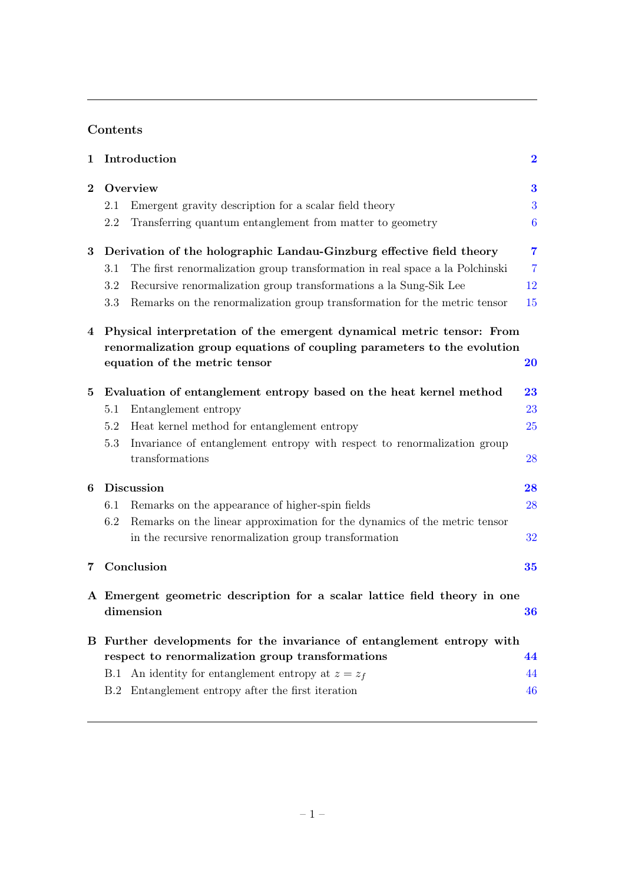## Contents

**1 Introduction** — **2**

**2 Overview** — **3**
- 2.1 Emergent gravity description for a scalar field theory — 3
- 2.2 Transferring quantum entanglement from matter to geometry — 6

**3 Derivation of the holographic Landau-Ginzburg effective field theory** — **7**
- 3.1 The first renormalization group transformation in real space a la Polchinski — 7
- 3.2 Recursive renormalization group transformations a la Sung-Sik Lee — 12
- 3.3 Remarks on the renormalization group transformation for the metric tensor — 15

**4 Physical interpretation of the emergent dynamical metric tensor: From renormalization group equations of coupling parameters to the evolution equation of the metric tensor** — **20**

**5 Evaluation of entanglement entropy based on the heat kernel method** — **23**
- 5.1 Entanglement entropy — 23
- 5.2 Heat kernel method for entanglement entropy — 25
- 5.3 Invariance of entanglement entropy with respect to renormalization group transformations — 28

**6 Discussion** — **28**
- 6.1 Remarks on the appearance of higher-spin fields — 28
- 6.2 Remarks on the linear approximation for the dynamics of the metric tensor in the recursive renormalization group transformation — 32

**7 Conclusion** — **35**

**A Emergent geometric description for a scalar lattice field theory in one dimension** — **36**

**B Further developments for the invariance of entanglement entropy with respect to renormalization group transformations** — **44**
- B.1 An identity for entanglement entropy at $z = z_f$ — 44
- B.2 Entanglement entropy after the first iteration — 46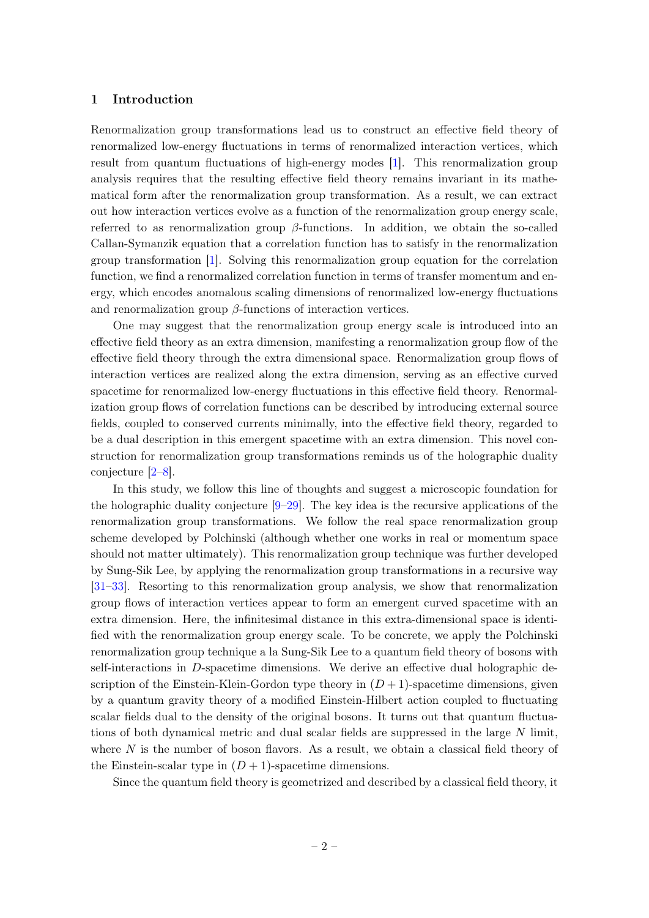## 1 Introduction

Renormalization group transformations lead us to construct an effective field theory of renormalized low-energy fluctuations in terms of renormalized interaction vertices, which result from quantum fluctuations of high-energy modes [1]. This renormalization group analysis requires that the resulting effective field theory remains invariant in its mathematical form after the renormalization group transformation. As a result, we can extract out how interaction vertices evolve as a function of the renormalization group energy scale, referred to as renormalization group $\beta$-functions. In addition, we obtain the so-called Callan-Symanzik equation that a correlation function has to satisfy in the renormalization group transformation [1]. Solving this renormalization group equation for the correlation function, we find a renormalized correlation function in terms of transfer momentum and energy, which encodes anomalous scaling dimensions of renormalized low-energy fluctuations and renormalization group $\beta$-functions of interaction vertices.

One may suggest that the renormalization group energy scale is introduced into an effective field theory as an extra dimension, manifesting a renormalization group flow of the effective field theory through the extra dimensional space. Renormalization group flows of interaction vertices are realized along the extra dimension, serving as an effective curved spacetime for renormalized low-energy fluctuations in this effective field theory. Renormalization group flows of correlation functions can be described by introducing external source fields, coupled to conserved currents minimally, into the effective field theory, regarded to be a dual description in this emergent spacetime with an extra dimension. This novel construction for renormalization group transformations reminds us of the holographic duality conjecture [2–8].

In this study, we follow this line of thoughts and suggest a microscopic foundation for the holographic duality conjecture [9–29]. The key idea is the recursive applications of the renormalization group transformations. We follow the real space renormalization group scheme developed by Polchinski (although whether one works in real or momentum space should not matter ultimately). This renormalization group technique was further developed by Sung-Sik Lee, by applying the renormalization group transformations in a recursive way [31–33]. Resorting to this renormalization group analysis, we show that renormalization group flows of interaction vertices appear to form an emergent curved spacetime with an extra dimension. Here, the infinitesimal distance in this extra-dimensional space is identified with the renormalization group energy scale. To be concrete, we apply the Polchinski renormalization group technique a la Sung-Sik Lee to a quantum field theory of bosons with self-interactions in $D$-spacetime dimensions. We derive an effective dual holographic description of the Einstein-Klein-Gordon type theory in $(D+1)$-spacetime dimensions, given by a quantum gravity theory of a modified Einstein-Hilbert action coupled to fluctuating scalar fields dual to the density of the original bosons. It turns out that quantum fluctuations of both dynamical metric and dual scalar fields are suppressed in the large $N$ limit, where $N$ is the number of boson flavors. As a result, we obtain a classical field theory of the Einstein-scalar type in $(D+1)$-spacetime dimensions.

Since the quantum field theory is geometrized and described by a classical field theory, it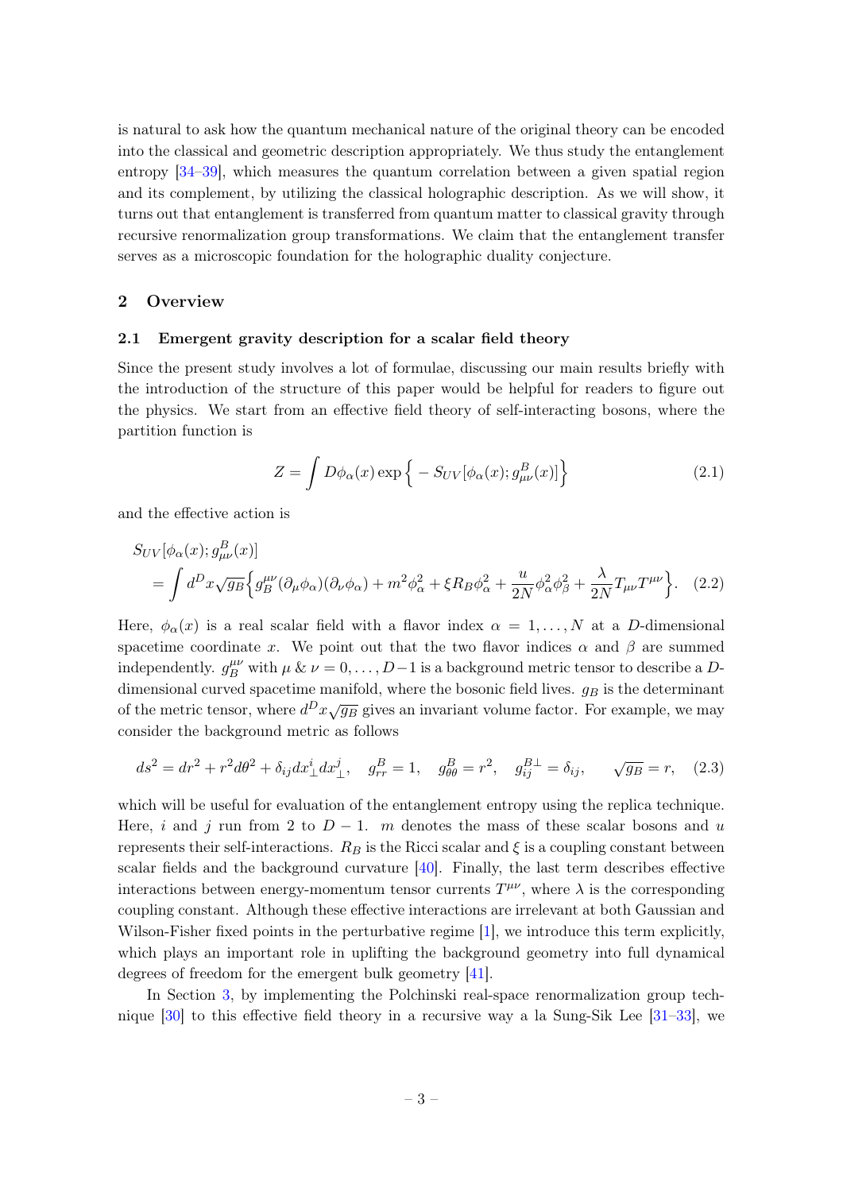is natural to ask how the quantum mechanical nature of the original theory can be encoded into the classical and geometric description appropriately. We thus study the entanglement entropy [34–39], which measures the quantum correlation between a given spatial region and its complement, by utilizing the classical holographic description. As we will show, it turns out that entanglement is transferred from quantum matter to classical gravity through recursive renormalization group transformations. We claim that the entanglement transfer serves as a microscopic foundation for the holographic duality conjecture.

## 2 Overview

### 2.1 Emergent gravity description for a scalar field theory

Since the present study involves a lot of formulae, discussing our main results briefly with the introduction of the structure of this paper would be helpful for readers to figure out the physics. We start from an effective field theory of self-interacting bosons, where the partition function is

$$Z = \int D\phi_\alpha(x) \exp\Big\{ - S_{UV}[\phi_\alpha(x); g^B_{\mu\nu}(x)]\Big\} \tag{2.1}$$

and the effective action is

$$\begin{aligned} &S_{UV}[\phi_\alpha(x); g^B_{\mu\nu}(x)] \\ &= \int d^D x \sqrt{g_B} \Big\{ g_B^{\mu\nu} (\partial_\mu \phi_\alpha)(\partial_\nu \phi_\alpha) + m^2 \phi_\alpha^2 + \xi R_B \phi_\alpha^2 + \frac{u}{2N} \phi_\alpha^2 \phi_\beta^2 + \frac{\lambda}{2N} T_{\mu\nu} T^{\mu\nu} \Big\}. \end{aligned} \tag{2.2}$$

Here, $\phi_\alpha(x)$ is a real scalar field with a flavor index $\alpha = 1, \dots, N$ at a $D$-dimensional spacetime coordinate $x$. We point out that the two flavor indices $\alpha$ and $\beta$ are summed independently. $g_B^{\mu\nu}$ with $\mu$ & $\nu = 0, \dots, D-1$ is a background metric tensor to describe a $D$-dimensional curved spacetime manifold, where the bosonic field lives. $g_B$ is the determinant of the metric tensor, where $d^D x \sqrt{g_B}$ gives an invariant volume factor. For example, we may consider the background metric as follows

$$ds^2 = dr^2 + r^2 d\theta^2 + \delta_{ij} dx_\perp^i dx_\perp^j, \quad g^B_{rr} = 1, \quad g^B_{\theta\theta} = r^2, \quad g^{B\perp}_{ij} = \delta_{ij}, \qquad \sqrt{g_B} = r, \tag{2.3}$$

which will be useful for evaluation of the entanglement entropy using the replica technique. Here, $i$ and $j$ run from 2 to $D-1$. $m$ denotes the mass of these scalar bosons and $u$ represents their self-interactions. $R_B$ is the Ricci scalar and $\xi$ is a coupling constant between scalar fields and the background curvature [40]. Finally, the last term describes effective interactions between energy-momentum tensor currents $T^{\mu\nu}$, where $\lambda$ is the corresponding coupling constant. Although these effective interactions are irrelevant at both Gaussian and Wilson-Fisher fixed points in the perturbative regime [1], we introduce this term explicitly, which plays an important role in uplifting the background geometry into full dynamical degrees of freedom for the emergent bulk geometry [41].

In Section 3, by implementing the Polchinski real-space renormalization group technique [30] to this effective field theory in a recursive way a la Sung-Sik Lee [31–33], we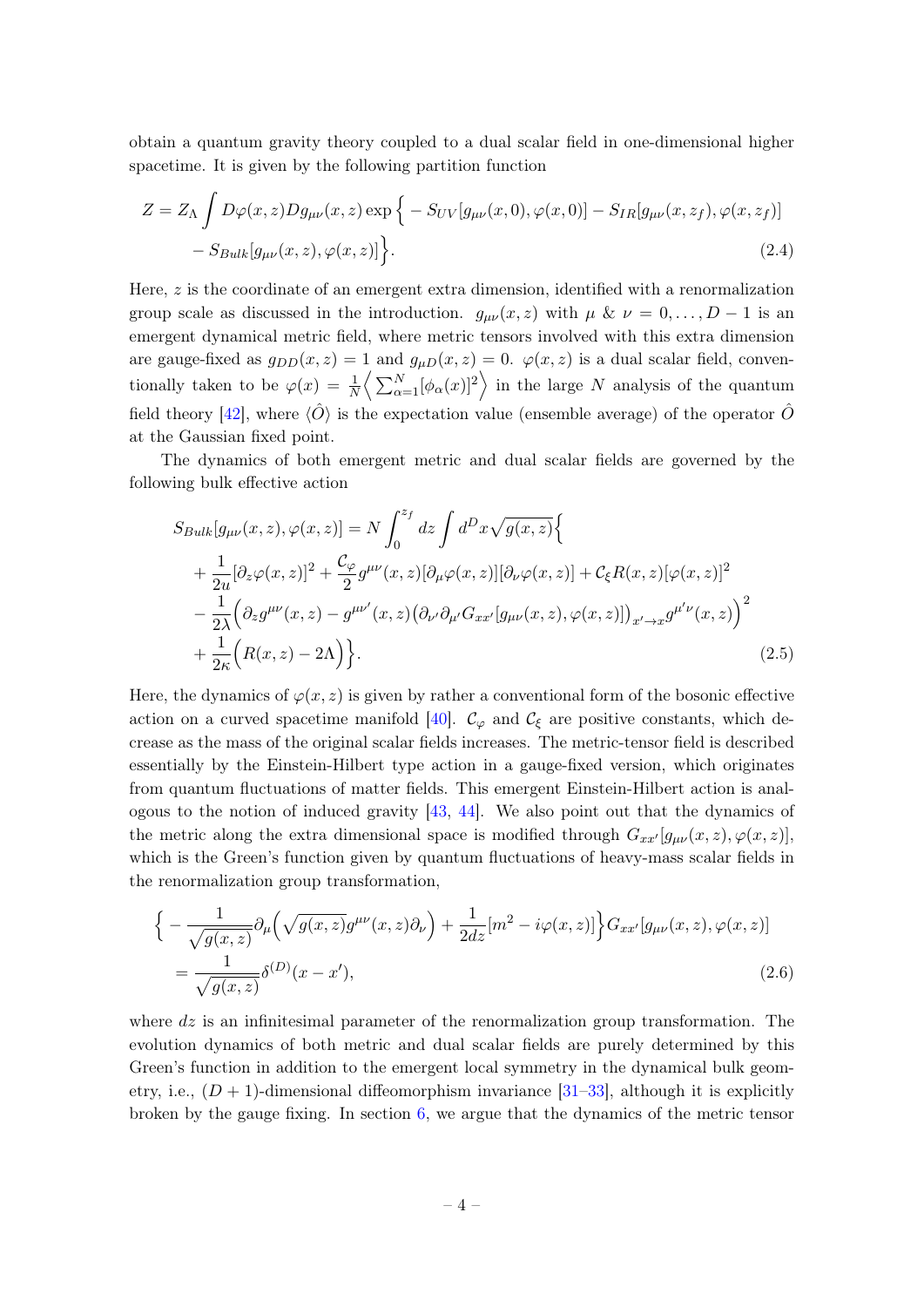obtain a quantum gravity theory coupled to a dual scalar field in one-dimensional higher spacetime. It is given by the following partition function

$$
\begin{aligned}
Z = Z_\Lambda \int D\varphi(x,z) Dg_{\mu\nu}(x,z) \exp\Big\{ & - S_{UV}[g_{\mu\nu}(x,0), \varphi(x,0)] - S_{IR}[g_{\mu\nu}(x,z_f), \varphi(x,z_f)] \\
& - S_{Bulk}[g_{\mu\nu}(x,z), \varphi(x,z)]\Big\}.
\end{aligned} \tag{2.4}
$$

Here, $z$ is the coordinate of an emergent extra dimension, identified with a renormalization group scale as discussed in the introduction. $g_{\mu\nu}(x,z)$ with $\mu$ & $\nu = 0, \ldots, D-1$ is an emergent dynamical metric field, where metric tensors involved with this extra dimension are gauge-fixed as $g_{DD}(x,z) = 1$ and $g_{\mu D}(x,z) = 0$. $\varphi(x,z)$ is a dual scalar field, conventionally taken to be $\varphi(x) = \frac{1}{N}\Big\langle \sum_{\alpha=1}^{N} [\phi_\alpha(x)]^2 \Big\rangle$ in the large $N$ analysis of the quantum field theory [42], where $\langle \hat{O} \rangle$ is the expectation value (ensemble average) of the operator $\hat{O}$ at the Gaussian fixed point.

The dynamics of both emergent metric and dual scalar fields are governed by the following bulk effective action

$$
\begin{aligned}
S_{Bulk}[g_{\mu\nu}(x,z), \varphi(x,z)] = N \int_0^{z_f} dz \int d^D x \sqrt{g(x,z)} \Big\{ & \\
+ \frac{1}{2u}[\partial_z \varphi(x,z)]^2 + \frac{\mathcal{C}_\varphi}{2} g^{\mu\nu}(x,z)[\partial_\mu \varphi(x,z)][\partial_\nu \varphi(x,z)] + \mathcal{C}_\xi R(x,z)[\varphi(x,z)]^2 & \\
- \frac{1}{2\lambda}\Big( \partial_z g^{\mu\nu}(x,z) - g^{\mu\nu'}(x,z)\big(\partial_{\nu'}\partial_{\mu'} G_{xx'}[g_{\mu\nu}(x,z), \varphi(x,z)]\big)_{x' \to x} g^{\mu'\nu}(x,z) \Big)^2 & \\
+ \frac{1}{2\kappa}\Big( R(x,z) - 2\Lambda \Big) \Big\}. &
\end{aligned} \tag{2.5}
$$

Here, the dynamics of $\varphi(x,z)$ is given by rather a conventional form of the bosonic effective action on a curved spacetime manifold [40]. $\mathcal{C}_\varphi$ and $\mathcal{C}_\xi$ are positive constants, which decrease as the mass of the original scalar fields increases. The metric-tensor field is described essentially by the Einstein-Hilbert type action in a gauge-fixed version, which originates from quantum fluctuations of matter fields. This emergent Einstein-Hilbert action is analogous to the notion of induced gravity [43, 44]. We also point out that the dynamics of the metric along the extra dimensional space is modified through $G_{xx'}[g_{\mu\nu}(x,z), \varphi(x,z)]$, which is the Green's function given by quantum fluctuations of heavy-mass scalar fields in the renormalization group transformation,

$$
\begin{aligned}
& \Big\{ - \frac{1}{\sqrt{g(x,z)}} \partial_\mu \Big( \sqrt{g(x,z)} g^{\mu\nu}(x,z) \partial_\nu \Big) + \frac{1}{2dz}[m^2 - i\varphi(x,z)] \Big\} G_{xx'}[g_{\mu\nu}(x,z), \varphi(x,z)] \\
& = \frac{1}{\sqrt{g(x,z)}} \delta^{(D)}(x - x'),
\end{aligned} \tag{2.6}
$$

where $dz$ is an infinitesimal parameter of the renormalization group transformation. The evolution dynamics of both metric and dual scalar fields are purely determined by this Green's function in addition to the emergent local symmetry in the dynamical bulk geometry, i.e., $(D+1)$-dimensional diffeomorphism invariance [31–33], although it is explicitly broken by the gauge fixing. In section 6, we argue that the dynamics of the metric tensor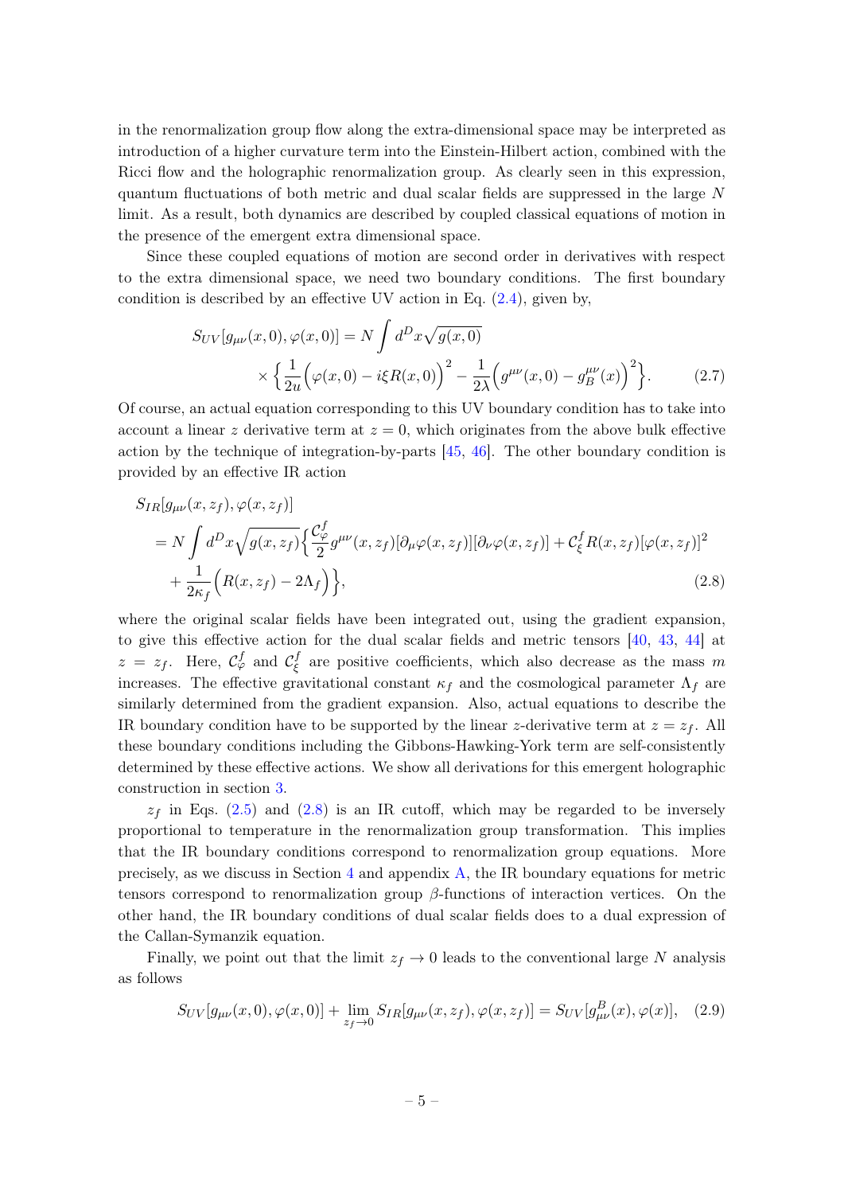in the renormalization group flow along the extra-dimensional space may be interpreted as introduction of a higher curvature term into the Einstein-Hilbert action, combined with the Ricci flow and the holographic renormalization group. As clearly seen in this expression, quantum fluctuations of both metric and dual scalar fields are suppressed in the large $N$ limit. As a result, both dynamics are described by coupled classical equations of motion in the presence of the emergent extra dimensional space.

Since these coupled equations of motion are second order in derivatives with respect to the extra dimensional space, we need two boundary conditions. The first boundary condition is described by an effective UV action in Eq. (2.4), given by,

$$
\begin{aligned}
S_{UV}[g_{\mu\nu}(x,0), \varphi(x,0)] = N \int d^D x \sqrt{g(x,0)} \\
\times \Big\{ \frac{1}{2u} \Big( \varphi(x,0) - i\xi R(x,0) \Big)^2 - \frac{1}{2\lambda} \Big( g^{\mu\nu}(x,0) - g_B^{\mu\nu}(x) \Big)^2 \Big\}.
\end{aligned} \tag{2.7}
$$

Of course, an actual equation corresponding to this UV boundary condition has to take into account a linear $z$ derivative term at $z = 0$, which originates from the above bulk effective action by the technique of integration-by-parts [45, 46]. The other boundary condition is provided by an effective IR action

$$
\begin{aligned}
& S_{IR}[g_{\mu\nu}(x,z_f), \varphi(x,z_f)] \\
& = N \int d^D x \sqrt{g(x,z_f)} \Big\{ \frac{\mathcal{C}_\varphi^f}{2} g^{\mu\nu}(x,z_f) [\partial_\mu \varphi(x,z_f)][\partial_\nu \varphi(x,z_f)] + \mathcal{C}_\xi^f R(x,z_f) [\varphi(x,z_f)]^2 \\
& + \frac{1}{2\kappa_f} \Big( R(x,z_f) - 2\Lambda_f \Big) \Big\},
\end{aligned} \tag{2.8}
$$

where the original scalar fields have been integrated out, using the gradient expansion, to give this effective action for the dual scalar fields and metric tensors [40, 43, 44] at $z = z_f$. Here, $\mathcal{C}_\varphi^f$ and $\mathcal{C}_\xi^f$ are positive coefficients, which also decrease as the mass $m$ increases. The effective gravitational constant $\kappa_f$ and the cosmological parameter $\Lambda_f$ are similarly determined from the gradient expansion. Also, actual equations to describe the IR boundary condition have to be supported by the linear $z$-derivative term at $z = z_f$. All these boundary conditions including the Gibbons-Hawking-York term are self-consistently determined by these effective actions. We show all derivations for this emergent holographic construction in section 3.

$z_f$ in Eqs. (2.5) and (2.8) is an IR cutoff, which may be regarded to be inversely proportional to temperature in the renormalization group transformation. This implies that the IR boundary conditions correspond to renormalization group equations. More precisely, as we discuss in Section 4 and appendix A, the IR boundary equations for metric tensors correspond to renormalization group $\beta$-functions of interaction vertices. On the other hand, the IR boundary conditions of dual scalar fields does to a dual expression of the Callan-Symanzik equation.

Finally, we point out that the limit $z_f \to 0$ leads to the conventional large $N$ analysis as follows

$$
S_{UV}[g_{\mu\nu}(x,0), \varphi(x,0)] + \lim_{z_f \to 0} S_{IR}[g_{\mu\nu}(x,z_f), \varphi(x,z_f)] = S_{UV}[g^B_{\mu\nu}(x), \varphi(x)], \tag{2.9}
$$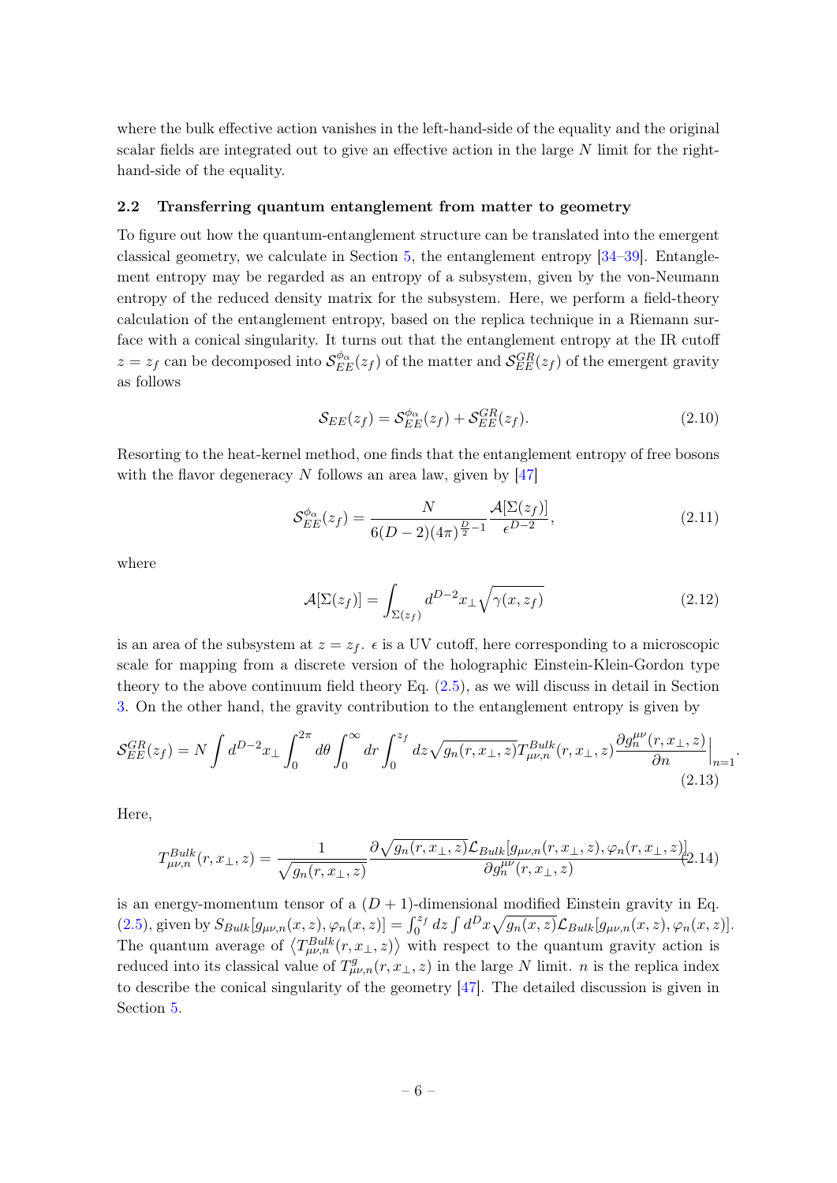where the bulk effective action vanishes in the left-hand-side of the equality and the original scalar fields are integrated out to give an effective action in the large $N$ limit for the right-hand-side of the equality.

### 2.2 Transferring quantum entanglement from matter to geometry

To figure out how the quantum-entanglement structure can be translated into the emergent classical geometry, we calculate in Section 5, the entanglement entropy [34–39]. Entanglement entropy may be regarded as an entropy of a subsystem, given by the von-Neumann entropy of the reduced density matrix for the subsystem. Here, we perform a field-theory calculation of the entanglement entropy, based on the replica technique in a Riemann surface with a conical singularity. It turns out that the entanglement entropy at the IR cutoff $z = z_f$ can be decomposed into $\mathcal{S}_{EE}^{\phi_\alpha}(z_f)$ of the matter and $\mathcal{S}_{EE}^{GR}(z_f)$ of the emergent gravity as follows

$$\mathcal{S}_{EE}(z_f) = \mathcal{S}_{EE}^{\phi_\alpha}(z_f) + \mathcal{S}_{EE}^{GR}(z_f). \tag{2.10}$$

Resorting to the heat-kernel method, one finds that the entanglement entropy of free bosons with the flavor degeneracy $N$ follows an area law, given by [47]

$$\mathcal{S}_{EE}^{\phi_\alpha}(z_f) = \frac{N}{6(D-2)(4\pi)^{\frac{D}{2}-1}} \frac{\mathcal{A}[\Sigma(z_f)]}{\epsilon^{D-2}}, \tag{2.11}$$

where

$$\mathcal{A}[\Sigma(z_f)] = \int_{\Sigma(z_f)} d^{D-2}x_\perp \sqrt{\gamma(x, z_f)} \tag{2.12}$$

is an area of the subsystem at $z = z_f$. $\epsilon$ is a UV cutoff, here corresponding to a microscopic scale for mapping from a discrete version of the holographic Einstein-Klein-Gordon type theory to the above continuum field theory Eq. (2.5), as we will discuss in detail in Section 3. On the other hand, the gravity contribution to the entanglement entropy is given by

$$\mathcal{S}_{EE}^{GR}(z_f) = N \int d^{D-2}x_\perp \int_0^{2\pi} d\theta \int_0^\infty dr \int_0^{z_f} dz \sqrt{g_n(r, x_\perp, z)} T_{\mu\nu,n}^{Bulk}(r, x_\perp, z) \frac{\partial g_n^{\mu\nu}(r, x_\perp, z)}{\partial n}\Big|_{n=1}. \tag{2.13}$$

Here,

$$T_{\mu\nu,n}^{Bulk}(r, x_\perp, z) = \frac{1}{\sqrt{g_n(r, x_\perp, z)}} \frac{\partial \sqrt{g_n(r, x_\perp, z)} \mathcal{L}_{Bulk}[g_{\mu\nu,n}(r, x_\perp, z), \varphi_n(r, x_\perp, z)]}{\partial g_n^{\mu\nu}(r, x_\perp, z)} \tag{2.14}$$

is an energy-momentum tensor of a $(D+1)$-dimensional modified Einstein gravity in Eq. (2.5), given by $S_{Bulk}[g_{\mu\nu,n}(x, z), \varphi_n(x, z)] = \int_0^{z_f} dz \int d^D x \sqrt{g_n(x, z)} \mathcal{L}_{Bulk}[g_{\mu\nu,n}(x, z), \varphi_n(x, z)]$. The quantum average of $\langle T_{\mu\nu,n}^{Bulk}(r, x_\perp, z) \rangle$ with respect to the quantum gravity action is reduced into its classical value of $T_{\mu\nu,n}^{g}(r, x_\perp, z)$ in the large $N$ limit. $n$ is the replica index to describe the conical singularity of the geometry [47]. The detailed discussion is given in Section 5.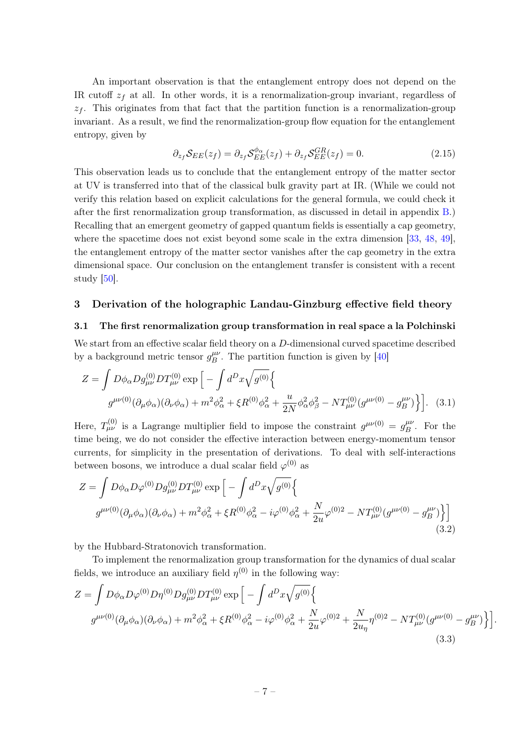An important observation is that the entanglement entropy does not depend on the IR cutoff $z_f$ at all. In other words, it is a renormalization-group invariant, regardless of $z_f$. This originates from that fact that the partition function is a renormalization-group invariant. As a result, we find the renormalization-group flow equation for the entanglement entropy, given by

$$\partial_{z_f} \mathcal{S}_{EE}(z_f) = \partial_{z_f} \mathcal{S}_{EE}^{\phi_\alpha}(z_f) + \partial_{z_f} \mathcal{S}_{EE}^{GR}(z_f) = 0. \tag{2.15}$$

This observation leads us to conclude that the entanglement entropy of the matter sector at UV is transferred into that of the classical bulk gravity part at IR. (While we could not verify this relation based on explicit calculations for the general formula, we could check it after the first renormalization group transformation, as discussed in detail in appendix B.) Recalling that an emergent geometry of gapped quantum fields is essentially a cap geometry, where the spacetime does not exist beyond some scale in the extra dimension [33, 48, 49], the entanglement entropy of the matter sector vanishes after the cap geometry in the extra dimensional space. Our conclusion on the entanglement transfer is consistent with a recent study [50].

## 3 Derivation of the holographic Landau-Ginzburg effective field theory

### 3.1 The first renormalization group transformation in real space a la Polchinski

We start from an effective scalar field theory on a $D$-dimensional curved spacetime described by a background metric tensor $g_B^{\mu\nu}$. The partition function is given by [40]

$$Z = \int D\phi_\alpha D g_{\mu\nu}^{(0)} D T_{\mu\nu}^{(0)} \exp\Big[ - \int d^D x \sqrt{g^{(0)}} \Big\{ g^{\mu\nu(0)} (\partial_\mu \phi_\alpha)(\partial_\nu \phi_\alpha) + m^2 \phi_\alpha^2 + \xi R^{(0)} \phi_\alpha^2 + \frac{u}{2N} \phi_\alpha^2 \phi_\beta^2 - N T_{\mu\nu}^{(0)} (g^{\mu\nu(0)} - g_B^{\mu\nu}) \Big\} \Big]. \tag{3.1}$$

Here, $T_{\mu\nu}^{(0)}$ is a Lagrange multiplier field to impose the constraint $g^{\mu\nu(0)} = g_B^{\mu\nu}$. For the time being, we do not consider the effective interaction between energy-momentum tensor currents, for simplicity in the presentation of derivations. To deal with self-interactions between bosons, we introduce a dual scalar field $\varphi^{(0)}$ as

$$Z = \int D\phi_\alpha D\varphi^{(0)} D g_{\mu\nu}^{(0)} D T_{\mu\nu}^{(0)} \exp\Big[ - \int d^D x \sqrt{g^{(0)}} \Big\{ g^{\mu\nu(0)} (\partial_\mu \phi_\alpha)(\partial_\nu \phi_\alpha) + m^2 \phi_\alpha^2 + \xi R^{(0)} \phi_\alpha^2 - i \varphi^{(0)} \phi_\alpha^2 + \frac{N}{2u} \varphi^{(0)2} - N T_{\mu\nu}^{(0)} (g^{\mu\nu(0)} - g_B^{\mu\nu}) \Big\} \Big] \tag{3.2}$$

by the Hubbard-Stratonovich transformation.

To implement the renormalization group transformation for the dynamics of dual scalar fields, we introduce an auxiliary field $\eta^{(0)}$ in the following way:

$$Z = \int D\phi_\alpha D\varphi^{(0)} D\eta^{(0)} D g_{\mu\nu}^{(0)} D T_{\mu\nu}^{(0)} \exp\Big[ - \int d^D x \sqrt{g^{(0)}} \Big\{ g^{\mu\nu(0)} (\partial_\mu \phi_\alpha)(\partial_\nu \phi_\alpha) + m^2 \phi_\alpha^2 + \xi R^{(0)} \phi_\alpha^2 - i \varphi^{(0)} \phi_\alpha^2 + \frac{N}{2u} \varphi^{(0)2} + \frac{N}{2u_\eta} \eta^{(0)2} - N T_{\mu\nu}^{(0)} (g^{\mu\nu(0)} - g_B^{\mu\nu}) \Big\} \Big]. \tag{3.3}$$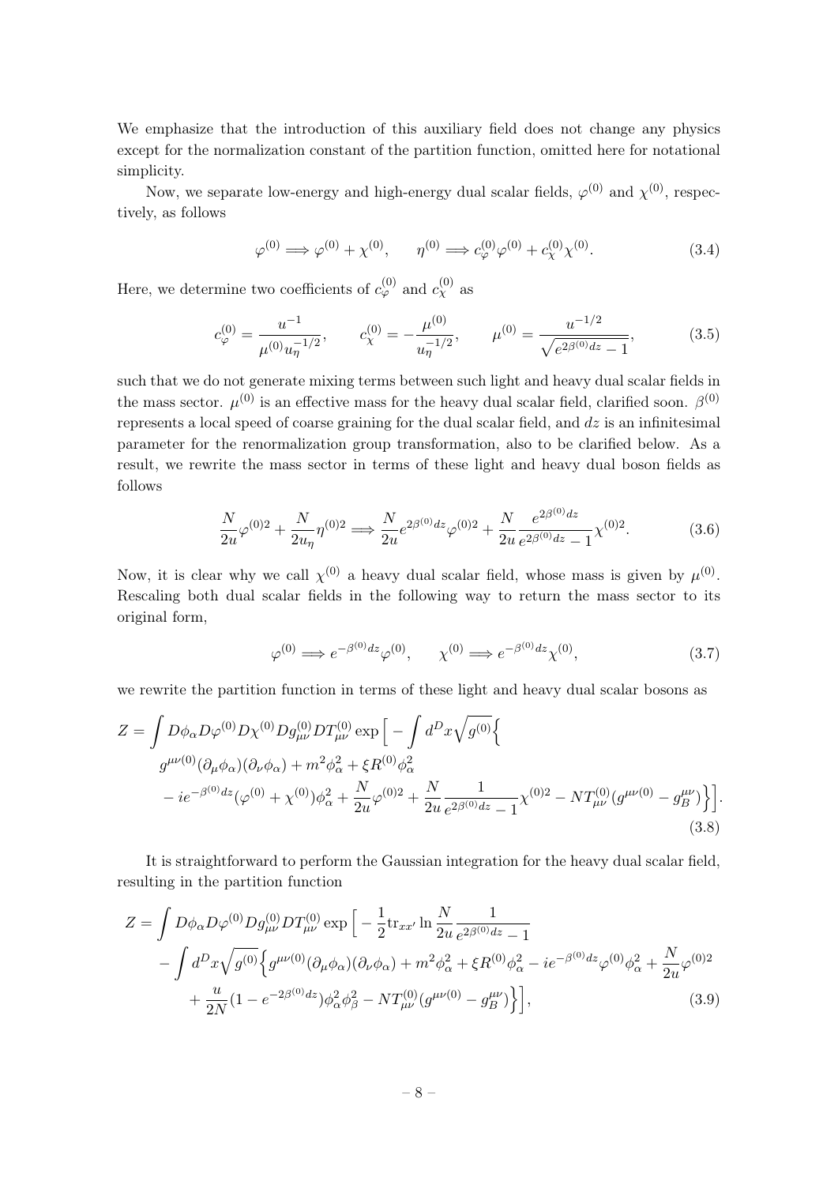We emphasize that the introduction of this auxiliary field does not change any physics except for the normalization constant of the partition function, omitted here for notational simplicity.

Now, we separate low-energy and high-energy dual scalar fields, $\varphi^{(0)}$ and $\chi^{(0)}$, respectively, as follows

$$\varphi^{(0)} \Longrightarrow \varphi^{(0)} + \chi^{(0)}, \qquad \eta^{(0)} \Longrightarrow c_{\varphi}^{(0)} \varphi^{(0)} + c_{\chi}^{(0)} \chi^{(0)}. \tag{3.4}$$

Here, we determine two coefficients of $c_{\varphi}^{(0)}$ and $c_{\chi}^{(0)}$ as

$$c_{\varphi}^{(0)} = \frac{u^{-1}}{\mu^{(0)} u_{\eta}^{-1/2}}, \qquad c_{\chi}^{(0)} = -\frac{\mu^{(0)}}{u_{\eta}^{-1/2}}, \qquad \mu^{(0)} = \frac{u^{-1/2}}{\sqrt{e^{2\beta^{(0)} dz} - 1}}, \tag{3.5}$$

such that we do not generate mixing terms between such light and heavy dual scalar fields in the mass sector. $\mu^{(0)}$ is an effective mass for the heavy dual scalar field, clarified soon. $\beta^{(0)}$ represents a local speed of coarse graining for the dual scalar field, and $dz$ is an infinitesimal parameter for the renormalization group transformation, also to be clarified below. As a result, we rewrite the mass sector in terms of these light and heavy dual boson fields as follows

$$\frac{N}{2u} \varphi^{(0)2} + \frac{N}{2u_{\eta}} \eta^{(0)2} \Longrightarrow \frac{N}{2u} e^{2\beta^{(0)} dz} \varphi^{(0)2} + \frac{N}{2u} \frac{e^{2\beta^{(0)} dz}}{e^{2\beta^{(0)} dz} - 1} \chi^{(0)2}. \tag{3.6}$$

Now, it is clear why we call $\chi^{(0)}$ a heavy dual scalar field, whose mass is given by $\mu^{(0)}$. Rescaling both dual scalar fields in the following way to return the mass sector to its original form,

$$\varphi^{(0)} \Longrightarrow e^{-\beta^{(0)} dz} \varphi^{(0)}, \qquad \chi^{(0)} \Longrightarrow e^{-\beta^{(0)} dz} \chi^{(0)}, \tag{3.7}$$

we rewrite the partition function in terms of these light and heavy dual scalar bosons as

$$\begin{aligned}
Z = \int D\phi_{\alpha} D\varphi^{(0)} D\chi^{(0)} Dg_{\mu\nu}^{(0)} DT_{\mu\nu}^{(0)} \exp\Big[ - \int d^D x \sqrt{g^{(0)}} \Big\{ \\
g^{\mu\nu(0)} (\partial_{\mu} \phi_{\alpha})(\partial_{\nu} \phi_{\alpha}) + m^2 \phi_{\alpha}^2 + \xi R^{(0)} \phi_{\alpha}^2 \\
- i e^{-\beta^{(0)} dz} (\varphi^{(0)} + \chi^{(0)}) \phi_{\alpha}^2 + \frac{N}{2u} \varphi^{(0)2} + \frac{N}{2u} \frac{1}{e^{2\beta^{(0)} dz} - 1} \chi^{(0)2} - N T_{\mu\nu}^{(0)} (g^{\mu\nu(0)} - g_B^{\mu\nu}) \Big\} \Big].
\end{aligned} \tag{3.8}$$

It is straightforward to perform the Gaussian integration for the heavy dual scalar field, resulting in the partition function

$$\begin{aligned}
Z = \int D\phi_{\alpha} D\varphi^{(0)} Dg_{\mu\nu}^{(0)} DT_{\mu\nu}^{(0)} \exp\Big[ - \frac{1}{2} \mathrm{tr}_{xx'} \ln \frac{N}{2u} \frac{1}{e^{2\beta^{(0)} dz} - 1} \\
- \int d^D x \sqrt{g^{(0)}} \Big\{ g^{\mu\nu(0)} (\partial_{\mu} \phi_{\alpha})(\partial_{\nu} \phi_{\alpha}) + m^2 \phi_{\alpha}^2 + \xi R^{(0)} \phi_{\alpha}^2 - i e^{-\beta^{(0)} dz} \varphi^{(0)} \phi_{\alpha}^2 + \frac{N}{2u} \varphi^{(0)2} \\
+ \frac{u}{2N} (1 - e^{-2\beta^{(0)} dz}) \phi_{\alpha}^2 \phi_{\beta}^2 - N T_{\mu\nu}^{(0)} (g^{\mu\nu(0)} - g_B^{\mu\nu}) \Big\} \Big],
\end{aligned} \tag{3.9}$$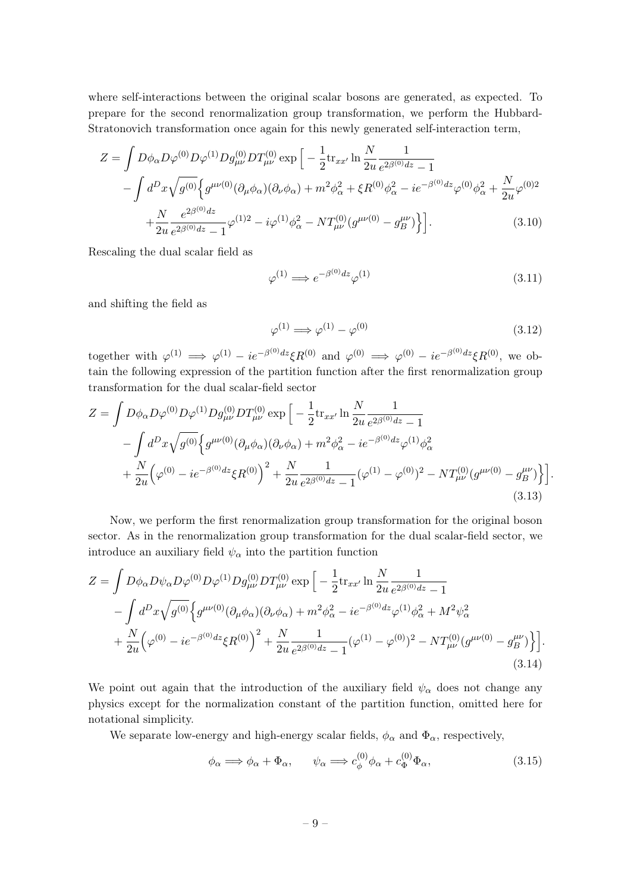where self-interactions between the original scalar bosons are generated, as expected. To prepare for the second renormalization group transformation, we perform the Hubbard-Stratonovich transformation once again for this newly generated self-interaction term,

$$
\begin{aligned}
Z = \int D\phi_\alpha D\varphi^{(0)} D\varphi^{(1)} Dg_{\mu\nu}^{(0)} DT_{\mu\nu}^{(0)} \exp\Big[ &- \frac{1}{2}\mathrm{tr}_{xx'} \ln \frac{N}{2u}\frac{1}{e^{2\beta^{(0)}dz}-1} \\
&- \int d^D x \sqrt{g^{(0)}} \Big\{ g^{\mu\nu(0)}(\partial_\mu \phi_\alpha)(\partial_\nu \phi_\alpha) + m^2 \phi_\alpha^2 + \xi R^{(0)} \phi_\alpha^2 - i e^{-\beta^{(0)}dz}\varphi^{(0)}\phi_\alpha^2 + \frac{N}{2u}\varphi^{(0)2} \\
&+ \frac{N}{2u}\frac{e^{2\beta^{(0)}dz}}{e^{2\beta^{(0)}dz}-1}\varphi^{(1)2} - i\varphi^{(1)}\phi_\alpha^2 - N T_{\mu\nu}^{(0)}(g^{\mu\nu(0)} - g_B^{\mu\nu}) \Big\} \Big].
\end{aligned} \tag{3.10}
$$

Rescaling the dual scalar field as

$$
\varphi^{(1)} \Longrightarrow e^{-\beta^{(0)}dz}\varphi^{(1)} \tag{3.11}
$$

and shifting the field as

$$
\varphi^{(1)} \Longrightarrow \varphi^{(1)} - \varphi^{(0)} \tag{3.12}
$$

together with $\varphi^{(1)} \Longrightarrow \varphi^{(1)} - ie^{-\beta^{(0)}dz}\xi R^{(0)}$ and $\varphi^{(0)} \Longrightarrow \varphi^{(0)} - ie^{-\beta^{(0)}dz}\xi R^{(0)}$, we obtain the following expression of the partition function after the first renormalization group transformation for the dual scalar-field sector

$$
\begin{aligned}
Z = \int D\phi_\alpha D\varphi^{(0)} D\varphi^{(1)} Dg_{\mu\nu}^{(0)} DT_{\mu\nu}^{(0)} \exp\Big[ &- \frac{1}{2}\mathrm{tr}_{xx'} \ln \frac{N}{2u}\frac{1}{e^{2\beta^{(0)}dz}-1} \\
&- \int d^D x \sqrt{g^{(0)}} \Big\{ g^{\mu\nu(0)}(\partial_\mu \phi_\alpha)(\partial_\nu \phi_\alpha) + m^2 \phi_\alpha^2 - i e^{-\beta^{(0)}dz}\varphi^{(1)}\phi_\alpha^2 \\
&+ \frac{N}{2u}\Big(\varphi^{(0)} - ie^{-\beta^{(0)}dz}\xi R^{(0)}\Big)^2 + \frac{N}{2u}\frac{1}{e^{2\beta^{(0)}dz}-1}(\varphi^{(1)} - \varphi^{(0)})^2 - N T_{\mu\nu}^{(0)}(g^{\mu\nu(0)} - g_B^{\mu\nu}) \Big\} \Big].
\end{aligned} \tag{3.13}
$$

Now, we perform the first renormalization group transformation for the original boson sector. As in the renormalization group transformation for the dual scalar-field sector, we introduce an auxiliary field $\psi_\alpha$ into the partition function

$$
\begin{aligned}
Z = \int D\phi_\alpha D\psi_\alpha D\varphi^{(0)} D\varphi^{(1)} Dg_{\mu\nu}^{(0)} DT_{\mu\nu}^{(0)} \exp\Big[ &- \frac{1}{2}\mathrm{tr}_{xx'} \ln \frac{N}{2u}\frac{1}{e^{2\beta^{(0)}dz}-1} \\
&- \int d^D x \sqrt{g^{(0)}} \Big\{ g^{\mu\nu(0)}(\partial_\mu \phi_\alpha)(\partial_\nu \phi_\alpha) + m^2 \phi_\alpha^2 - i e^{-\beta^{(0)}dz}\varphi^{(1)}\phi_\alpha^2 + M^2\psi_\alpha^2 \\
&+ \frac{N}{2u}\Big(\varphi^{(0)} - ie^{-\beta^{(0)}dz}\xi R^{(0)}\Big)^2 + \frac{N}{2u}\frac{1}{e^{2\beta^{(0)}dz}-1}(\varphi^{(1)} - \varphi^{(0)})^2 - N T_{\mu\nu}^{(0)}(g^{\mu\nu(0)} - g_B^{\mu\nu}) \Big\} \Big].
\end{aligned} \tag{3.14}
$$

We point out again that the introduction of the auxiliary field $\psi_\alpha$ does not change any physics except for the normalization constant of the partition function, omitted here for notational simplicity.

We separate low-energy and high-energy scalar fields, $\phi_\alpha$ and $\Phi_\alpha$, respectively,

$$
\phi_\alpha \Longrightarrow \phi_\alpha + \Phi_\alpha, \qquad \psi_\alpha \Longrightarrow c_\phi^{(0)}\phi_\alpha + c_\Phi^{(0)}\Phi_\alpha, \tag{3.15}
$$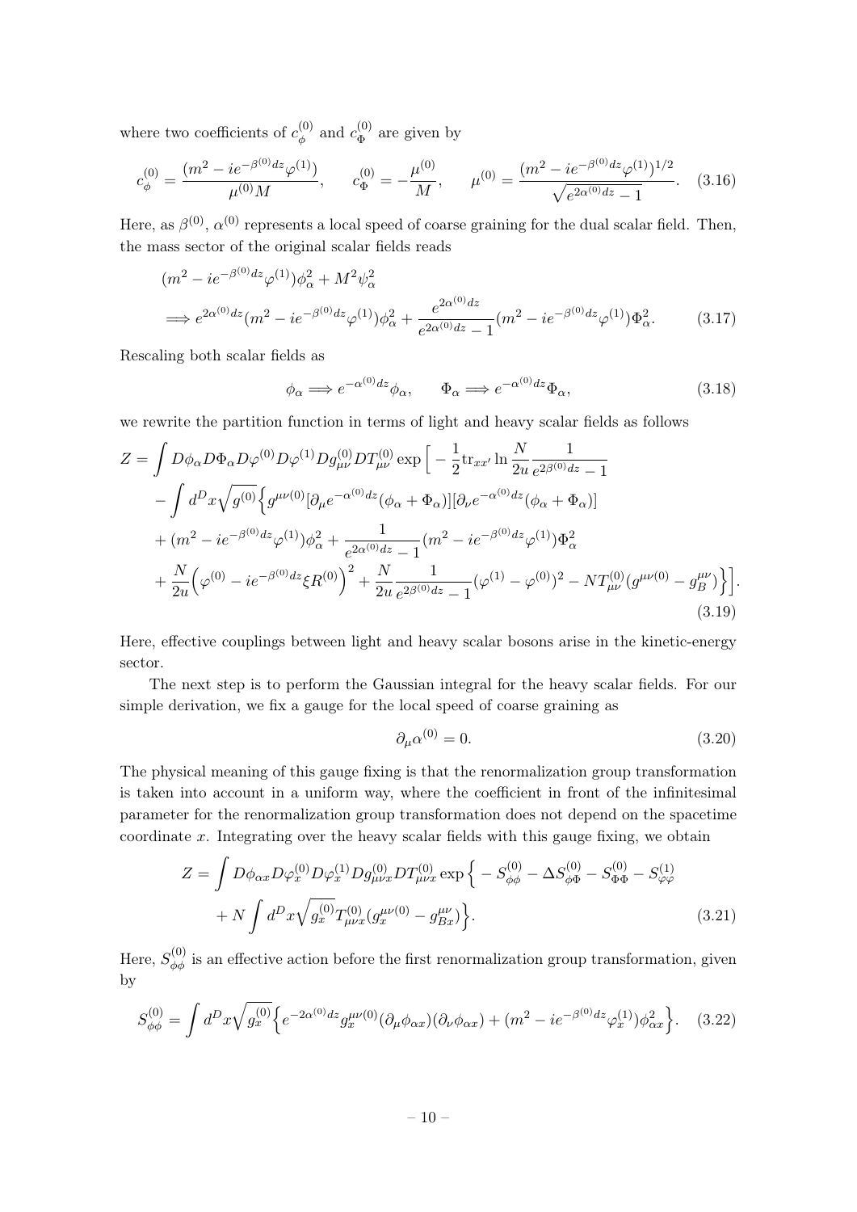where two coefficients of $c_\phi^{(0)}$ and $c_\Phi^{(0)}$ are given by

$$c_\phi^{(0)} = \frac{(m^2 - ie^{-\beta^{(0)}dz}\varphi^{(1)})}{\mu^{(0)} M}, \qquad c_\Phi^{(0)} = -\frac{\mu^{(0)}}{M}, \qquad \mu^{(0)} = \frac{(m^2 - ie^{-\beta^{(0)}dz}\varphi^{(1)})^{1/2}}{\sqrt{e^{2\alpha^{(0)}dz} - 1}}. \quad (3.16)$$

Here, as $\beta^{(0)}$, $\alpha^{(0)}$ represents a local speed of coarse graining for the dual scalar field. Then, the mass sector of the original scalar fields reads

$$\begin{aligned}
&(m^2 - ie^{-\beta^{(0)}dz}\varphi^{(1)})\phi_\alpha^2 + M^2\psi_\alpha^2 \\
&\Longrightarrow e^{2\alpha^{(0)}dz}(m^2 - ie^{-\beta^{(0)}dz}\varphi^{(1)})\phi_\alpha^2 + \frac{e^{2\alpha^{(0)}dz}}{e^{2\alpha^{(0)}dz} - 1}(m^2 - ie^{-\beta^{(0)}dz}\varphi^{(1)})\Phi_\alpha^2. \qquad (3.17)
\end{aligned}$$

Rescaling both scalar fields as

$$\phi_\alpha \Longrightarrow e^{-\alpha^{(0)}dz}\phi_\alpha, \qquad \Phi_\alpha \Longrightarrow e^{-\alpha^{(0)}dz}\Phi_\alpha, \quad (3.18)$$

we rewrite the partition function in terms of light and heavy scalar fields as follows

$$\begin{aligned}
Z = \int & D\phi_\alpha D\Phi_\alpha D\varphi^{(0)} D\varphi^{(1)} Dg_{\mu\nu}^{(0)} DT_{\mu\nu}^{(0)} \exp\Big[ -\frac{1}{2}\mathrm{tr}_{xx'} \ln \frac{N}{2u}\frac{1}{e^{2\beta^{(0)}dz} - 1} \\
& - \int d^D x \sqrt{g^{(0)}} \Big\{ g^{\mu\nu(0)} [\partial_\mu e^{-\alpha^{(0)}dz}(\phi_\alpha + \Phi_\alpha)][\partial_\nu e^{-\alpha^{(0)}dz}(\phi_\alpha + \Phi_\alpha)] \\
& + (m^2 - ie^{-\beta^{(0)}dz}\varphi^{(1)})\phi_\alpha^2 + \frac{1}{e^{2\alpha^{(0)}dz} - 1}(m^2 - ie^{-\beta^{(0)}dz}\varphi^{(1)})\Phi_\alpha^2 \\
& + \frac{N}{2u}\Big(\varphi^{(0)} - ie^{-\beta^{(0)}dz}\xi R^{(0)}\Big)^2 + \frac{N}{2u}\frac{1}{e^{2\beta^{(0)}dz} - 1}(\varphi^{(1)} - \varphi^{(0)})^2 - NT_{\mu\nu}^{(0)}(g^{\mu\nu(0)} - g_B^{\mu\nu}) \Big\} \Big].
\end{aligned} \quad (3.19)$$

Here, effective couplings between light and heavy scalar bosons arise in the kinetic-energy sector.

The next step is to perform the Gaussian integral for the heavy scalar fields. For our simple derivation, we fix a gauge for the local speed of coarse graining as

$$\partial_\mu \alpha^{(0)} = 0. \quad (3.20)$$

The physical meaning of this gauge fixing is that the renormalization group transformation is taken into account in a uniform way, where the coefficient in front of the infinitesimal parameter for the renormalization group transformation does not depend on the spacetime coordinate $x$. Integrating over the heavy scalar fields with this gauge fixing, we obtain

$$\begin{aligned}
Z = \int & D\phi_{\alpha x} D\varphi_x^{(0)} D\varphi_x^{(1)} Dg_{\mu\nu x}^{(0)} DT_{\mu\nu x}^{(0)} \exp\Big\{ -S_{\phi\phi}^{(0)} - \Delta S_{\phi\Phi}^{(0)} - S_{\Phi\Phi}^{(0)} - S_{\varphi\varphi}^{(1)} \\
& + N \int d^D x \sqrt{g_x^{(0)}} T_{\mu\nu x}^{(0)} (g_x^{\mu\nu(0)} - g_{Bx}^{\mu\nu}) \Big\}.
\end{aligned} \quad (3.21)$$

Here, $S_{\phi\phi}^{(0)}$ is an effective action before the first renormalization group transformation, given by

$$S_{\phi\phi}^{(0)} = \int d^D x \sqrt{g_x^{(0)}} \Big\{ e^{-2\alpha^{(0)}dz} g_x^{\mu\nu(0)} (\partial_\mu \phi_{\alpha x})(\partial_\nu \phi_{\alpha x}) + (m^2 - ie^{-\beta^{(0)}dz}\varphi_x^{(1)})\phi_{\alpha x}^2 \Big\}. \quad (3.22)$$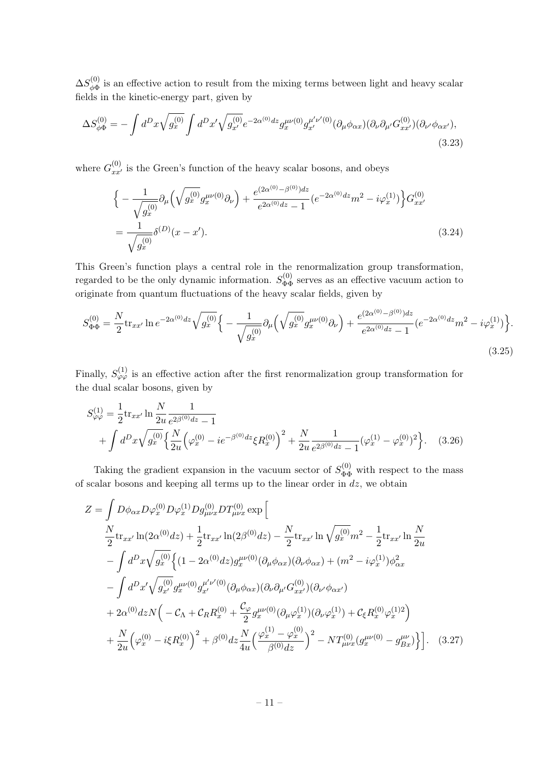$\Delta S^{(0)}_{\phi\Phi}$ is an effective action to result from the mixing terms between light and heavy scalar fields in the kinetic-energy part, given by

$$\Delta S^{(0)}_{\phi\Phi} = -\int d^D x \sqrt{g^{(0)}_x} \int d^D x' \sqrt{g^{(0)}_{x'}} e^{-2\alpha^{(0)} dz} g^{\mu\nu(0)}_x g^{\mu'\nu'(0)}_{x'} (\partial_\mu \phi_{\alpha x})(\partial_\nu \partial_{\mu'} G^{(0)}_{xx'})(\partial_{\nu'} \phi_{\alpha x'}), \tag{3.23}$$

where $G^{(0)}_{xx'}$ is the Green's function of the heavy scalar bosons, and obeys

$$\begin{aligned}
&\Big\{ -\frac{1}{\sqrt{g^{(0)}_x}} \partial_\mu \Big( \sqrt{g^{(0)}_x} g^{\mu\nu(0)}_x \partial_\nu \Big) + \frac{e^{(2\alpha^{(0)} - \beta^{(0)}) dz}}{e^{2\alpha^{(0)} dz} - 1} (e^{-2\alpha^{(0)} dz} m^2 - i\varphi^{(1)}_x) \Big\} G^{(0)}_{xx'} \\
&= \frac{1}{\sqrt{g^{(0)}_x}} \delta^{(D)}(x - x').
\end{aligned} \tag{3.24}$$

This Green's function plays a central role in the renormalization group transformation, regarded to be the only dynamic information. $S^{(0)}_{\Phi\Phi}$ serves as an effective vacuum action to originate from quantum fluctuations of the heavy scalar fields, given by

$$S^{(0)}_{\Phi\Phi} = \frac{N}{2} \mathrm{tr}_{xx'} \ln e^{-2\alpha^{(0)} dz} \sqrt{g^{(0)}_x} \Big\{ -\frac{1}{\sqrt{g^{(0)}_x}} \partial_\mu \Big( \sqrt{g^{(0)}_x} g^{\mu\nu(0)}_x \partial_\nu \Big) + \frac{e^{(2\alpha^{(0)} - \beta^{(0)}) dz}}{e^{2\alpha^{(0)} dz} - 1} (e^{-2\alpha^{(0)} dz} m^2 - i\varphi^{(1)}_x) \Big\}. \tag{3.25}$$

Finally, $S^{(1)}_{\varphi\varphi}$ is an effective action after the first renormalization group transformation for the dual scalar bosons, given by

$$\begin{aligned}
S^{(1)}_{\varphi\varphi} &= \frac{1}{2} \mathrm{tr}_{xx'} \ln \frac{N}{2u} \frac{1}{e^{2\beta^{(0)} dz} - 1} \\
&+ \int d^D x \sqrt{g^{(0)}_x} \Big\{ \frac{N}{2u} \Big( \varphi^{(0)}_x - i e^{-\beta^{(0)} dz} \xi R^{(0)}_x \Big)^2 + \frac{N}{2u} \frac{1}{e^{2\beta^{(0)} dz} - 1} (\varphi^{(1)}_x - \varphi^{(0)}_x)^2 \Big\}.
\end{aligned} \tag{3.26}$$

Taking the gradient expansion in the vacuum sector of $S^{(0)}_{\Phi\Phi}$ with respect to the mass of scalar bosons and keeping all terms up to the linear order in $dz$, we obtain

$$\begin{aligned}
Z &= \int D\phi_{\alpha x} D\varphi^{(0)}_x D\varphi^{(1)}_x Dg^{(0)}_{\mu\nu x} DT^{(0)}_{\mu\nu x} \exp \Big[ \\
&\frac{N}{2} \mathrm{tr}_{xx'} \ln(2\alpha^{(0)} dz) + \frac{1}{2} \mathrm{tr}_{xx'} \ln(2\beta^{(0)} dz) - \frac{N}{2} \mathrm{tr}_{xx'} \ln \sqrt{g^{(0)}_x} m^2 - \frac{1}{2} \mathrm{tr}_{xx'} \ln \frac{N}{2u} \\
&- \int d^D x \sqrt{g^{(0)}_x} \Big\{ (1 - 2\alpha^{(0)} dz) g^{\mu\nu(0)}_x (\partial_\mu \phi_{\alpha x})(\partial_\nu \phi_{\alpha x}) + (m^2 - i\varphi^{(1)}_x) \phi^2_{\alpha x} \\
&- \int d^D x' \sqrt{g^{(0)}_{x'}} g^{\mu\nu(0)}_x g^{\mu'\nu'(0)}_{x'} (\partial_\mu \phi_{\alpha x})(\partial_\nu \partial_{\mu'} G^{(0)}_{xx'})(\partial_{\nu'} \phi_{\alpha x'}) \\
&+ 2\alpha^{(0)} dz N \Big( -\mathcal{C}_\Lambda + \mathcal{C}_R R^{(0)}_x + \frac{\mathcal{C}_\varphi}{2} g^{\mu\nu(0)}_x (\partial_\mu \varphi^{(1)}_x)(\partial_\nu \varphi^{(1)}_x) + \mathcal{C}_\xi R^{(0)}_x \varphi^{(1)2}_x \Big) \\
&+ \frac{N}{2u} \Big( \varphi^{(0)}_x - i\xi R^{(0)}_x \Big)^2 + \beta^{(0)} dz \frac{N}{4u} \Big( \frac{\varphi^{(1)}_x - \varphi^{(0)}_x}{\beta^{(0)} dz} \Big)^2 - N T^{(0)}_{\mu\nu x} (g^{\mu\nu(0)}_x - g^{\mu\nu}_{Bx}) \Big\} \Big].
\end{aligned} \tag{3.27}$$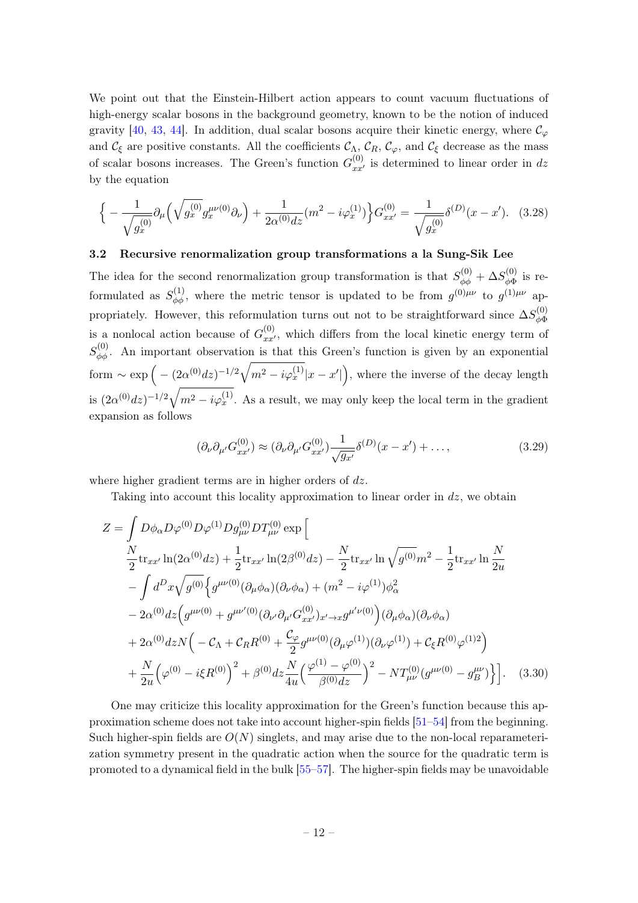We point out that the Einstein-Hilbert action appears to count vacuum fluctuations of high-energy scalar bosons in the background geometry, known to be the notion of induced gravity [40, 43, 44]. In addition, dual scalar bosons acquire their kinetic energy, where $\mathcal{C}_{\varphi}$ and $\mathcal{C}_{\xi}$ are positive constants. All the coefficients $\mathcal{C}_{\Lambda}$, $\mathcal{C}_{R}$, $\mathcal{C}_{\varphi}$, and $\mathcal{C}_{\xi}$ decrease as the mass of scalar bosons increases. The Green's function $G^{(0)}_{xx'}$ is determined to linear order in $dz$ by the equation

$$
\Big\{ - \frac{1}{\sqrt{g^{(0)}_{x}}} \partial_{\mu} \Big( \sqrt{g^{(0)}_{x}} g^{\mu\nu(0)}_{x} \partial_{\nu} \Big) + \frac{1}{2\alpha^{(0)} dz} (m^{2} - i\varphi^{(1)}_{x}) \Big\} G^{(0)}_{xx'} = \frac{1}{\sqrt{g^{(0)}_{x}}} \delta^{(D)}(x - x'). \quad (3.28)
$$

### 3.2 Recursive renormalization group transformations a la Sung-Sik Lee

The idea for the second renormalization group transformation is that $S^{(0)}_{\phi\phi} + \Delta S^{(0)}_{\phi\Phi}$ is reformulated as $S^{(1)}_{\phi\phi}$, where the metric tensor is updated to be from $g^{(0)\mu\nu}$ to $g^{(1)\mu\nu}$ appropriately. However, this reformulation turns out not to be straightforward since $\Delta S^{(0)}_{\phi\Phi}$ is a nonlocal action because of $G^{(0)}_{xx'}$, which differs from the local kinetic energy term of $S^{(0)}_{\phi\phi}$. An important observation is that this Green's function is given by an exponential form $\sim \exp\Big( - (2\alpha^{(0)} dz)^{-1/2} \sqrt{m^{2} - i\varphi^{(1)}_{x}} |x - x'| \Big)$, where the inverse of the decay length is $(2\alpha^{(0)} dz)^{-1/2} \sqrt{m^{2} - i\varphi^{(1)}_{x}}$. As a result, we may only keep the local term in the gradient expansion as follows

$$
(\partial_{\nu} \partial_{\mu'} G^{(0)}_{xx'}) \approx (\partial_{\nu} \partial_{\mu'} G^{(0)}_{xx'}) \frac{1}{\sqrt{g_{x'}}} \delta^{(D)}(x - x') + \dots, \quad (3.29)
$$

where higher gradient terms are in higher orders of $dz$.

Taking into account this locality approximation to linear order in $dz$, we obtain

$$
\begin{aligned}
Z = \int & D\phi_{\alpha} D\varphi^{(0)} D\varphi^{(1)} Dg^{(0)}_{\mu\nu} DT^{(0)}_{\mu\nu} \exp\Big[ \\
& \frac{N}{2} \mathrm{tr}_{xx'} \ln(2\alpha^{(0)} dz) + \frac{1}{2} \mathrm{tr}_{xx'} \ln(2\beta^{(0)} dz) - \frac{N}{2} \mathrm{tr}_{xx'} \ln \sqrt{g^{(0)}} m^{2} - \frac{1}{2} \mathrm{tr}_{xx'} \ln \frac{N}{2u} \\
& - \int d^{D}x \sqrt{g^{(0)}} \Big\{ g^{\mu\nu(0)} (\partial_{\mu}\phi_{\alpha})(\partial_{\nu}\phi_{\alpha}) + (m^{2} - i\varphi^{(1)}) \phi_{\alpha}^{2} \\
& - 2\alpha^{(0)} dz \Big( g^{\mu\nu(0)} + g^{\mu\nu'(0)} (\partial_{\nu'} \partial_{\mu'} G^{(0)}_{xx'})_{x' \to x} g^{\mu'\nu(0)} \Big) (\partial_{\mu}\phi_{\alpha})(\partial_{\nu}\phi_{\alpha}) \\
& + 2\alpha^{(0)} dz N \Big( - \mathcal{C}_{\Lambda} + \mathcal{C}_{R} R^{(0)} + \frac{\mathcal{C}_{\varphi}}{2} g^{\mu\nu(0)} (\partial_{\mu}\varphi^{(1)})(\partial_{\nu}\varphi^{(1)}) + \mathcal{C}_{\xi} R^{(0)} \varphi^{(1)2} \Big) \\
& + \frac{N}{2u} \Big( \varphi^{(0)} - i\xi R^{(0)} \Big)^{2} + \beta^{(0)} dz \frac{N}{4u} \Big( \frac{\varphi^{(1)} - \varphi^{(0)}}{\beta^{(0)} dz} \Big)^{2} - N T^{(0)}_{\mu\nu} (g^{\mu\nu(0)} - g^{\mu\nu}_{B}) \Big\} \Big]. \quad (3.30)
\end{aligned}
$$

One may criticize this locality approximation for the Green's function because this approximation scheme does not take into account higher-spin fields [51–54] from the beginning. Such higher-spin fields are $O(N)$ singlets, and may arise due to the non-local reparameterization symmetry present in the quadratic action when the source for the quadratic term is promoted to a dynamical field in the bulk [55–57]. The higher-spin fields may be unavoidable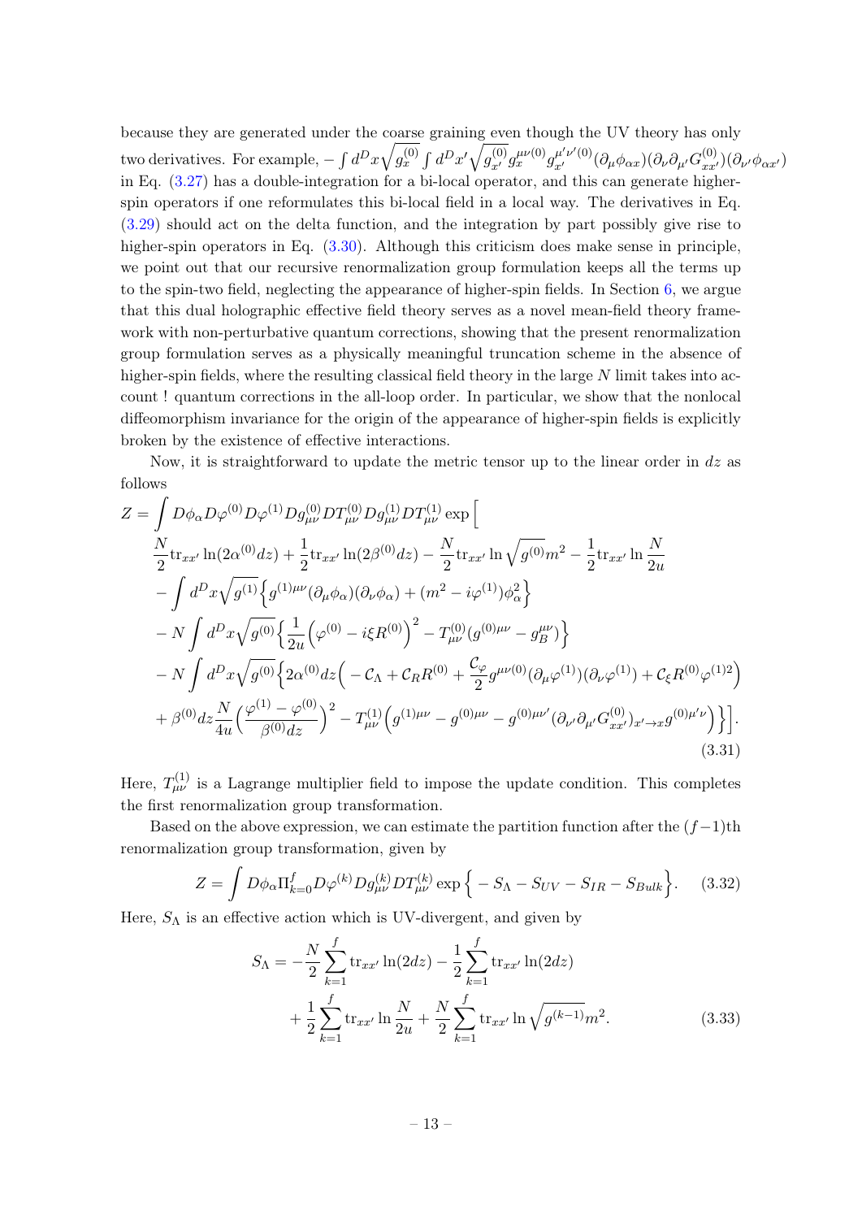because they are generated under the coarse graining even though the UV theory has only two derivatives. For example, $-\int d^D x \sqrt{g_x^{(0)}} \int d^D x' \sqrt{g_{x'}^{(0)}} g_x^{\mu\nu(0)} g_{x'}^{\mu'\nu'(0)} (\partial_\mu \phi_{\alpha x})(\partial_\nu \partial_{\mu'} G_{xx'}^{(0)})(\partial_{\nu'} \phi_{\alpha x'})$ in Eq. (3.27) has a double-integration for a bi-local operator, and this can generate higher-spin operators if one reformulates this bi-local field in a local way. The derivatives in Eq. (3.29) should act on the delta function, and the integration by part possibly give rise to higher-spin operators in Eq. (3.30). Although this criticism does make sense in principle, we point out that our recursive renormalization group formulation keeps all the terms up to the spin-two field, neglecting the appearance of higher-spin fields. In Section 6, we argue that this dual holographic effective field theory serves as a novel mean-field theory framework with non-perturbative quantum corrections, showing that the present renormalization group formulation serves as a physically meaningful truncation scheme in the absence of higher-spin fields, where the resulting classical field theory in the large $N$ limit takes into account ! quantum corrections in the all-loop order. In particular, we show that the nonlocal diffeomorphism invariance for the origin of the appearance of higher-spin fields is explicitly broken by the existence of effective interactions.

Now, it is straightforward to update the metric tensor up to the linear order in $dz$ as follows

$$
\begin{aligned}
Z = \int & D\phi_\alpha D\varphi^{(0)} D\varphi^{(1)} Dg_{\mu\nu}^{(0)} DT_{\mu\nu}^{(0)} Dg_{\mu\nu}^{(1)} DT_{\mu\nu}^{(1)} \exp \Big[ \\
& \frac{N}{2} \mathrm{tr}_{xx'} \ln(2\alpha^{(0)} dz) + \frac{1}{2} \mathrm{tr}_{xx'} \ln(2\beta^{(0)} dz) - \frac{N}{2} \mathrm{tr}_{xx'} \ln \sqrt{g^{(0)}} m^2 - \frac{1}{2} \mathrm{tr}_{xx'} \ln \frac{N}{2u} \\
& - \int d^D x \sqrt{g^{(1)}} \Big\{ g^{(1)\mu\nu} (\partial_\mu \phi_\alpha)(\partial_\nu \phi_\alpha) + (m^2 - i\varphi^{(1)}) \phi_\alpha^2 \Big\} \\
& - N \int d^D x \sqrt{g^{(0)}} \Big\{ \frac{1}{2u} \Big( \varphi^{(0)} - i\xi R^{(0)} \Big)^2 - T_{\mu\nu}^{(0)} (g^{(0)\mu\nu} - g_B^{\mu\nu}) \Big\} \\
& - N \int d^D x \sqrt{g^{(0)}} \Big\{ 2\alpha^{(0)} dz \Big( - \mathcal{C}_\Lambda + \mathcal{C}_R R^{(0)} + \frac{\mathcal{C}_\varphi}{2} g^{\mu\nu(0)} (\partial_\mu \varphi^{(1)})(\partial_\nu \varphi^{(1)}) + \mathcal{C}_\xi R^{(0)} \varphi^{(1)2} \Big) \\
& + \beta^{(0)} dz \frac{N}{4u} \Big( \frac{\varphi^{(1)} - \varphi^{(0)}}{\beta^{(0)} dz} \Big)^2 - T_{\mu\nu}^{(1)} \Big( g^{(1)\mu\nu} - g^{(0)\mu\nu} - g^{(0)\mu\nu'} (\partial_{\nu'} \partial_{\mu'} G_{xx'}^{(0)})_{x' \to x} g^{(0)\mu'\nu} \Big) \Big\} \Big].
\end{aligned}
\tag{3.31}
$$

Here, $T_{\mu\nu}^{(1)}$ is a Lagrange multiplier field to impose the update condition. This completes the first renormalization group transformation.

Based on the above expression, we can estimate the partition function after the $(f-1)$th renormalization group transformation, given by

$$
Z = \int D\phi_\alpha \Pi_{k=0}^f D\varphi^{(k)} Dg_{\mu\nu}^{(k)} DT_{\mu\nu}^{(k)} \exp \Big\{ - S_\Lambda - S_{UV} - S_{IR} - S_{Bulk} \Big\}. \tag{3.32}
$$

Here, $S_\Lambda$ is an effective action which is UV-divergent, and given by

$$
\begin{aligned}
S_\Lambda = & -\frac{N}{2} \sum_{k=1}^f \mathrm{tr}_{xx'} \ln(2dz) - \frac{1}{2} \sum_{k=1}^f \mathrm{tr}_{xx'} \ln(2dz) \\
& + \frac{1}{2} \sum_{k=1}^f \mathrm{tr}_{xx'} \ln \frac{N}{2u} + \frac{N}{2} \sum_{k=1}^f \mathrm{tr}_{xx'} \ln \sqrt{g^{(k-1)}} m^2.
\end{aligned}
\tag{3.33}
$$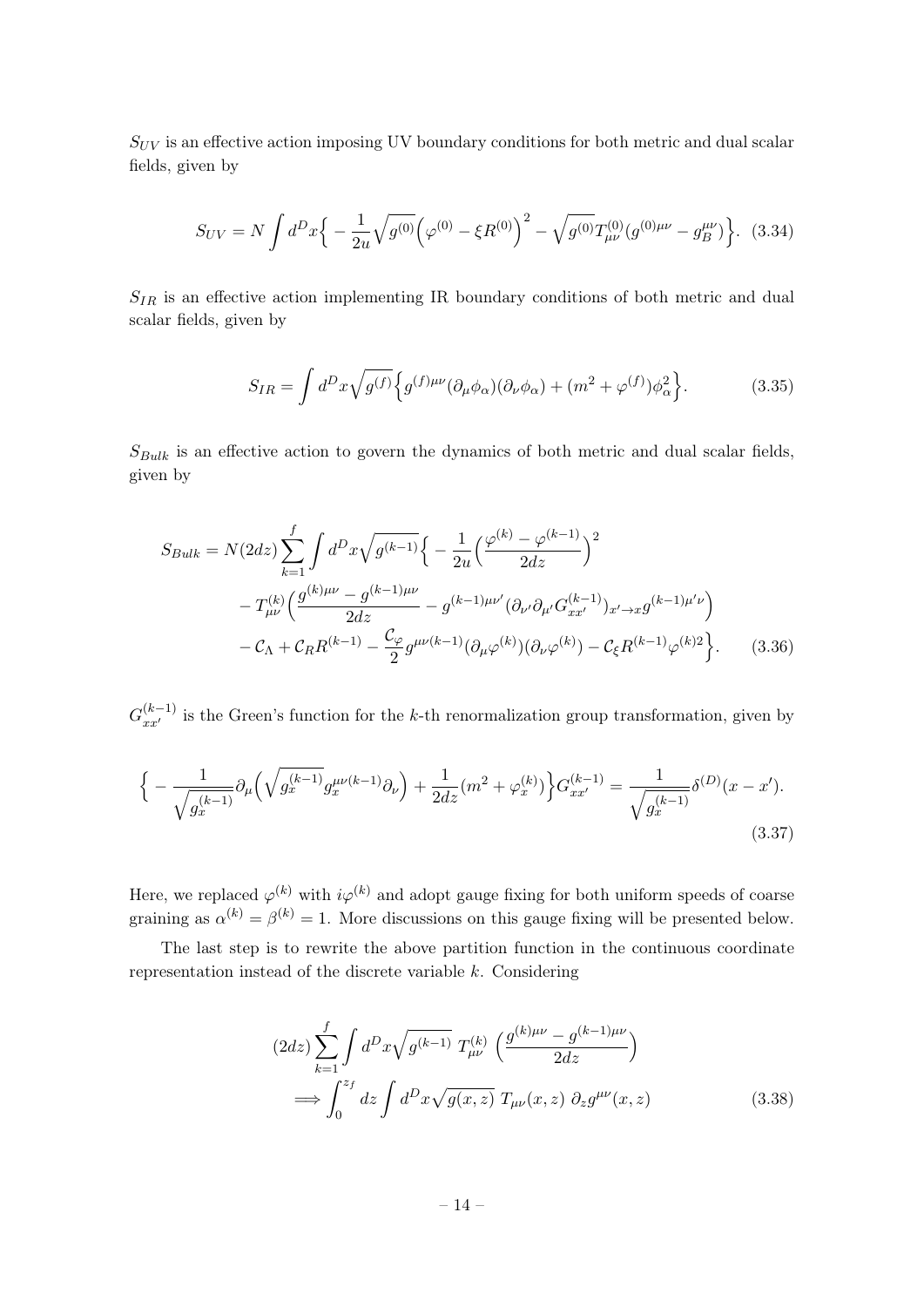$S_{UV}$ is an effective action imposing UV boundary conditions for both metric and dual scalar fields, given by

$$S_{UV} = N \int d^D x \Big\{ -\frac{1}{2u}\sqrt{g^{(0)}}\Big(\varphi^{(0)} - \xi R^{(0)}\Big)^2 - \sqrt{g^{(0)}} T^{(0)}_{\mu\nu}(g^{(0)\mu\nu} - g_B^{\mu\nu})\Big\}. \quad (3.34)$$

$S_{IR}$ is an effective action implementing IR boundary conditions of both metric and dual scalar fields, given by

$$S_{IR} = \int d^D x \sqrt{g^{(f)}} \Big\{ g^{(f)\mu\nu}(\partial_\mu \phi_\alpha)(\partial_\nu \phi_\alpha) + (m^2 + \varphi^{(f)})\phi_\alpha^2 \Big\}. \quad (3.35)$$

$S_{Bulk}$ is an effective action to govern the dynamics of both metric and dual scalar fields, given by

$$\begin{aligned} S_{Bulk} = N(2dz)\sum_{k=1}^{f} \int d^D x \sqrt{g^{(k-1)}} \Big\{ & -\frac{1}{2u}\Big(\frac{\varphi^{(k)} - \varphi^{(k-1)}}{2dz}\Big)^2 \\ & - T^{(k)}_{\mu\nu}\Big(\frac{g^{(k)\mu\nu} - g^{(k-1)\mu\nu}}{2dz} - g^{(k-1)\mu\nu'}(\partial_{\nu'}\partial_{\mu'} G^{(k-1)}_{xx'})_{x' \to x} g^{(k-1)\mu'\nu}\Big) \\ & - \mathcal{C}_\Lambda + \mathcal{C}_R R^{(k-1)} - \frac{\mathcal{C}_\varphi}{2} g^{\mu\nu(k-1)}(\partial_\mu \varphi^{(k)})(\partial_\nu \varphi^{(k)}) - \mathcal{C}_\xi R^{(k-1)} \varphi^{(k)2} \Big\}. \end{aligned} \quad (3.36)$$

$G^{(k-1)}_{xx'}$ is the Green's function for the $k$-th renormalization group transformation, given by

$$\Big\{ -\frac{1}{\sqrt{g_x^{(k-1)}}}\partial_\mu\Big(\sqrt{g_x^{(k-1)}} g_x^{\mu\nu(k-1)} \partial_\nu\Big) + \frac{1}{2dz}(m^2 + \varphi_x^{(k)})\Big\} G^{(k-1)}_{xx'} = \frac{1}{\sqrt{g_x^{(k-1)}}}\delta^{(D)}(x - x'). \quad (3.37)$$

Here, we replaced $\varphi^{(k)}$ with $i\varphi^{(k)}$ and adopt gauge fixing for both uniform speeds of coarse graining as $\alpha^{(k)} = \beta^{(k)} = 1$. More discussions on this gauge fixing will be presented below.

The last step is to rewrite the above partition function in the continuous coordinate representation instead of the discrete variable $k$. Considering

$$\begin{aligned} &(2dz)\sum_{k=1}^{f} \int d^D x \sqrt{g^{(k-1)}} \; T^{(k)}_{\mu\nu} \; \Big(\frac{g^{(k)\mu\nu} - g^{(k-1)\mu\nu}}{2dz}\Big) \\ &\Longrightarrow \int_0^{z_f} dz \int d^D x \sqrt{g(x,z)} \; T_{\mu\nu}(x,z) \; \partial_z g^{\mu\nu}(x,z) \end{aligned} \quad (3.38)$$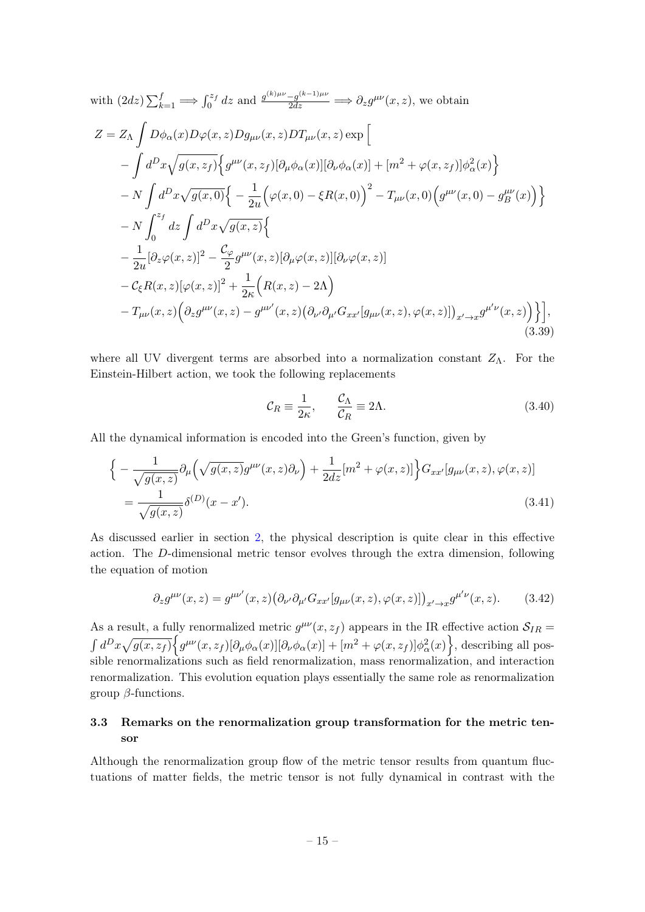with $(2dz)\sum_{k=1}^{f} \Longrightarrow \int_0^{z_f} dz$ and $\frac{g^{(k)\mu\nu}-g^{(k-1)\mu\nu}}{2dz} \Longrightarrow \partial_z g^{\mu\nu}(x,z)$, we obtain

$$
\begin{aligned}
Z = Z_\Lambda \int & D\phi_\alpha(x) D\varphi(x,z) Dg_{\mu\nu}(x,z) DT_{\mu\nu}(x,z) \exp\Big[ \\
& - \int d^D x \sqrt{g(x,z_f)} \Big\{ g^{\mu\nu}(x,z_f)[\partial_\mu \phi_\alpha(x)][\partial_\nu \phi_\alpha(x)] + [m^2 + \varphi(x,z_f)]\phi_\alpha^2(x) \Big\} \\
& - N \int d^D x \sqrt{g(x,0)} \Big\{ - \frac{1}{2u}\Big(\varphi(x,0) - \xi R(x,0)\Big)^2 - T_{\mu\nu}(x,0)\Big(g^{\mu\nu}(x,0) - g_B^{\mu\nu}(x)\Big) \Big\} \\
& - N \int_0^{z_f} dz \int d^D x \sqrt{g(x,z)} \Big\{ \\
& - \frac{1}{2u}[\partial_z \varphi(x,z)]^2 - \frac{\mathcal{C}_\varphi}{2} g^{\mu\nu}(x,z)[\partial_\mu \varphi(x,z)][\partial_\nu \varphi(x,z)] \\
& - \mathcal{C}_\xi R(x,z)[\varphi(x,z)]^2 + \frac{1}{2\kappa}\Big(R(x,z) - 2\Lambda\Big) \\
& - T_{\mu\nu}(x,z)\Big(\partial_z g^{\mu\nu}(x,z) - g^{\mu\nu'}(x,z)\big(\partial_{\nu'}\partial_{\mu'} G_{xx'}[g_{\mu\nu}(x,z),\varphi(x,z)]\big)_{x'\to x} g^{\mu'\nu}(x,z)\Big) \Big\} \Big],
\end{aligned}
\tag{3.39}
$$

where all UV divergent terms are absorbed into a normalization constant $Z_\Lambda$. For the Einstein-Hilbert action, we took the following replacements

$$
\mathcal{C}_R \equiv \frac{1}{2\kappa}, \qquad \frac{\mathcal{C}_\Lambda}{\mathcal{C}_R} \equiv 2\Lambda. \tag{3.40}
$$

All the dynamical information is encoded into the Green's function, given by

$$
\begin{aligned}
\Big\{ - \frac{1}{\sqrt{g(x,z)}} \partial_\mu \Big( \sqrt{g(x,z)} g^{\mu\nu}(x,z) \partial_\nu \Big) + \frac{1}{2dz}[m^2 + \varphi(x,z)] \Big\} G_{xx'}[g_{\mu\nu}(x,z),\varphi(x,z)] \\
= \frac{1}{\sqrt{g(x,z)}} \delta^{(D)}(x - x').
\end{aligned}
\tag{3.41}
$$

As discussed earlier in section 2, the physical description is quite clear in this effective action. The $D$-dimensional metric tensor evolves through the extra dimension, following the equation of motion

$$
\partial_z g^{\mu\nu}(x,z) = g^{\mu\nu'}(x,z)\big(\partial_{\nu'}\partial_{\mu'} G_{xx'}[g_{\mu\nu}(x,z),\varphi(x,z)]\big)_{x'\to x} g^{\mu'\nu}(x,z). \tag{3.42}
$$

As a result, a fully renormalized metric $g^{\mu\nu}(x,z_f)$ appears in the IR effective action $\mathcal{S}_{IR} = \int d^D x \sqrt{g(x,z_f)} \Big\{ g^{\mu\nu}(x,z_f)[\partial_\mu \phi_\alpha(x)][\partial_\nu \phi_\alpha(x)] + [m^2 + \varphi(x,z_f)]\phi_\alpha^2(x) \Big\}$, describing all possible renormalizations such as field renormalization, mass renormalization, and interaction renormalization. This evolution equation plays essentially the same role as renormalization group $\beta$-functions.

### 3.3 Remarks on the renormalization group transformation for the metric tensor

Although the renormalization group flow of the metric tensor results from quantum fluctuations of matter fields, the metric tensor is not fully dynamical in contrast with the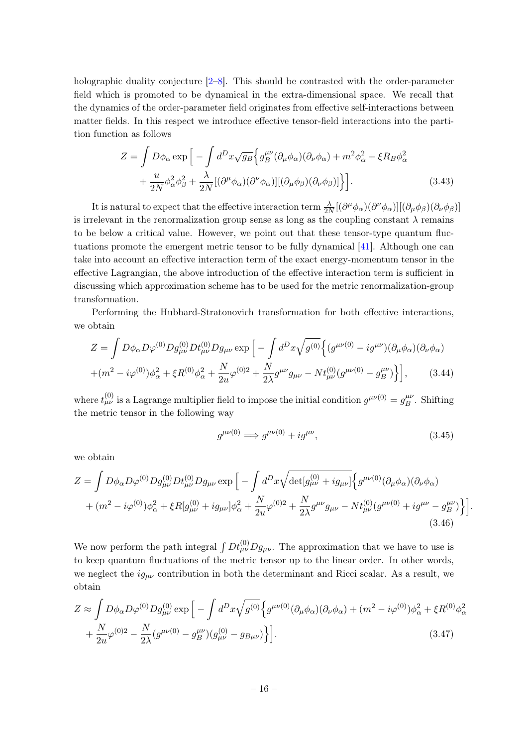holographic duality conjecture [2–8]. This should be contrasted with the order-parameter field which is promoted to be dynamical in the extra-dimensional space. We recall that the dynamics of the order-parameter field originates from effective self-interactions between matter fields. In this respect we introduce effective tensor-field interactions into the partition function as follows

$$
\begin{aligned}
Z = \int D\phi_\alpha \exp\Big[ - \int d^D x \sqrt{g_B} \Big\{ & g_B^{\mu\nu} (\partial_\mu \phi_\alpha)(\partial_\nu \phi_\alpha) + m^2 \phi_\alpha^2 + \xi R_B \phi_\alpha^2 \\
& + \frac{u}{2N} \phi_\alpha^2 \phi_\beta^2 + \frac{\lambda}{2N} [(\partial^\mu \phi_\alpha)(\partial^\nu \phi_\alpha)][(\partial_\mu \phi_\beta)(\partial_\nu \phi_\beta)] \Big\} \Big]. \qquad (3.43)
\end{aligned}
$$

It is natural to expect that the effective interaction term $\frac{\lambda}{2N}[(\partial^\mu \phi_\alpha)(\partial^\nu \phi_\alpha)][(\partial_\mu \phi_\beta)(\partial_\nu \phi_\beta)]$ is irrelevant in the renormalization group sense as long as the coupling constant $\lambda$ remains to be below a critical value. However, we point out that these tensor-type quantum fluctuations promote the emergent metric tensor to be fully dynamical [41]. Although one can take into account an effective interaction term of the exact energy-momentum tensor in the effective Lagrangian, the above introduction of the effective interaction term is sufficient in discussing which approximation scheme has to be used for the metric renormalization-group transformation.

Performing the Hubbard-Stratonovich transformation for both effective interactions, we obtain

$$
\begin{aligned}
Z = \int D\phi_\alpha D\varphi^{(0)} D g_{\mu\nu}^{(0)} D t_{\mu\nu}^{(0)} D g_{\mu\nu} \exp\Big[ - \int d^D x \sqrt{g^{(0)}} \Big\{ & (g^{\mu\nu(0)} - i g^{\mu\nu})(\partial_\mu \phi_\alpha)(\partial_\nu \phi_\alpha) \\
+ (m^2 - i\varphi^{(0)})\phi_\alpha^2 + \xi R^{(0)} \phi_\alpha^2 + \frac{N}{2u} \varphi^{(0)2} + \frac{N}{2\lambda} g^{\mu\nu} g_{\mu\nu} - N t_{\mu\nu}^{(0)} (g^{\mu\nu(0)} - g_B^{\mu\nu}) \Big\} \Big], \qquad (3.44)
\end{aligned}
$$

where $t_{\mu\nu}^{(0)}$ is a Lagrange multiplier field to impose the initial condition $g^{\mu\nu(0)} = g_B^{\mu\nu}$. Shifting the metric tensor in the following way

$$
g^{\mu\nu(0)} \Longrightarrow g^{\mu\nu(0)} + i g^{\mu\nu}, \qquad (3.45)
$$

we obtain

$$
\begin{aligned}
Z = \int D\phi_\alpha D\varphi^{(0)} D g_{\mu\nu}^{(0)} D t_{\mu\nu}^{(0)} D g_{\mu\nu} \exp\Big[ - \int d^D x \sqrt{\det[g_{\mu\nu}^{(0)} + i g_{\mu\nu}]} \Big\{ & g^{\mu\nu(0)} (\partial_\mu \phi_\alpha)(\partial_\nu \phi_\alpha) \\
+ (m^2 - i\varphi^{(0)})\phi_\alpha^2 + \xi R[g_{\mu\nu}^{(0)} + i g_{\mu\nu}] \phi_\alpha^2 + \frac{N}{2u} \varphi^{(0)2} + \frac{N}{2\lambda} g^{\mu\nu} g_{\mu\nu} - N t_{\mu\nu}^{(0)} (g^{\mu\nu(0)} + i g^{\mu\nu} - g_B^{\mu\nu}) \Big\} \Big]. \qquad (3.46)
\end{aligned}
$$

We now perform the path integral $\int D t_{\mu\nu}^{(0)} D g_{\mu\nu}$. The approximation that we have to use is to keep quantum fluctuations of the metric tensor up to the linear order. In other words, we neglect the $i g_{\mu\nu}$ contribution in both the determinant and Ricci scalar. As a result, we obtain

$$
\begin{aligned}
Z \approx \int D\phi_\alpha D\varphi^{(0)} D g_{\mu\nu}^{(0)} \exp\Big[ - \int d^D x \sqrt{g^{(0)}} \Big\{ & g^{\mu\nu(0)} (\partial_\mu \phi_\alpha)(\partial_\nu \phi_\alpha) + (m^2 - i\varphi^{(0)})\phi_\alpha^2 + \xi R^{(0)} \phi_\alpha^2 \\
+ \frac{N}{2u} \varphi^{(0)2} - \frac{N}{2\lambda} (g^{\mu\nu(0)} - g_B^{\mu\nu})(g_{\mu\nu}^{(0)} - g_{B\mu\nu}) \Big\} \Big]. \qquad (3.47)
\end{aligned}
$$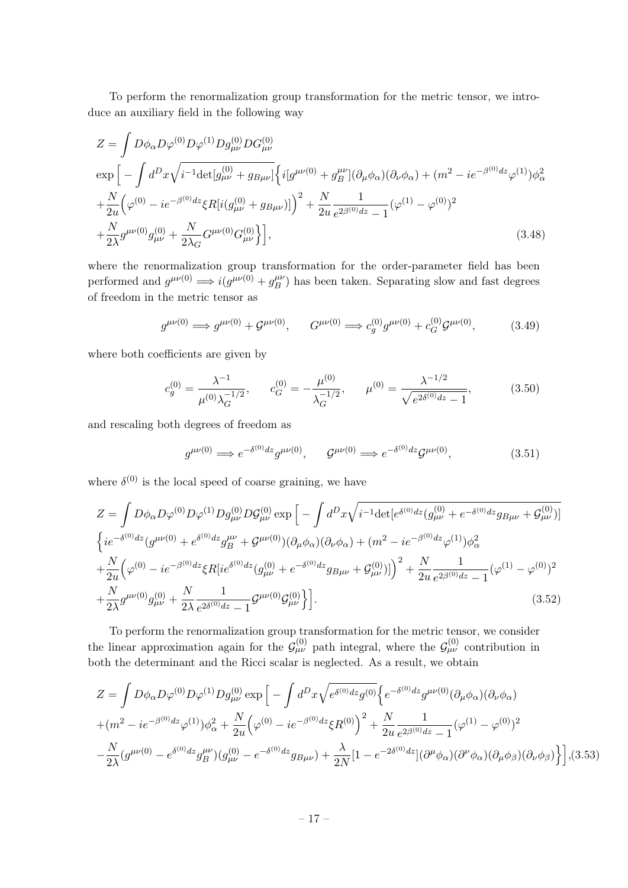To perform the renormalization group transformation for the metric tensor, we introduce an auxiliary field in the following way

$$
\begin{aligned}
Z = & \int D\phi_\alpha D\varphi^{(0)} D\varphi^{(1)} D g_{\mu\nu}^{(0)} D G_{\mu\nu}^{(0)} \\
& \exp\Big[ - \int d^D x \sqrt{i^{-1} \det[g_{\mu\nu}^{(0)} + g_{B\mu\nu}]} \Big\{ i [g^{\mu\nu(0)} + g_B^{\mu\nu}] (\partial_\mu \phi_\alpha)(\partial_\nu \phi_\alpha) + (m^2 - i e^{-\beta^{(0)} dz} \varphi^{(1)}) \phi_\alpha^2 \\
& + \frac{N}{2u} \Big( \varphi^{(0)} - i e^{-\beta^{(0)} dz} \xi R[i (g_{\mu\nu}^{(0)} + g_{B\mu\nu})] \Big)^2 + \frac{N}{2u} \frac{1}{e^{2\beta^{(0)} dz} - 1} (\varphi^{(1)} - \varphi^{(0)})^2 \\
& + \frac{N}{2\lambda} g^{\mu\nu(0)} g_{\mu\nu}^{(0)} + \frac{N}{2\lambda_G} G^{\mu\nu(0)} G_{\mu\nu}^{(0)} \Big\} \Big],
\end{aligned} \tag{3.48}
$$

where the renormalization group transformation for the order-parameter field has been performed and $g^{\mu\nu(0)} \Longrightarrow i(g^{\mu\nu(0)} + g_B^{\mu\nu})$ has been taken. Separating slow and fast degrees of freedom in the metric tensor as

$$
g^{\mu\nu(0)} \Longrightarrow g^{\mu\nu(0)} + \mathcal{G}^{\mu\nu(0)}, \qquad G^{\mu\nu(0)} \Longrightarrow c_g^{(0)} g^{\mu\nu(0)} + c_G^{(0)} \mathcal{G}^{\mu\nu(0)}, \tag{3.49}
$$

where both coefficients are given by

$$
c_g^{(0)} = \frac{\lambda^{-1}}{\mu^{(0)} \lambda_G^{-1/2}}, \qquad c_G^{(0)} = - \frac{\mu^{(0)}}{\lambda_G^{-1/2}}, \qquad \mu^{(0)} = \frac{\lambda^{-1/2}}{\sqrt{e^{2\delta^{(0)} dz} - 1}}, \tag{3.50}
$$

and rescaling both degrees of freedom as

$$
g^{\mu\nu(0)} \Longrightarrow e^{-\delta^{(0)} dz} g^{\mu\nu(0)}, \qquad \mathcal{G}^{\mu\nu(0)} \Longrightarrow e^{-\delta^{(0)} dz} \mathcal{G}^{\mu\nu(0)}, \tag{3.51}
$$

where $\delta^{(0)}$ is the local speed of coarse graining, we have

$$
\begin{aligned}
Z = & \int D\phi_\alpha D\varphi^{(0)} D\varphi^{(1)} D g_{\mu\nu}^{(0)} D \mathcal{G}_{\mu\nu}^{(0)} \exp\Big[ - \int d^D x \sqrt{i^{-1} \det[e^{\delta^{(0)} dz} (g_{\mu\nu}^{(0)} + e^{-\delta^{(0)} dz} g_{B\mu\nu} + \mathcal{G}_{\mu\nu}^{(0)})]} \\
& \Big\{ i e^{-\delta^{(0)} dz} (g^{\mu\nu(0)} + e^{\delta^{(0)} dz} g_B^{\mu\nu} + \mathcal{G}^{\mu\nu(0)}) (\partial_\mu \phi_\alpha)(\partial_\nu \phi_\alpha) + (m^2 - i e^{-\beta^{(0)} dz} \varphi^{(1)}) \phi_\alpha^2 \\
& + \frac{N}{2u} \Big( \varphi^{(0)} - i e^{-\beta^{(0)} dz} \xi R[i e^{\delta^{(0)} dz} (g_{\mu\nu}^{(0)} + e^{-\delta^{(0)} dz} g_{B\mu\nu} + \mathcal{G}_{\mu\nu}^{(0)})] \Big)^2 + \frac{N}{2u} \frac{1}{e^{2\beta^{(0)} dz} - 1} (\varphi^{(1)} - \varphi^{(0)})^2 \\
& + \frac{N}{2\lambda} g^{\mu\nu(0)} g_{\mu\nu}^{(0)} + \frac{N}{2\lambda} \frac{1}{e^{2\delta^{(0)} dz} - 1} \mathcal{G}^{\mu\nu(0)} \mathcal{G}_{\mu\nu}^{(0)} \Big\} \Big].
\end{aligned} \tag{3.52}
$$

To perform the renormalization group transformation for the metric tensor, we consider the linear approximation again for the $\mathcal{G}_{\mu\nu}^{(0)}$ path integral, where the $\mathcal{G}_{\mu\nu}^{(0)}$ contribution in both the determinant and the Ricci scalar is neglected. As a result, we obtain

$$
\begin{aligned}
Z = & \int D\phi_\alpha D\varphi^{(0)} D\varphi^{(1)} D g_{\mu\nu}^{(0)} \exp\Big[ - \int d^D x \sqrt{e^{\delta^{(0)} dz} g^{(0)}} \Big\{ e^{-\delta^{(0)} dz} g^{\mu\nu(0)} (\partial_\mu \phi_\alpha)(\partial_\nu \phi_\alpha) \\
& + (m^2 - i e^{-\beta^{(0)} dz} \varphi^{(1)}) \phi_\alpha^2 + \frac{N}{2u} \Big( \varphi^{(0)} - i e^{-\beta^{(0)} dz} \xi R^{(0)} \Big)^2 + \frac{N}{2u} \frac{1}{e^{2\beta^{(0)} dz} - 1} (\varphi^{(1)} - \varphi^{(0)})^2 \\
& - \frac{N}{2\lambda} (g^{\mu\nu(0)} - e^{\delta^{(0)} dz} g_B^{\mu\nu}) (g_{\mu\nu}^{(0)} - e^{-\delta^{(0)} dz} g_{B\mu\nu}) + \frac{\lambda}{2N} [1 - e^{-2\delta^{(0)} dz}] (\partial^\mu \phi_\alpha)(\partial^\nu \phi_\alpha)(\partial_\mu \phi_\beta)(\partial_\nu \phi_\beta) \Big\} \Big], 
\end{aligned} \tag{3.53}
$$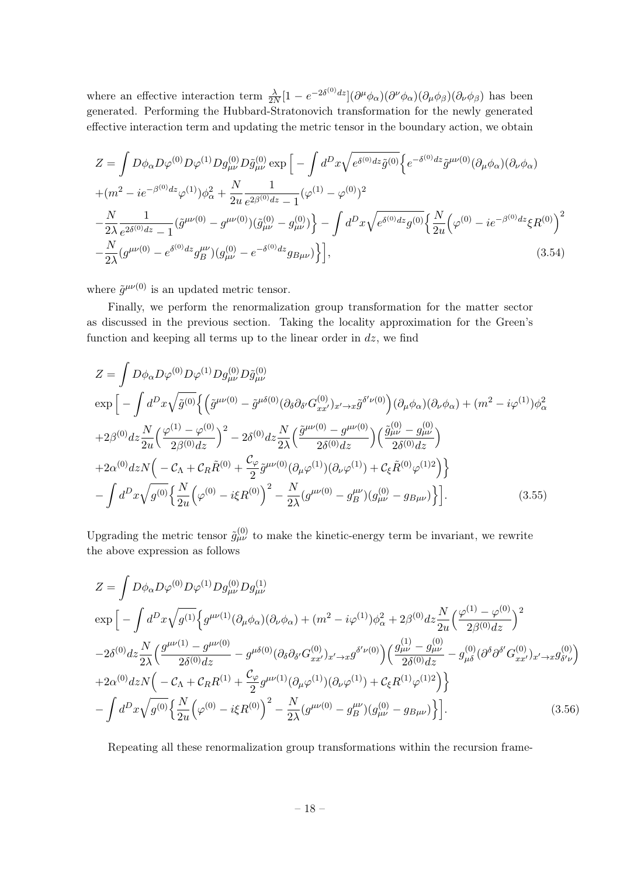where an effective interaction term $\frac{\lambda}{2N}[1 - e^{-2\delta^{(0)}dz}](\partial^{\mu}\phi_{\alpha})(\partial^{\nu}\phi_{\alpha})(\partial_{\mu}\phi_{\beta})(\partial_{\nu}\phi_{\beta})$ has been generated. Performing the Hubbard-Stratonovich transformation for the newly generated effective interaction term and updating the metric tensor in the boundary action, we obtain

$$
\begin{aligned}
Z &= \int D\phi_{\alpha} D\varphi^{(0)} D\varphi^{(1)} Dg_{\mu\nu}^{(0)} D\tilde{g}_{\mu\nu}^{(0)} \exp\Big[ - \int d^{D}x \sqrt{e^{\delta^{(0)}dz}\tilde{g}^{(0)}} \Big\{ e^{-\delta^{(0)}dz} \tilde{g}^{\mu\nu(0)} (\partial_{\mu}\phi_{\alpha})(\partial_{\nu}\phi_{\alpha}) \\
&+ (m^{2} - i e^{-\beta^{(0)}dz}\varphi^{(1)})\phi_{\alpha}^{2} + \frac{N}{2u}\frac{1}{e^{2\beta^{(0)}dz} - 1}(\varphi^{(1)} - \varphi^{(0)})^{2} \\
&- \frac{N}{2\lambda}\frac{1}{e^{2\delta^{(0)}dz} - 1}(\tilde{g}^{\mu\nu(0)} - g^{\mu\nu(0)})(\tilde{g}_{\mu\nu}^{(0)} - g_{\mu\nu}^{(0)}) \Big\} - \int d^{D}x \sqrt{e^{\delta^{(0)}dz} g^{(0)}} \Big\{ \frac{N}{2u}\Big( \varphi^{(0)} - i e^{-\beta^{(0)}dz}\xi R^{(0)} \Big)^{2} \\
&- \frac{N}{2\lambda}(g^{\mu\nu(0)} - e^{\delta^{(0)}dz} g_{B}^{\mu\nu})(g_{\mu\nu}^{(0)} - e^{-\delta^{(0)}dz} g_{B\mu\nu}) \Big\} \Big],
\end{aligned} \tag{3.54}
$$

where $\tilde{g}^{\mu\nu(0)}$ is an updated metric tensor.

Finally, we perform the renormalization group transformation for the matter sector as discussed in the previous section. Taking the locality approximation for the Green's function and keeping all terms up to the linear order in $dz$, we find

$$
\begin{aligned}
Z &= \int D\phi_{\alpha} D\varphi^{(0)} D\varphi^{(1)} Dg_{\mu\nu}^{(0)} D\tilde{g}_{\mu\nu}^{(0)} \\
&\exp\Big[ - \int d^{D}x \sqrt{\tilde{g}^{(0)}} \Big\{ \Big( \tilde{g}^{\mu\nu(0)} - \tilde{g}^{\mu\delta(0)} (\partial_{\delta}\partial_{\delta'} G_{xx'}^{(0)})_{x' \to x} \tilde{g}^{\delta'\nu(0)} \Big) (\partial_{\mu}\phi_{\alpha})(\partial_{\nu}\phi_{\alpha}) + (m^{2} - i\varphi^{(1)})\phi_{\alpha}^{2} \\
&+ 2\beta^{(0)}dz \frac{N}{2u}\Big( \frac{\varphi^{(1)} - \varphi^{(0)}}{2\beta^{(0)}dz} \Big)^{2} - 2\delta^{(0)}dz \frac{N}{2\lambda}\Big( \frac{\tilde{g}^{\mu\nu(0)} - g^{\mu\nu(0)}}{2\delta^{(0)}dz} \Big)\Big( \frac{\tilde{g}_{\mu\nu}^{(0)} - g_{\mu\nu}^{(0)}}{2\delta^{(0)}dz} \Big) \\
&+ 2\alpha^{(0)}dz N \Big( - \mathcal{C}_{\Lambda} + \mathcal{C}_{R}\tilde{R}^{(0)} + \frac{\mathcal{C}_{\varphi}}{2}\tilde{g}^{\mu\nu(0)}(\partial_{\mu}\varphi^{(1)})(\partial_{\nu}\varphi^{(1)}) + \mathcal{C}_{\xi}\tilde{R}^{(0)}\varphi^{(1)2} \Big) \Big\} \\
&- \int d^{D}x \sqrt{g^{(0)}} \Big\{ \frac{N}{2u}\Big( \varphi^{(0)} - i\xi R^{(0)} \Big)^{2} - \frac{N}{2\lambda}(g^{\mu\nu(0)} - g_{B}^{\mu\nu})(g_{\mu\nu}^{(0)} - g_{B\mu\nu}) \Big\} \Big].
\end{aligned} \tag{3.55}
$$

Upgrading the metric tensor $\tilde{g}_{\mu\nu}^{(0)}$ to make the kinetic-energy term be invariant, we rewrite the above expression as follows

$$
\begin{aligned}
Z &= \int D\phi_{\alpha} D\varphi^{(0)} D\varphi^{(1)} Dg_{\mu\nu}^{(0)} Dg_{\mu\nu}^{(1)} \\
&\exp\Big[ - \int d^{D}x \sqrt{g^{(1)}} \Big\{ g^{\mu\nu(1)} (\partial_{\mu}\phi_{\alpha})(\partial_{\nu}\phi_{\alpha}) + (m^{2} - i\varphi^{(1)})\phi_{\alpha}^{2} + 2\beta^{(0)}dz \frac{N}{2u}\Big( \frac{\varphi^{(1)} - \varphi^{(0)}}{2\beta^{(0)}dz} \Big)^{2} \\
&- 2\delta^{(0)}dz \frac{N}{2\lambda}\Big( \frac{g^{\mu\nu(1)} - g^{\mu\nu(0)}}{2\delta^{(0)}dz} - g^{\mu\delta(0)} (\partial_{\delta}\partial_{\delta'} G_{xx'}^{(0)})_{x' \to x} g^{\delta'\nu(0)} \Big)\Big( \frac{g_{\mu\nu}^{(1)} - g_{\mu\nu}^{(0)}}{2\delta^{(0)}dz} - g_{\mu\delta}^{(0)} (\partial^{\delta}\partial^{\delta'} G_{xx'}^{(0)})_{x' \to x} g_{\delta'\nu}^{(0)} \Big) \\
&+ 2\alpha^{(0)}dz N \Big( - \mathcal{C}_{\Lambda} + \mathcal{C}_{R}R^{(1)} + \frac{\mathcal{C}_{\varphi}}{2} g^{\mu\nu(1)}(\partial_{\mu}\varphi^{(1)})(\partial_{\nu}\varphi^{(1)}) + \mathcal{C}_{\xi}R^{(1)}\varphi^{(1)2} \Big) \Big\} \\
&- \int d^{D}x \sqrt{g^{(0)}} \Big\{ \frac{N}{2u}\Big( \varphi^{(0)} - i\xi R^{(0)} \Big)^{2} - \frac{N}{2\lambda}(g^{\mu\nu(0)} - g_{B}^{\mu\nu})(g_{\mu\nu}^{(0)} - g_{B\mu\nu}) \Big\} \Big].
\end{aligned} \tag{3.56}
$$

Repeating all these renormalization group transformations within the recursion frame-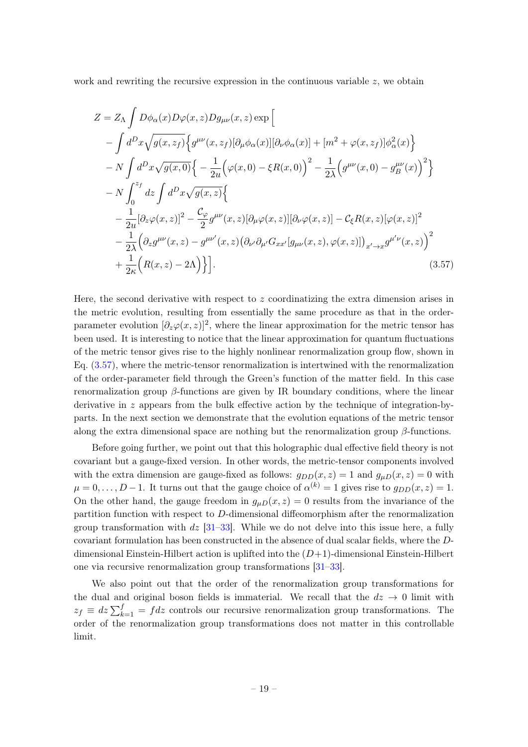work and rewriting the recursive expression in the continuous variable $z$, we obtain

$$
\begin{aligned}
Z = Z_\Lambda \int D\phi_\alpha(x) D\varphi(x,z) Dg_{\mu\nu}(x,z) \exp\Big[ & \\
- \int d^D x \sqrt{g(x,z_f)} \Big\{ & g^{\mu\nu}(x,z_f)[\partial_\mu \phi_\alpha(x)][\partial_\nu \phi_\alpha(x)] + [m^2 + \varphi(x,z_f)]\phi_\alpha^2(x) \Big\} \\
- N \int d^D x \sqrt{g(x,0)} \Big\{ & - \frac{1}{2u}\Big(\varphi(x,0) - \xi R(x,0)\Big)^2 - \frac{1}{2\lambda}\Big(g^{\mu\nu}(x,0) - g_B^{\mu\nu}(x)\Big)^2 \Big\} \\
- N \int_0^{z_f} dz \int d^D x \sqrt{g(x,z)} \Big\{ & \\
- \frac{1}{2u}[\partial_z \varphi(x,z)]^2 & - \frac{\mathcal{C}_\varphi}{2} g^{\mu\nu}(x,z)[\partial_\mu \varphi(x,z)][\partial_\nu \varphi(x,z)] - \mathcal{C}_\xi R(x,z)[\varphi(x,z)]^2 \\
- \frac{1}{2\lambda}\Big(\partial_z g^{\mu\nu}(x,z) & - g^{\mu\nu'}(x,z)\big(\partial_{\nu'}\partial_{\mu'} G_{xx'}[g_{\mu\nu}(x,z),\varphi(x,z)]\big)_{x'\to x} g^{\mu'\nu}(x,z)\Big)^2 \\
+ \frac{1}{2\kappa}\Big(R(x,z) - 2\Lambda\Big)\Big\}\Big]. &
\end{aligned}
\tag{3.57}
$$

Here, the second derivative with respect to $z$ coordinatizing the extra dimension arises in the metric evolution, resulting from essentially the same procedure as that in the order-parameter evolution $[\partial_z \varphi(x,z)]^2$, where the linear approximation for the metric tensor has been used. It is interesting to notice that the linear approximation for quantum fluctuations of the metric tensor gives rise to the highly nonlinear renormalization group flow, shown in Eq. (3.57), where the metric-tensor renormalization is intertwined with the renormalization of the order-parameter field through the Green's function of the matter field. In this case renormalization group $\beta$-functions are given by IR boundary conditions, where the linear derivative in $z$ appears from the bulk effective action by the technique of integration-by-parts. In the next section we demonstrate that the evolution equations of the metric tensor along the extra dimensional space are nothing but the renormalization group $\beta$-functions.

Before going further, we point out that this holographic dual effective field theory is not covariant but a gauge-fixed version. In other words, the metric-tensor components involved with the extra dimension are gauge-fixed as follows: $g_{DD}(x,z) = 1$ and $g_{\mu D}(x,z) = 0$ with $\mu = 0, \ldots, D-1$. It turns out that the gauge choice of $\alpha^{(k)} = 1$ gives rise to $g_{DD}(x,z) = 1$. On the other hand, the gauge freedom in $g_{\mu D}(x,z) = 0$ results from the invariance of the partition function with respect to $D$-dimensional diffeomorphism after the renormalization group transformation with $dz$ [31–33]. While we do not delve into this issue here, a fully covariant formulation has been constructed in the absence of dual scalar fields, where the $D$-dimensional Einstein-Hilbert action is uplifted into the $(D+1)$-dimensional Einstein-Hilbert one via recursive renormalization group transformations [31–33].

We also point out that the order of the renormalization group transformations for the dual and original boson fields is immaterial. We recall that the $dz \to 0$ limit with $z_f \equiv dz \sum_{k=1}^{f} = f dz$ controls our recursive renormalization group transformations. The order of the renormalization group transformations does not matter in this controllable limit.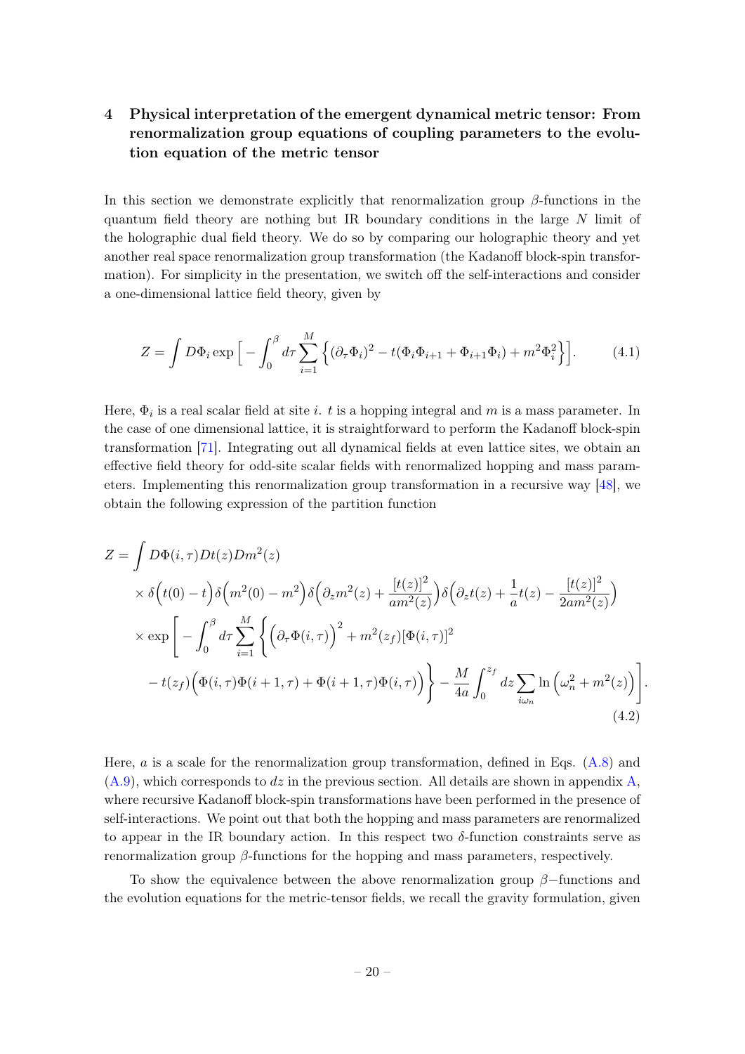## 4 Physical interpretation of the emergent dynamical metric tensor: From renormalization group equations of coupling parameters to the evolution equation of the metric tensor

In this section we demonstrate explicitly that renormalization group $\beta$-functions in the quantum field theory are nothing but IR boundary conditions in the large $N$ limit of the holographic dual field theory. We do so by comparing our holographic theory and yet another real space renormalization group transformation (the Kadanoff block-spin transformation). For simplicity in the presentation, we switch off the self-interactions and consider a one-dimensional lattice field theory, given by

$$Z = \int D\Phi_i \exp\Big[ - \int_0^\beta d\tau \sum_{i=1}^M \Big\{ (\partial_\tau \Phi_i)^2 - t(\Phi_i \Phi_{i+1} + \Phi_{i+1}\Phi_i) + m^2 \Phi_i^2 \Big\}\Big]. \tag{4.1}$$

Here, $\Phi_i$ is a real scalar field at site $i$. $t$ is a hopping integral and $m$ is a mass parameter. In the case of one dimensional lattice, it is straightforward to perform the Kadanoff block-spin transformation [71]. Integrating out all dynamical fields at even lattice sites, we obtain an effective field theory for odd-site scalar fields with renormalized hopping and mass parameters. Implementing this renormalization group transformation in a recursive way [48], we obtain the following expression of the partition function

$$\begin{aligned}
Z = & \int D\Phi(i,\tau) Dt(z) Dm^2(z) \\
& \times \delta\Big(t(0) - t\Big) \delta\Big(m^2(0) - m^2\Big) \delta\Big(\partial_z m^2(z) + \frac{[t(z)]^2}{a m^2(z)}\Big) \delta\Big(\partial_z t(z) + \frac{1}{a} t(z) - \frac{[t(z)]^2}{2 a m^2(z)}\Big) \\
& \times \exp\Bigg[ - \int_0^\beta d\tau \sum_{i=1}^M \Bigg\{ \Big(\partial_\tau \Phi(i,\tau)\Big)^2 + m^2(z_f) [\Phi(i,\tau)]^2 \\
& \quad - t(z_f) \Big( \Phi(i,\tau)\Phi(i+1,\tau) + \Phi(i+1,\tau)\Phi(i,\tau) \Big) \Bigg\} - \frac{M}{4a} \int_0^{z_f} dz \sum_{i\omega_n} \ln\Big(\omega_n^2 + m^2(z)\Big) \Bigg].
\end{aligned} \tag{4.2}$$

Here, $a$ is a scale for the renormalization group transformation, defined in Eqs. (A.8) and (A.9), which corresponds to $dz$ in the previous section. All details are shown in appendix A, where recursive Kadanoff block-spin transformations have been performed in the presence of self-interactions. We point out that both the hopping and mass parameters are renormalized to appear in the IR boundary action. In this respect two $\delta$-function constraints serve as renormalization group $\beta$-functions for the hopping and mass parameters, respectively.

To show the equivalence between the above renormalization group $\beta-$functions and the evolution equations for the metric-tensor fields, we recall the gravity formulation, given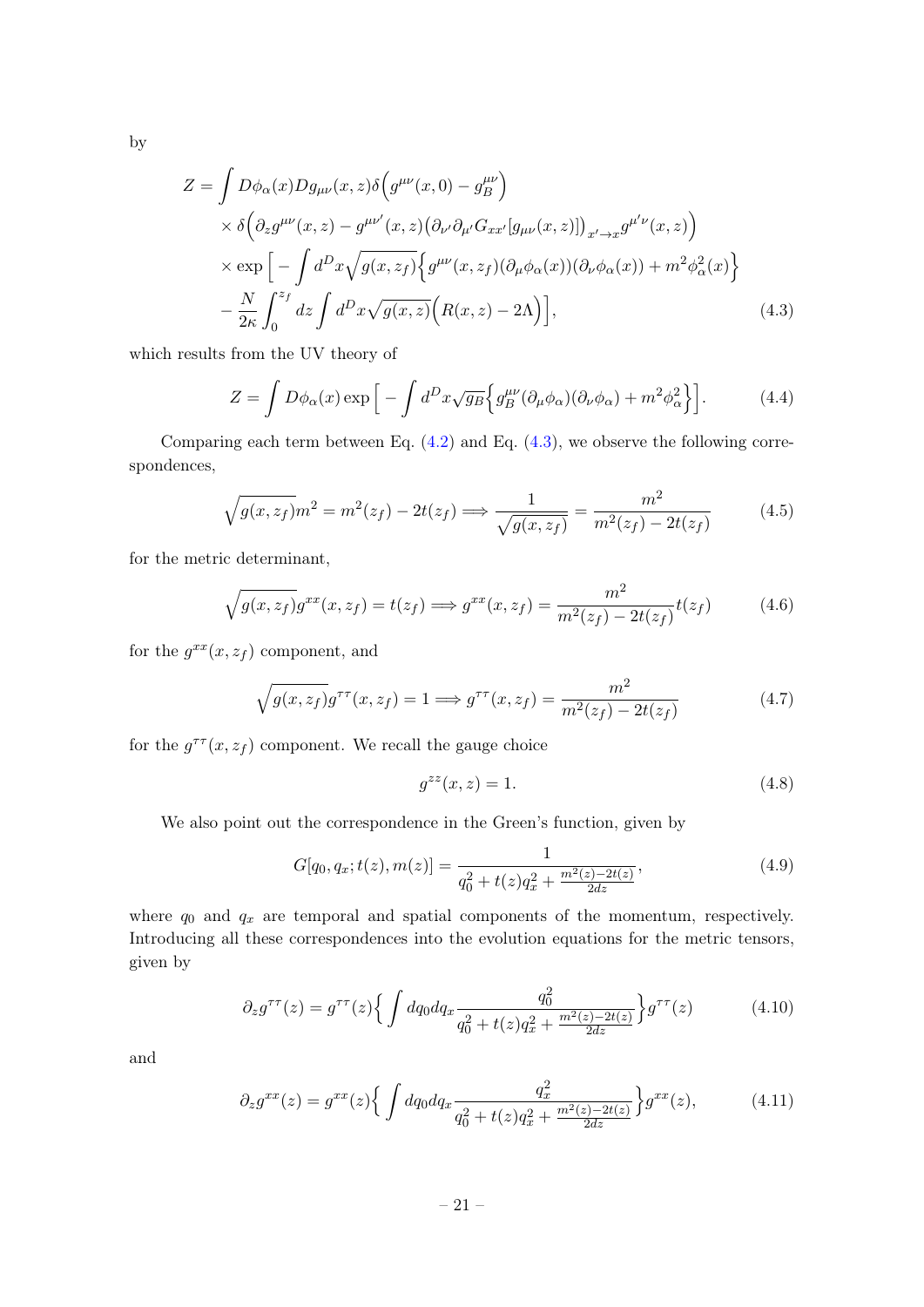by

$$
\begin{aligned}
Z = & \int D\phi_\alpha(x) D g_{\mu\nu}(x,z) \delta\Big(g^{\mu\nu}(x,0) - g_B^{\mu\nu}\Big) \\
& \times \delta\Big(\partial_z g^{\mu\nu}(x,z) - g^{\mu\nu'}(x,z)\big(\partial_{\nu'}\partial_{\mu'} G_{xx'}[g_{\mu\nu}(x,z)]\big)_{x'\to x} g^{\mu'\nu}(x,z)\Big) \\
& \times \exp\Big[ - \int d^D x \sqrt{g(x,z_f)} \Big\{ g^{\mu\nu}(x,z_f)(\partial_\mu \phi_\alpha(x))(\partial_\nu \phi_\alpha(x)) + m^2 \phi_\alpha^2(x) \Big\} \\
& - \frac{N}{2\kappa} \int_0^{z_f} dz \int d^D x \sqrt{g(x,z)} \Big( R(x,z) - 2\Lambda \Big) \Big],
\end{aligned} \tag{4.3}
$$

which results from the UV theory of

$$
Z = \int D\phi_\alpha(x) \exp\Big[ - \int d^D x \sqrt{g_B} \Big\{ g_B^{\mu\nu}(\partial_\mu \phi_\alpha)(\partial_\nu \phi_\alpha) + m^2 \phi_\alpha^2 \Big\} \Big]. \tag{4.4}
$$

Comparing each term between Eq. (4.2) and Eq. (4.3), we observe the following correspondences,

$$
\sqrt{g(x,z_f)} m^2 = m^2(z_f) - 2t(z_f) \Longrightarrow \frac{1}{\sqrt{g(x,z_f)}} = \frac{m^2}{m^2(z_f) - 2t(z_f)} \tag{4.5}
$$

for the metric determinant,

$$
\sqrt{g(x,z_f)} g^{xx}(x,z_f) = t(z_f) \Longrightarrow g^{xx}(x,z_f) = \frac{m^2}{m^2(z_f) - 2t(z_f)} t(z_f) \tag{4.6}
$$

for the $g^{xx}(x,z_f)$ component, and

$$
\sqrt{g(x,z_f)} g^{\tau\tau}(x,z_f) = 1 \Longrightarrow g^{\tau\tau}(x,z_f) = \frac{m^2}{m^2(z_f) - 2t(z_f)} \tag{4.7}
$$

for the $g^{\tau\tau}(x,z_f)$ component. We recall the gauge choice

$$
g^{zz}(x,z) = 1. \tag{4.8}
$$

We also point out the correspondence in the Green's function, given by

$$
G[q_0, q_x; t(z), m(z)] = \frac{1}{q_0^2 + t(z) q_x^2 + \frac{m^2(z) - 2t(z)}{2dz}}, \tag{4.9}
$$

where $q_0$ and $q_x$ are temporal and spatial components of the momentum, respectively. Introducing all these correspondences into the evolution equations for the metric tensors, given by

$$
\partial_z g^{\tau\tau}(z) = g^{\tau\tau}(z) \Big\{ \int dq_0 dq_x \frac{q_0^2}{q_0^2 + t(z) q_x^2 + \frac{m^2(z) - 2t(z)}{2dz}} \Big\} g^{\tau\tau}(z) \tag{4.10}
$$

and

$$
\partial_z g^{xx}(z) = g^{xx}(z) \Big\{ \int dq_0 dq_x \frac{q_x^2}{q_0^2 + t(z) q_x^2 + \frac{m^2(z) - 2t(z)}{2dz}} \Big\} g^{xx}(z), \tag{4.11}
$$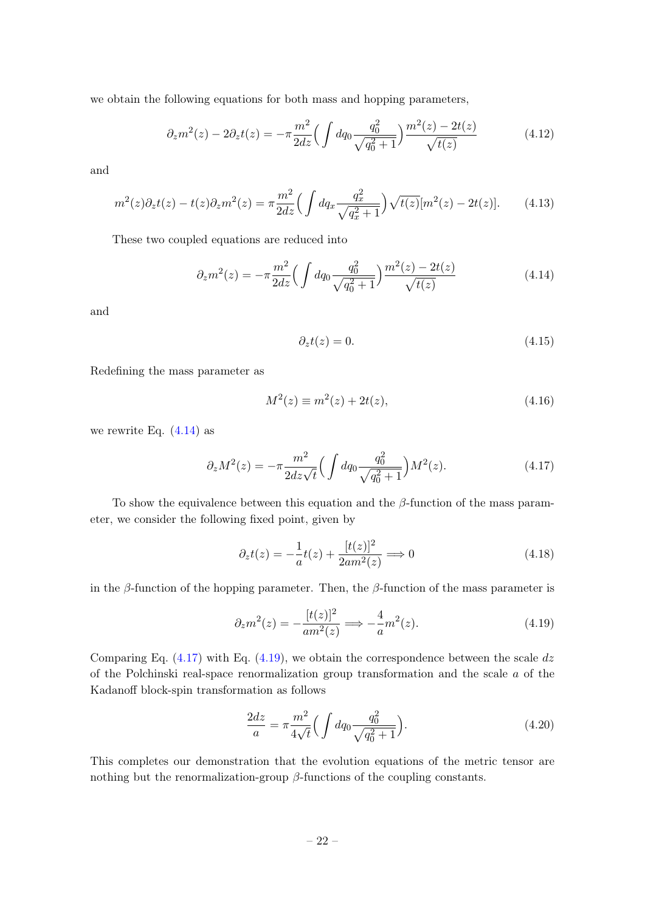we obtain the following equations for both mass and hopping parameters,

$$\partial_z m^2(z) - 2\partial_z t(z) = -\pi \frac{m^2}{2dz}\Big( \int dq_0 \frac{q_0^2}{\sqrt{q_0^2+1}}\Big) \frac{m^2(z) - 2t(z)}{\sqrt{t(z)}} \tag{4.12}$$

and

$$m^2(z)\partial_z t(z) - t(z)\partial_z m^2(z) = \pi \frac{m^2}{2dz}\Big( \int dq_x \frac{q_x^2}{\sqrt{q_x^2+1}}\Big) \sqrt{t(z)}[m^2(z) - 2t(z)]. \tag{4.13}$$

These two coupled equations are reduced into

$$\partial_z m^2(z) = -\pi \frac{m^2}{2dz}\Big( \int dq_0 \frac{q_0^2}{\sqrt{q_0^2+1}}\Big) \frac{m^2(z) - 2t(z)}{\sqrt{t(z)}} \tag{4.14}$$

and

$$\partial_z t(z) = 0. \tag{4.15}$$

Redefining the mass parameter as

$$M^2(z) \equiv m^2(z) + 2t(z), \tag{4.16}$$

we rewrite Eq. (4.14) as

$$\partial_z M^2(z) = -\pi \frac{m^2}{2dz\sqrt{t}}\Big( \int dq_0 \frac{q_0^2}{\sqrt{q_0^2+1}}\Big) M^2(z). \tag{4.17}$$

To show the equivalence between this equation and the $\beta$-function of the mass parameter, we consider the following fixed point, given by

$$\partial_z t(z) = -\frac{1}{a} t(z) + \frac{[t(z)]^2}{2am^2(z)} \Longrightarrow 0 \tag{4.18}$$

in the $\beta$-function of the hopping parameter. Then, the $\beta$-function of the mass parameter is

$$\partial_z m^2(z) = -\frac{[t(z)]^2}{am^2(z)} \Longrightarrow -\frac{4}{a} m^2(z). \tag{4.19}$$

Comparing Eq. (4.17) with Eq. (4.19), we obtain the correspondence between the scale $dz$ of the Polchinski real-space renormalization group transformation and the scale $a$ of the Kadanoff block-spin transformation as follows

$$\frac{2dz}{a} = \pi \frac{m^2}{4\sqrt{t}}\Big( \int dq_0 \frac{q_0^2}{\sqrt{q_0^2+1}}\Big). \tag{4.20}$$

This completes our demonstration that the evolution equations of the metric tensor are nothing but the renormalization-group $\beta$-functions of the coupling constants.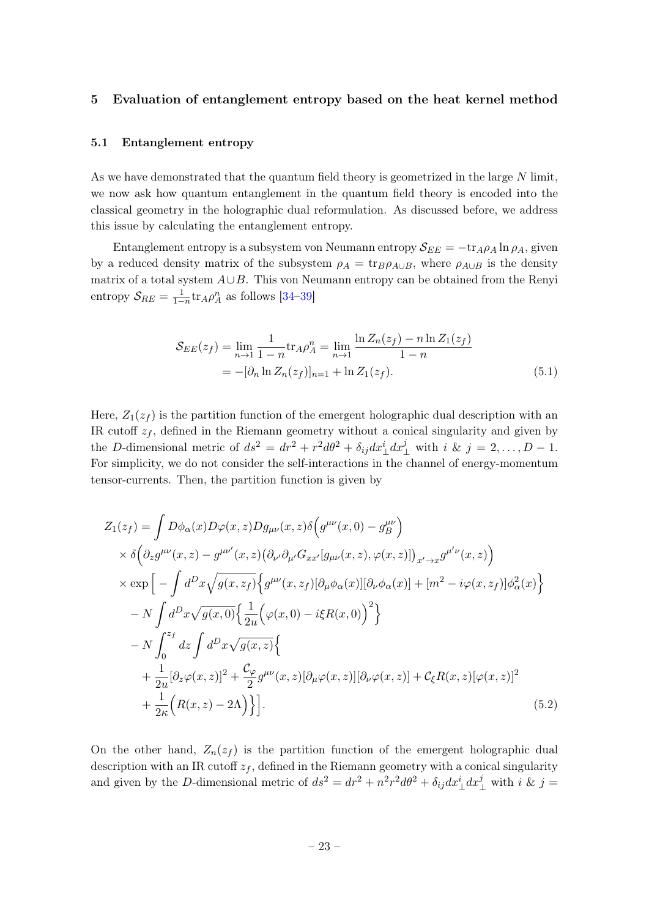## 5 Evaluation of entanglement entropy based on the heat kernel method

### 5.1 Entanglement entropy

As we have demonstrated that the quantum field theory is geometrized in the large $N$ limit, we now ask how quantum entanglement in the quantum field theory is encoded into the classical geometry in the holographic dual reformulation. As discussed before, we address this issue by calculating the entanglement entropy.

Entanglement entropy is a subsystem von Neumann entropy $\mathcal{S}_{EE} = -\text{tr}_A \rho_A \ln \rho_A$, given by a reduced density matrix of the subsystem $\rho_A = \text{tr}_B \rho_{A\cup B}$, where $\rho_{A\cup B}$ is the density matrix of a total system $A \cup B$. This von Neumann entropy can be obtained from the Renyi entropy $\mathcal{S}_{RE} = \frac{1}{1-n}\text{tr}_A \rho_A^n$ as follows [34–39]

$$
\begin{aligned}
\mathcal{S}_{EE}(z_f) &= \lim_{n\to 1} \frac{1}{1-n}\text{tr}_A \rho_A^n = \lim_{n\to 1} \frac{\ln Z_n(z_f) - n \ln Z_1(z_f)}{1-n} \\
&= -[\partial_n \ln Z_n(z_f)]_{n=1} + \ln Z_1(z_f).
\end{aligned} \tag{5.1}
$$

Here, $Z_1(z_f)$ is the partition function of the emergent holographic dual description with an IR cutoff $z_f$, defined in the Riemann geometry without a conical singularity and given by the $D$-dimensional metric of $ds^2 = dr^2 + r^2 d\theta^2 + \delta_{ij} dx_\perp^i dx_\perp^j$ with $i$ & $j = 2, \ldots, D-1$. For simplicity, we do not consider the self-interactions in the channel of energy-momentum tensor-currents. Then, the partition function is given by

$$
\begin{aligned}
Z_1(z_f) &= \int D\phi_\alpha(x) D\varphi(x,z) Dg_{\mu\nu}(x,z) \delta\Big(g^{\mu\nu}(x,0) - g_B^{\mu\nu}\Big) \\
&\times \delta\Big(\partial_z g^{\mu\nu}(x,z) - g^{\mu\nu'}(x,z)\big(\partial_{\nu'}\partial_{\mu'} G_{xx'}[g_{\mu\nu}(x,z), \varphi(x,z)]\big)_{x'\to x} g^{\mu'\nu}(x,z)\Big) \\
&\times \exp\Big[-\int d^D x \sqrt{g(x,z_f)} \Big\{ g^{\mu\nu}(x,z_f)[\partial_\mu \phi_\alpha(x)][\partial_\nu \phi_\alpha(x)] + [m^2 - i\varphi(x,z_f)]\phi_\alpha^2(x) \Big\} \\
&- N \int d^D x \sqrt{g(x,0)} \Big\{ \frac{1}{2u}\Big(\varphi(x,0) - i\xi R(x,0)\Big)^2 \Big\} \\
&- N \int_0^{z_f} dz \int d^D x \sqrt{g(x,z)} \Big\{ \\
&+ \frac{1}{2u}[\partial_z \varphi(x,z)]^2 + \frac{\mathcal{C}_\varphi}{2} g^{\mu\nu}(x,z)[\partial_\mu \varphi(x,z)][\partial_\nu \varphi(x,z)] + \mathcal{C}_\xi R(x,z)[\varphi(x,z)]^2 \\
&+ \frac{1}{2\kappa}\Big(R(x,z) - 2\Lambda\Big)\Big\}\Big].
\end{aligned} \tag{5.2}
$$

On the other hand, $Z_n(z_f)$ is the partition function of the emergent holographic dual description with an IR cutoff $z_f$, defined in the Riemann geometry with a conical singularity and given by the $D$-dimensional metric of $ds^2 = dr^2 + n^2 r^2 d\theta^2 + \delta_{ij} dx_\perp^i dx_\perp^j$ with $i$ & $j =$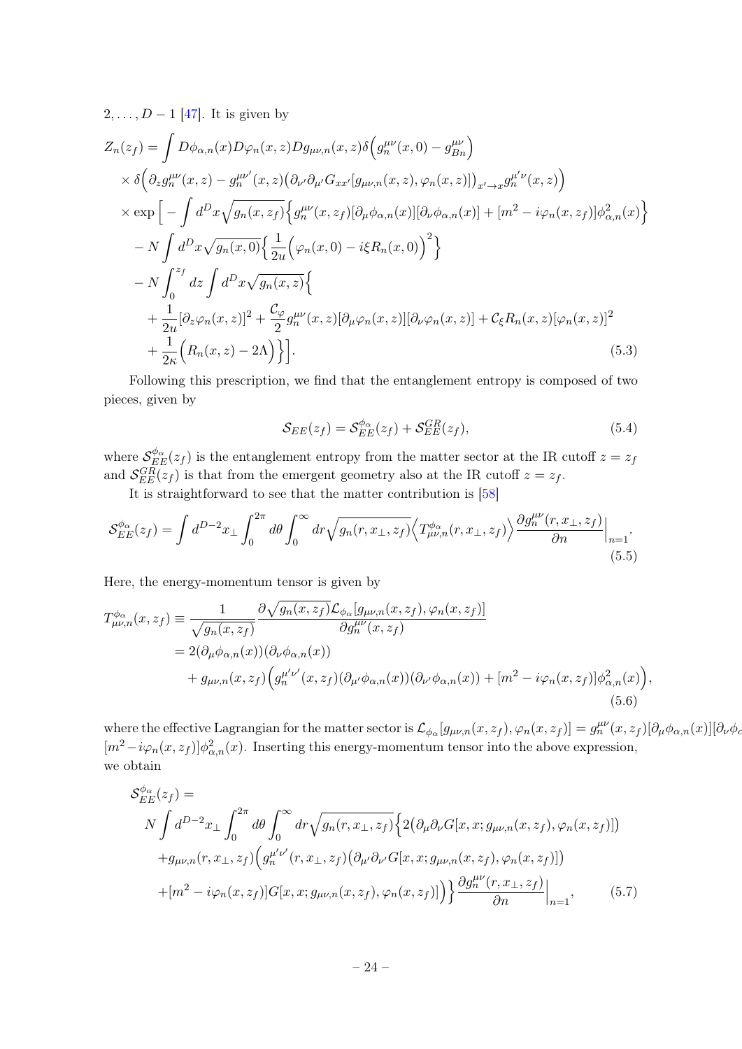$2, \ldots, D-1$ [47]. It is given by

$$
\begin{aligned}
Z_n(z_f) = & \int D\phi_{\alpha,n}(x) D\varphi_n(x,z) Dg_{\mu\nu,n}(x,z) \delta\Big(g_n^{\mu\nu}(x,0) - g_{Bn}^{\mu\nu}\Big) \\
& \times \delta\Big(\partial_z g_n^{\mu\nu}(x,z) - g_n^{\mu\nu'}(x,z)\big(\partial_{\nu'}\partial_{\mu'} G_{xx'}[g_{\mu\nu,n}(x,z), \varphi_n(x,z)]\big)_{x' \to x} g_n^{\mu'\nu}(x,z)\Big) \\
& \times \exp\Big[ - \int d^D x \sqrt{g_n(x,z_f)} \Big\{ g_n^{\mu\nu}(x,z_f)[\partial_\mu \phi_{\alpha,n}(x)][\partial_\nu \phi_{\alpha,n}(x)] + [m^2 - i\varphi_n(x,z_f)]\phi_{\alpha,n}^2(x) \Big\} \\
& - N \int d^D x \sqrt{g_n(x,0)} \Big\{ \frac{1}{2u}\Big(\varphi_n(x,0) - i\xi R_n(x,0)\Big)^2 \Big\} \\
& - N \int_0^{z_f} dz \int d^D x \sqrt{g_n(x,z)} \Big\{ \\
& + \frac{1}{2u}[\partial_z \varphi_n(x,z)]^2 + \frac{\mathcal{C}_\varphi}{2} g_n^{\mu\nu}(x,z)[\partial_\mu \varphi_n(x,z)][\partial_\nu \varphi_n(x,z)] + \mathcal{C}_\xi R_n(x,z)[\varphi_n(x,z)]^2 \\
& + \frac{1}{2\kappa}\Big(R_n(x,z) - 2\Lambda\Big) \Big\} \Big].
\end{aligned}
\tag{5.3}
$$

Following this prescription, we find that the entanglement entropy is composed of two pieces, given by

$$
\mathcal{S}_{EE}(z_f) = \mathcal{S}_{EE}^{\phi_\alpha}(z_f) + \mathcal{S}_{EE}^{GR}(z_f), \tag{5.4}
$$

where $\mathcal{S}_{EE}^{\phi_\alpha}(z_f)$ is the entanglement entropy from the matter sector at the IR cutoff $z = z_f$ and $\mathcal{S}_{EE}^{GR}(z_f)$ is that from the emergent geometry also at the IR cutoff $z = z_f$.

It is straightforward to see that the matter contribution is [58]

$$
\mathcal{S}_{EE}^{\phi_\alpha}(z_f) = \int d^{D-2}x_\perp \int_0^{2\pi} d\theta \int_0^\infty dr \sqrt{g_n(r,x_\perp,z_f)} \Big\langle T_{\mu\nu,n}^{\phi_\alpha}(r,x_\perp,z_f) \Big\rangle \frac{\partial g_n^{\mu\nu}(r,x_\perp,z_f)}{\partial n}\Big|_{n=1}. \tag{5.5}
$$

Here, the energy-momentum tensor is given by

$$
\begin{aligned}
T_{\mu\nu,n}^{\phi_\alpha}(x,z_f) \equiv & \frac{1}{\sqrt{g_n(x,z_f)}} \frac{\partial \sqrt{g_n(x,z_f)} \mathcal{L}_{\phi_\alpha}[g_{\mu\nu,n}(x,z_f), \varphi_n(x,z_f)]}{\partial g_n^{\mu\nu}(x,z_f)} \\
= & 2(\partial_\mu \phi_{\alpha,n}(x))(\partial_\nu \phi_{\alpha,n}(x)) \\
& + g_{\mu\nu,n}(x,z_f)\Big(g_n^{\mu'\nu'}(x,z_f)(\partial_{\mu'}\phi_{\alpha,n}(x))(\partial_{\nu'}\phi_{\alpha,n}(x)) + [m^2 - i\varphi_n(x,z_f)]\phi_{\alpha,n}^2(x)\Big),
\end{aligned}
\tag{5.6}
$$

where the effective Lagrangian for the matter sector is $\mathcal{L}_{\phi_\alpha}[g_{\mu\nu,n}(x,z_f), \varphi_n(x,z_f)] = g_n^{\mu\nu}(x,z_f)[\partial_\mu \phi_{\alpha,n}(x)][\partial_\nu \phi_{\alpha,n}(x)] +$ $[m^2 - i\varphi_n(x,z_f)]\phi_{\alpha,n}^2(x)$. Inserting this energy-momentum tensor into the above expression, we obtain

$$
\begin{aligned}
& \mathcal{S}_{EE}^{\phi_\alpha}(z_f) = \\
& N \int d^{D-2}x_\perp \int_0^{2\pi} d\theta \int_0^\infty dr \sqrt{g_n(r,x_\perp,z_f)} \Big\{ 2\big(\partial_\mu \partial_\nu G[x,x; g_{\mu\nu,n}(x,z_f), \varphi_n(x,z_f)]\big) \\
& + g_{\mu\nu,n}(r,x_\perp,z_f)\Big(g_n^{\mu'\nu'}(r,x_\perp,z_f)\big(\partial_{\mu'}\partial_{\nu'} G[x,x; g_{\mu\nu,n}(x,z_f), \varphi_n(x,z_f)]\big) \\
& + [m^2 - i\varphi_n(x,z_f)] G[x,x; g_{\mu\nu,n}(x,z_f), \varphi_n(x,z_f)]\Big)\Big\} \frac{\partial g_n^{\mu\nu}(r,x_\perp,z_f)}{\partial n}\Big|_{n=1},
\end{aligned}
\tag{5.7}
$$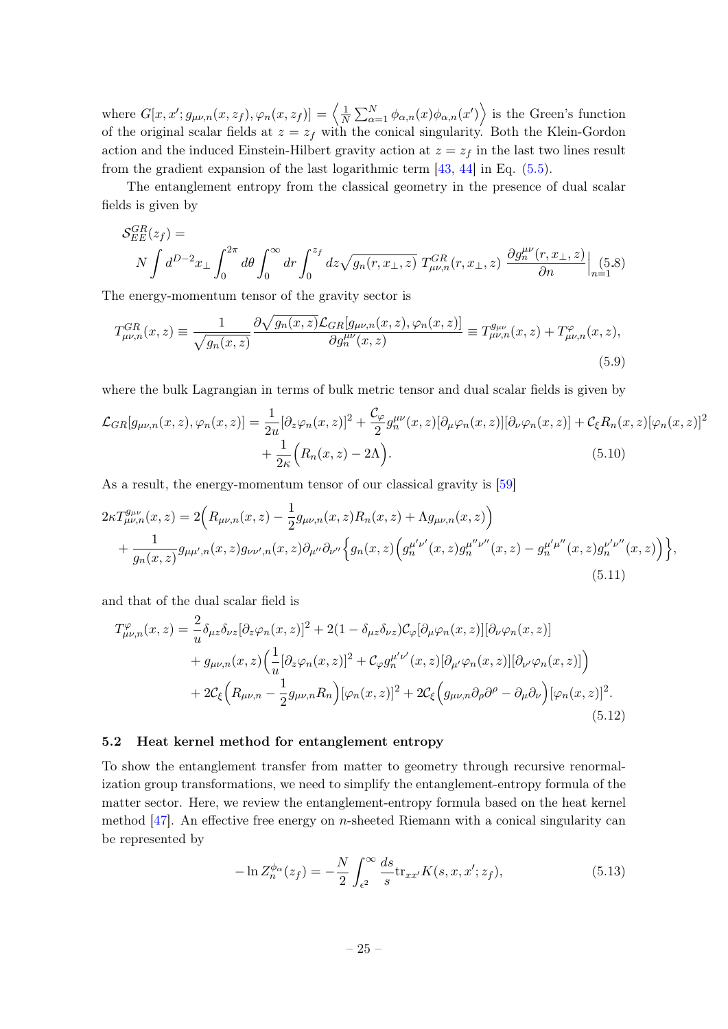where $G[x, x'; g_{\mu\nu,n}(x, z_f), \varphi_n(x, z_f)] = \left\langle \frac{1}{N} \sum_{\alpha=1}^{N} \phi_{\alpha,n}(x) \phi_{\alpha,n}(x') \right\rangle$ is the Green's function of the original scalar fields at $z = z_f$ with the conical singularity. Both the Klein-Gordon action and the induced Einstein-Hilbert gravity action at $z = z_f$ in the last two lines result from the gradient expansion of the last logarithmic term [43, 44] in Eq. (5.5).

The entanglement entropy from the classical geometry in the presence of dual scalar fields is given by

$$\mathcal{S}_{EE}^{GR}(z_f) = N \int d^{D-2}x_\perp \int_0^{2\pi} d\theta \int_0^\infty dr \int_0^{z_f} dz \sqrt{g_n(r, x_\perp, z)} \; T_{\mu\nu,n}^{GR}(r, x_\perp, z) \; \frac{\partial g_n^{\mu\nu}(r, x_\perp, z)}{\partial n} \Big|_{n=1} \tag{5.8}$$

The energy-momentum tensor of the gravity sector is

$$T_{\mu\nu,n}^{GR}(x, z) \equiv \frac{1}{\sqrt{g_n(x, z)}} \frac{\partial \sqrt{g_n(x, z)} \mathcal{L}_{GR}[g_{\mu\nu,n}(x, z), \varphi_n(x, z)]}{\partial g_n^{\mu\nu}(x, z)} \equiv T_{\mu\nu,n}^{g_{\mu\nu}}(x, z) + T_{\mu\nu,n}^{\varphi}(x, z), \tag{5.9}$$

where the bulk Lagrangian in terms of bulk metric tensor and dual scalar fields is given by

$$\begin{aligned}\mathcal{L}_{GR}[g_{\mu\nu,n}(x, z), \varphi_n(x, z)] = \frac{1}{2u}[\partial_z \varphi_n(x, z)]^2 + \frac{\mathcal{C}_\varphi}{2} g_n^{\mu\nu}(x, z)[\partial_\mu \varphi_n(x, z)][\partial_\nu \varphi_n(x, z)] + \mathcal{C}_\xi R_n(x, z)[\varphi_n(x, z)]^2 \\ + \frac{1}{2\kappa}\Big(R_n(x, z) - 2\Lambda\Big). \end{aligned} \tag{5.10}$$

As a result, the energy-momentum tensor of our classical gravity is [59]

$$\begin{aligned} 2\kappa T_{\mu\nu,n}^{g_{\mu\nu}}(x, z) &= 2\Big(R_{\mu\nu,n}(x, z) - \frac{1}{2} g_{\mu\nu,n}(x, z) R_n(x, z) + \Lambda g_{\mu\nu,n}(x, z)\Big) \\ &+ \frac{1}{g_n(x, z)} g_{\mu\mu',n}(x, z) g_{\nu\nu',n}(x, z) \partial_{\mu''} \partial_{\nu''} \Big\{ g_n(x, z) \Big( g_n^{\mu'\nu'}(x, z) g_n^{\mu''\nu''}(x, z) - g_n^{\mu'\mu''}(x, z) g_n^{\nu'\nu''}(x, z) \Big) \Big\}, \end{aligned} \tag{5.11}$$

and that of the dual scalar field is

$$\begin{aligned} T_{\mu\nu,n}^{\varphi}(x, z) &= \frac{2}{u} \delta_{\mu z} \delta_{\nu z} [\partial_z \varphi_n(x, z)]^2 + 2(1 - \delta_{\mu z} \delta_{\nu z}) \mathcal{C}_\varphi [\partial_\mu \varphi_n(x, z)][\partial_\nu \varphi_n(x, z)] \\ &+ g_{\mu\nu,n}(x, z) \Big( \frac{1}{u} [\partial_z \varphi_n(x, z)]^2 + \mathcal{C}_\varphi g_n^{\mu'\nu'}(x, z) [\partial_{\mu'} \varphi_n(x, z)][\partial_{\nu'} \varphi_n(x, z)] \Big) \\ &+ 2\mathcal{C}_\xi \Big( R_{\mu\nu,n} - \frac{1}{2} g_{\mu\nu,n} R_n \Big) [\varphi_n(x, z)]^2 + 2\mathcal{C}_\xi \Big( g_{\mu\nu,n} \partial_\rho \partial^\rho - \partial_\mu \partial_\nu \Big) [\varphi_n(x, z)]^2. \end{aligned} \tag{5.12}$$

### 5.2 Heat kernel method for entanglement entropy

To show the entanglement transfer from matter to geometry through recursive renormalization group transformations, we need to simplify the entanglement-entropy formula of the matter sector. Here, we review the entanglement-entropy formula based on the heat kernel method [47]. An effective free energy on $n$-sheeted Riemann with a conical singularity can be represented by

$$-\ln Z_n^{\phi_\alpha}(z_f) = -\frac{N}{2} \int_{\epsilon^2}^\infty \frac{ds}{s} \mathrm{tr}_{xx'} K(s, x, x'; z_f), \tag{5.13}$$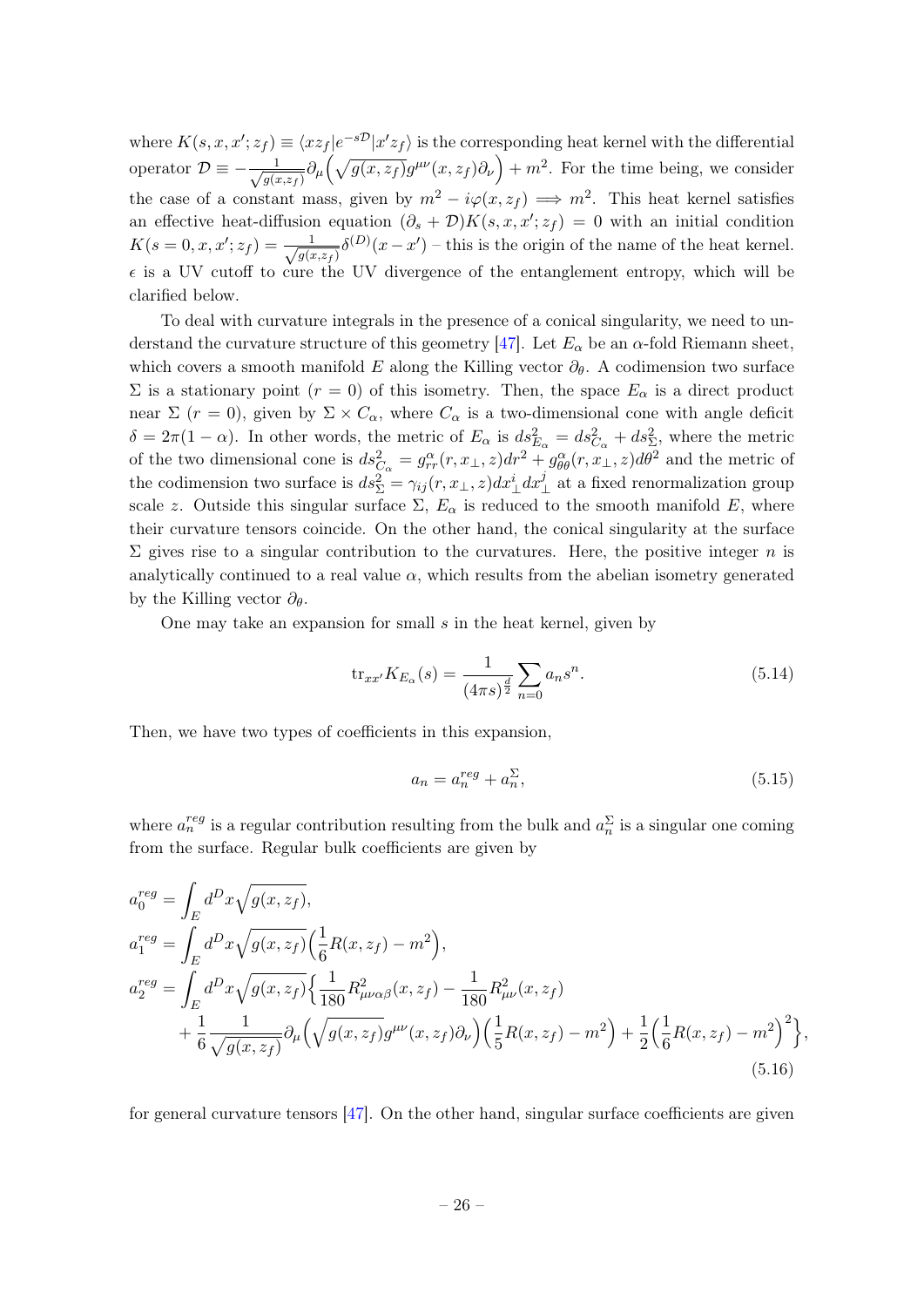where $K(s, x, x'; z_f) \equiv \langle x z_f | e^{-s\mathcal{D}} | x' z_f \rangle$ is the corresponding heat kernel with the differential operator $\mathcal{D} \equiv -\frac{1}{\sqrt{g(x,z_f)}} \partial_\mu \Big( \sqrt{g(x,z_f)} g^{\mu\nu}(x, z_f) \partial_\nu \Big) + m^2$. For the time being, we consider the case of a constant mass, given by $m^2 - i\varphi(x, z_f) \Longrightarrow m^2$. This heat kernel satisfies an effective heat-diffusion equation $(\partial_s + \mathcal{D}) K(s, x, x'; z_f) = 0$ with an initial condition $K(s = 0, x, x'; z_f) = \frac{1}{\sqrt{g(x,z_f)}} \delta^{(D)}(x - x')$ – this is the origin of the name of the heat kernel. $\epsilon$ is a UV cutoff to cure the UV divergence of the entanglement entropy, which will be clarified below.

To deal with curvature integrals in the presence of a conical singularity, we need to understand the curvature structure of this geometry [47]. Let $E_\alpha$ be an $\alpha$-fold Riemann sheet, which covers a smooth manifold $E$ along the Killing vector $\partial_\theta$. A codimension two surface $\Sigma$ is a stationary point ($r = 0$) of this isometry. Then, the space $E_\alpha$ is a direct product near $\Sigma$ ($r = 0$), given by $\Sigma \times C_\alpha$, where $C_\alpha$ is a two-dimensional cone with angle deficit $\delta = 2\pi(1 - \alpha)$. In other words, the metric of $E_\alpha$ is $ds^2_{E_\alpha} = ds^2_{C_\alpha} + ds^2_\Sigma$, where the metric of the two dimensional cone is $ds^2_{C_\alpha} = g^\alpha_{rr}(r, x_\perp, z) dr^2 + g^\alpha_{\theta\theta}(r, x_\perp, z) d\theta^2$ and the metric of the codimension two surface is $ds^2_\Sigma = \gamma_{ij}(r, x_\perp, z) dx^i_\perp dx^j_\perp$ at a fixed renormalization group scale $z$. Outside this singular surface $\Sigma$, $E_\alpha$ is reduced to the smooth manifold $E$, where their curvature tensors coincide. On the other hand, the conical singularity at the surface $\Sigma$ gives rise to a singular contribution to the curvatures. Here, the positive integer $n$ is analytically continued to a real value $\alpha$, which results from the abelian isometry generated by the Killing vector $\partial_\theta$.

One may take an expansion for small $s$ in the heat kernel, given by

$$\mathrm{tr}_{xx'} K_{E_\alpha}(s) = \frac{1}{(4\pi s)^{\frac{d}{2}}} \sum_{n=0} a_n s^n. \tag{5.14}$$

Then, we have two types of coefficients in this expansion,

$$a_n = a_n^{reg} + a_n^\Sigma, \tag{5.15}$$

where $a_n^{reg}$ is a regular contribution resulting from the bulk and $a_n^\Sigma$ is a singular one coming from the surface. Regular bulk coefficients are given by

$$\begin{aligned}
a_0^{reg} &= \int_E d^D x \sqrt{g(x, z_f)}, \\
a_1^{reg} &= \int_E d^D x \sqrt{g(x, z_f)} \Big( \frac{1}{6} R(x, z_f) - m^2 \Big), \\
a_2^{reg} &= \int_E d^D x \sqrt{g(x, z_f)} \Big\{ \frac{1}{180} R^2_{\mu\nu\alpha\beta}(x, z_f) - \frac{1}{180} R^2_{\mu\nu}(x, z_f) \\
&\quad + \frac{1}{6} \frac{1}{\sqrt{g(x, z_f)}} \partial_\mu \Big( \sqrt{g(x, z_f)} g^{\mu\nu}(x, z_f) \partial_\nu \Big) \Big( \frac{1}{5} R(x, z_f) - m^2 \Big) + \frac{1}{2} \Big( \frac{1}{6} R(x, z_f) - m^2 \Big)^2 \Big\},
\end{aligned} \tag{5.16}$$

for general curvature tensors [47]. On the other hand, singular surface coefficients are given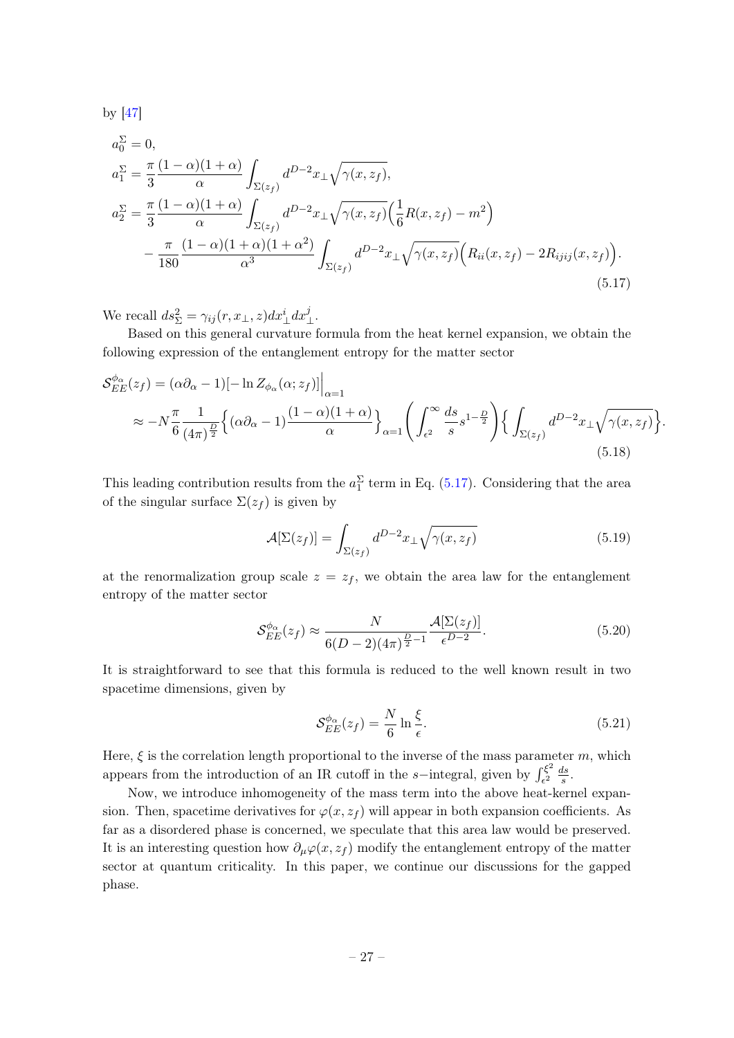by [47]

$$
\begin{aligned}
a_0^\Sigma &= 0, \\
a_1^\Sigma &= \frac{\pi}{3}\frac{(1-\alpha)(1+\alpha)}{\alpha}\int_{\Sigma(z_f)} d^{D-2}x_\perp \sqrt{\gamma(x,z_f)}, \\
a_2^\Sigma &= \frac{\pi}{3}\frac{(1-\alpha)(1+\alpha)}{\alpha}\int_{\Sigma(z_f)} d^{D-2}x_\perp \sqrt{\gamma(x,z_f)}\Big(\frac{1}{6}R(x,z_f) - m^2\Big) \\
&\quad - \frac{\pi}{180}\frac{(1-\alpha)(1+\alpha)(1+\alpha^2)}{\alpha^3}\int_{\Sigma(z_f)} d^{D-2}x_\perp \sqrt{\gamma(x,z_f)}\Big(R_{ii}(x,z_f) - 2R_{ijij}(x,z_f)\Big).
\end{aligned}
\tag{5.17}
$$

We recall $ds_\Sigma^2 = \gamma_{ij}(r,x_\perp,z)dx_\perp^i dx_\perp^j$.

Based on this general curvature formula from the heat kernel expansion, we obtain the following expression of the entanglement entropy for the matter sector

$$
\begin{aligned}
\mathcal{S}_{EE}^{\phi_\alpha}(z_f) &= (\alpha\partial_\alpha - 1)[-\ln Z_{\phi_\alpha}(\alpha;z_f)]\Big|_{\alpha=1} \\
&\approx -N\frac{\pi}{6}\frac{1}{(4\pi)^{\frac{D}{2}}}\Big\{(\alpha\partial_\alpha - 1)\frac{(1-\alpha)(1+\alpha)}{\alpha}\Big\}_{\alpha=1}\bigg(\int_{\epsilon^2}^\infty \frac{ds}{s}s^{1-\frac{D}{2}}\bigg)\Big\{\int_{\Sigma(z_f)} d^{D-2}x_\perp \sqrt{\gamma(x,z_f)}\Big\}.
\end{aligned}
\tag{5.18}
$$

This leading contribution results from the $a_1^\Sigma$ term in Eq. (5.17). Considering that the area of the singular surface $\Sigma(z_f)$ is given by

$$
\mathcal{A}[\Sigma(z_f)] = \int_{\Sigma(z_f)} d^{D-2}x_\perp \sqrt{\gamma(x,z_f)} \tag{5.19}
$$

at the renormalization group scale $z = z_f$, we obtain the area law for the entanglement entropy of the matter sector

$$
\mathcal{S}_{EE}^{\phi_\alpha}(z_f) \approx \frac{N}{6(D-2)(4\pi)^{\frac{D}{2}-1}}\frac{\mathcal{A}[\Sigma(z_f)]}{\epsilon^{D-2}}. \tag{5.20}
$$

It is straightforward to see that this formula is reduced to the well known result in two spacetime dimensions, given by

$$
\mathcal{S}_{EE}^{\phi_\alpha}(z_f) = \frac{N}{6}\ln\frac{\xi}{\epsilon}. \tag{5.21}
$$

Here, $\xi$ is the correlation length proportional to the inverse of the mass parameter $m$, which appears from the introduction of an IR cutoff in the $s-$integral, given by $\int_{\epsilon^2}^{\xi^2}\frac{ds}{s}$.

Now, we introduce inhomogeneity of the mass term into the above heat-kernel expansion. Then, spacetime derivatives for $\varphi(x,z_f)$ will appear in both expansion coefficients. As far as a disordered phase is concerned, we speculate that this area law would be preserved. It is an interesting question how $\partial_\mu\varphi(x,z_f)$ modify the entanglement entropy of the matter sector at quantum criticality. In this paper, we continue our discussions for the gapped phase.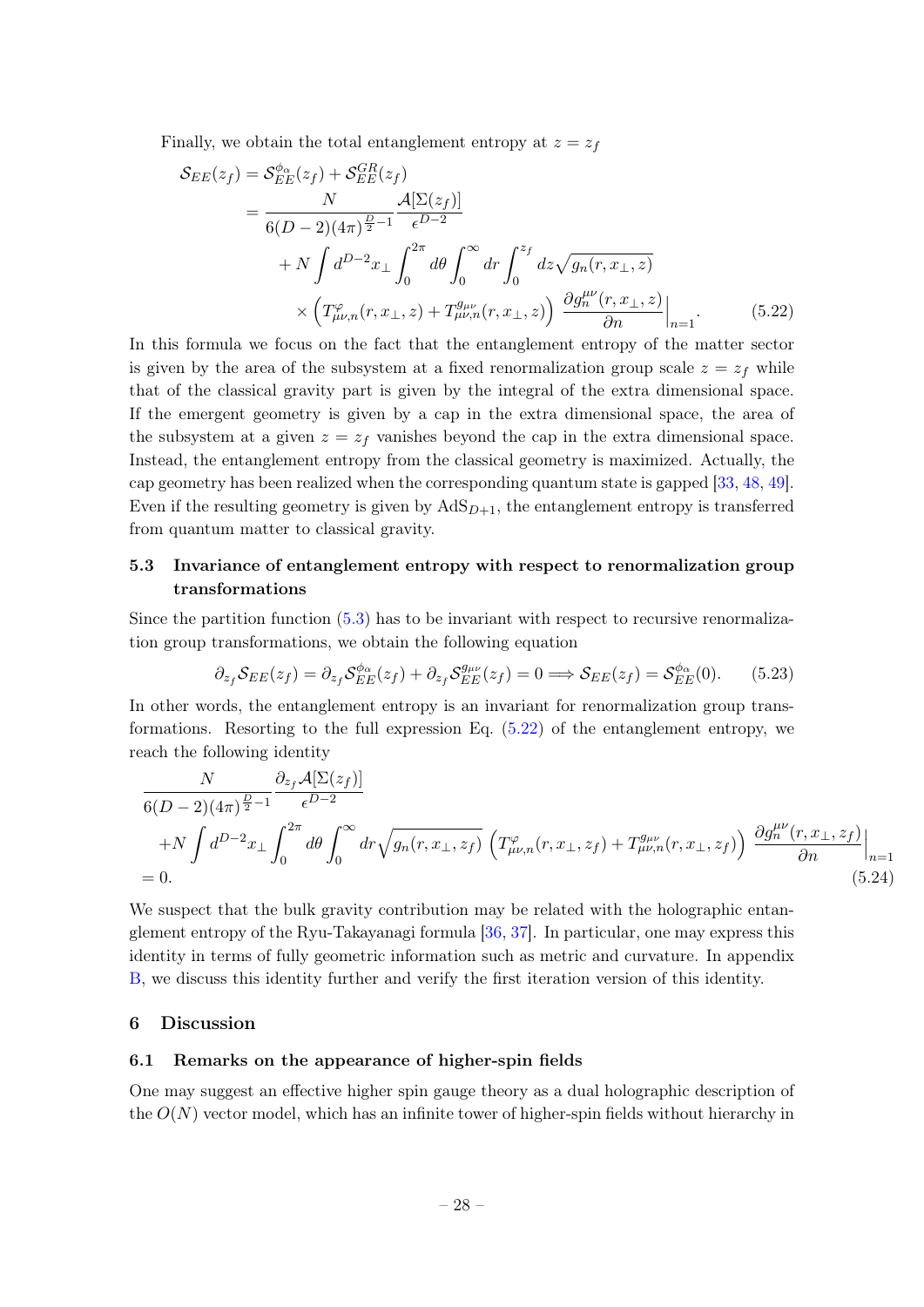Finally, we obtain the total entanglement entropy at $z = z_f$

$$
\begin{aligned}
\mathcal{S}_{EE}(z_f) &= \mathcal{S}_{EE}^{\phi_\alpha}(z_f) + \mathcal{S}_{EE}^{GR}(z_f) \\
&= \frac{N}{6(D-2)(4\pi)^{\frac{D}{2}-1}} \frac{\mathcal{A}[\Sigma(z_f)]}{\epsilon^{D-2}} \\
&\quad + N \int d^{D-2}x_\perp \int_0^{2\pi} d\theta \int_0^\infty dr \int_0^{z_f} dz \sqrt{g_n(r, x_\perp, z)} \\
&\quad \times \left( T_{\mu\nu,n}^{\varphi}(r, x_\perp, z) + T_{\mu\nu,n}^{g_{\mu\nu}}(r, x_\perp, z) \right) \left. \frac{\partial g_n^{\mu\nu}(r, x_\perp, z)}{\partial n} \right|_{n=1}.
\end{aligned}
\tag{5.22}
$$

In this formula we focus on the fact that the entanglement entropy of the matter sector is given by the area of the subsystem at a fixed renormalization group scale $z = z_f$ while that of the classical gravity part is given by the integral of the extra dimensional space. If the emergent geometry is given by a cap in the extra dimensional space, the area of the subsystem at a given $z = z_f$ vanishes beyond the cap in the extra dimensional space. Instead, the entanglement entropy from the classical geometry is maximized. Actually, the cap geometry has been realized when the corresponding quantum state is gapped [33, 48, 49]. Even if the resulting geometry is given by $\text{AdS}_{D+1}$, the entanglement entropy is transferred from quantum matter to classical gravity.

### 5.3 Invariance of entanglement entropy with respect to renormalization group transformations

Since the partition function (5.3) has to be invariant with respect to recursive renormalization group transformations, we obtain the following equation

$$
\partial_{z_f} \mathcal{S}_{EE}(z_f) = \partial_{z_f} \mathcal{S}_{EE}^{\phi_\alpha}(z_f) + \partial_{z_f} \mathcal{S}_{EE}^{g_{\mu\nu}}(z_f) = 0 \Longrightarrow \mathcal{S}_{EE}(z_f) = \mathcal{S}_{EE}^{\phi_\alpha}(0). \tag{5.23}
$$

In other words, the entanglement entropy is an invariant for renormalization group transformations. Resorting to the full expression Eq. (5.22) of the entanglement entropy, we reach the following identity

$$
\begin{aligned}
&\frac{N}{6(D-2)(4\pi)^{\frac{D}{2}-1}} \frac{\partial_{z_f} \mathcal{A}[\Sigma(z_f)]}{\epsilon^{D-2}} \\
&+ N \int d^{D-2}x_\perp \int_0^{2\pi} d\theta \int_0^\infty dr \sqrt{g_n(r, x_\perp, z_f)} \left( T_{\mu\nu,n}^{\varphi}(r, x_\perp, z_f) + T_{\mu\nu,n}^{g_{\mu\nu}}(r, x_\perp, z_f) \right) \left. \frac{\partial g_n^{\mu\nu}(r, x_\perp, z_f)}{\partial n} \right|_{n=1} \\
&= 0.
\end{aligned}
\tag{5.24}
$$

We suspect that the bulk gravity contribution may be related with the holographic entanglement entropy of the Ryu-Takayanagi formula [36, 37]. In particular, one may express this identity in terms of fully geometric information such as metric and curvature. In appendix B, we discuss this identity further and verify the first iteration version of this identity.

## 6 Discussion

### 6.1 Remarks on the appearance of higher-spin fields

One may suggest an effective higher spin gauge theory as a dual holographic description of the $O(N)$ vector model, which has an infinite tower of higher-spin fields without hierarchy in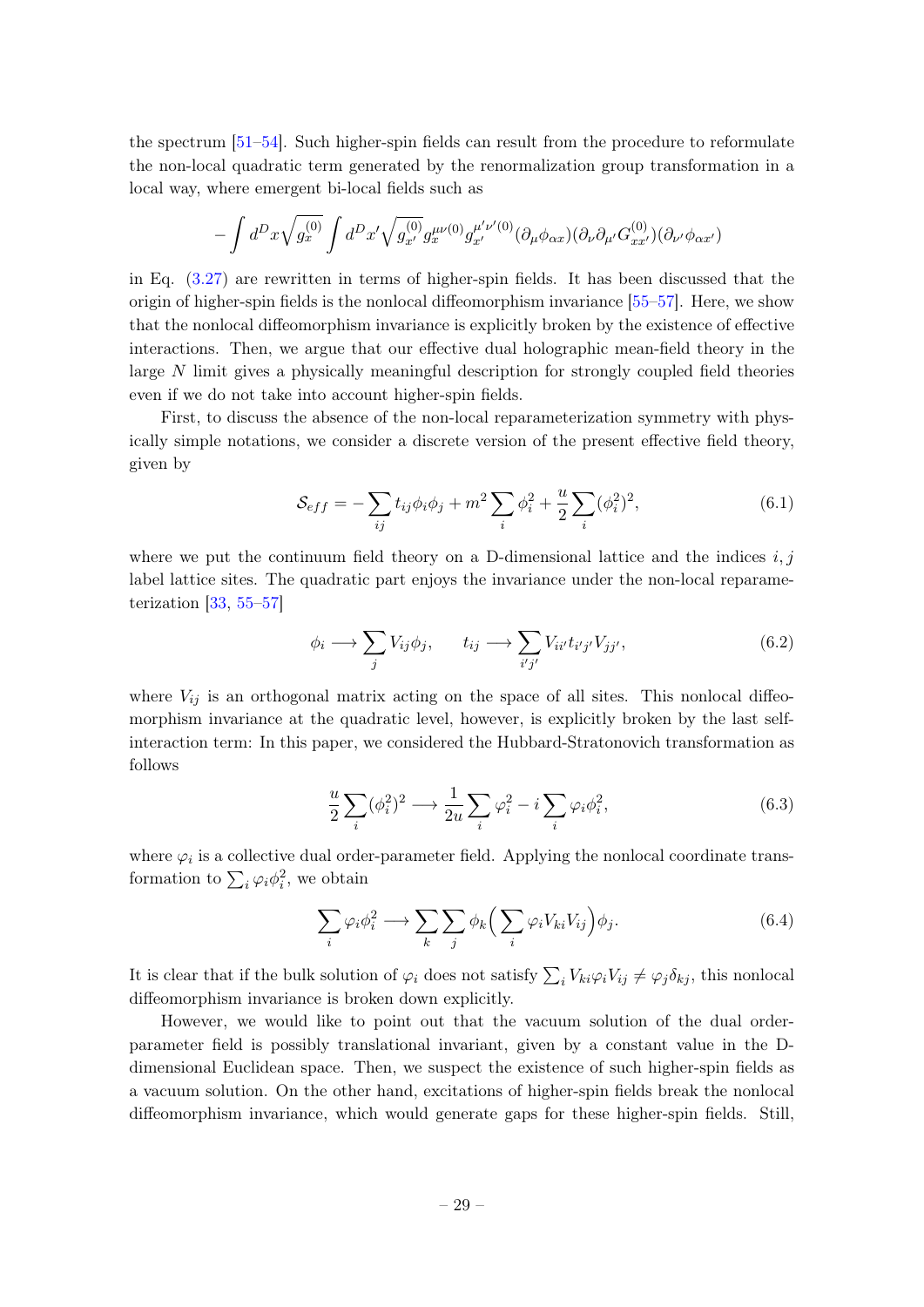the spectrum [51–54]. Such higher-spin fields can result from the procedure to reformulate the non-local quadratic term generated by the renormalization group transformation in a local way, where emergent bi-local fields such as

$$- \int d^D x \sqrt{g_x^{(0)}} \int d^D x' \sqrt{g_{x'}^{(0)}} g_x^{\mu\nu(0)} g_{x'}^{\mu'\nu'(0)} (\partial_\mu \phi_{\alpha x})(\partial_\nu \partial_{\mu'} G_{xx'}^{(0)})(\partial_{\nu'} \phi_{\alpha x'})$$

in Eq. (3.27) are rewritten in terms of higher-spin fields. It has been discussed that the origin of higher-spin fields is the nonlocal diffeomorphism invariance [55–57]. Here, we show that the nonlocal diffeomorphism invariance is explicitly broken by the existence of effective interactions. Then, we argue that our effective dual holographic mean-field theory in the large $N$ limit gives a physically meaningful description for strongly coupled field theories even if we do not take into account higher-spin fields.

First, to discuss the absence of the non-local reparameterization symmetry with physically simple notations, we consider a discrete version of the present effective field theory, given by

$$\mathcal{S}_{eff} = - \sum_{ij} t_{ij} \phi_i \phi_j + m^2 \sum_i \phi_i^2 + \frac{u}{2} \sum_i (\phi_i^2)^2, \tag{6.1}$$

where we put the continuum field theory on a D-dimensional lattice and the indices $i, j$ label lattice sites. The quadratic part enjoys the invariance under the non-local reparameterization [33, 55–57]

$$\phi_i \longrightarrow \sum_j V_{ij} \phi_j, \qquad t_{ij} \longrightarrow \sum_{i'j'} V_{ii'} t_{i'j'} V_{jj'}, \tag{6.2}$$

where $V_{ij}$ is an orthogonal matrix acting on the space of all sites. This nonlocal diffeomorphism invariance at the quadratic level, however, is explicitly broken by the last self-interaction term: In this paper, we considered the Hubbard-Stratonovich transformation as follows

$$\frac{u}{2} \sum_i (\phi_i^2)^2 \longrightarrow \frac{1}{2u} \sum_i \varphi_i^2 - i \sum_i \varphi_i \phi_i^2, \tag{6.3}$$

where $\varphi_i$ is a collective dual order-parameter field. Applying the nonlocal coordinate transformation to $\sum_i \varphi_i \phi_i^2$, we obtain

$$\sum_i \varphi_i \phi_i^2 \longrightarrow \sum_k \sum_j \phi_k \Big( \sum_i \varphi_i V_{ki} V_{ij} \Big) \phi_j. \tag{6.4}$$

It is clear that if the bulk solution of $\varphi_i$ does not satisfy $\sum_i V_{ki} \varphi_i V_{ij} \neq \varphi_j \delta_{kj}$, this nonlocal diffeomorphism invariance is broken down explicitly.

However, we would like to point out that the vacuum solution of the dual order-parameter field is possibly translational invariant, given by a constant value in the D-dimensional Euclidean space. Then, we suspect the existence of such higher-spin fields as a vacuum solution. On the other hand, excitations of higher-spin fields break the nonlocal diffeomorphism invariance, which would generate gaps for these higher-spin fields. Still,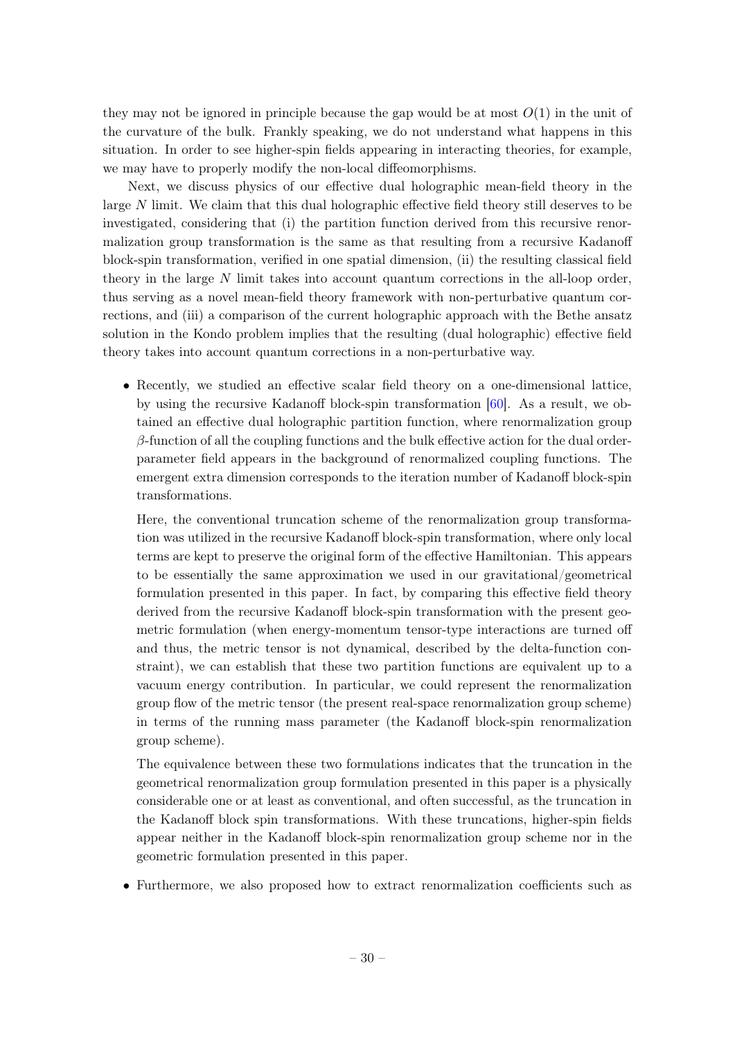they may not be ignored in principle because the gap would be at most $O(1)$ in the unit of the curvature of the bulk. Frankly speaking, we do not understand what happens in this situation. In order to see higher-spin fields appearing in interacting theories, for example, we may have to properly modify the non-local diffeomorphisms.

Next, we discuss physics of our effective dual holographic mean-field theory in the large $N$ limit. We claim that this dual holographic effective field theory still deserves to be investigated, considering that (i) the partition function derived from this recursive renormalization group transformation is the same as that resulting from a recursive Kadanoff block-spin transformation, verified in one spatial dimension, (ii) the resulting classical field theory in the large $N$ limit takes into account quantum corrections in the all-loop order, thus serving as a novel mean-field theory framework with non-perturbative quantum corrections, and (iii) a comparison of the current holographic approach with the Bethe ansatz solution in the Kondo problem implies that the resulting (dual holographic) effective field theory takes into account quantum corrections in a non-perturbative way.

- Recently, we studied an effective scalar field theory on a one-dimensional lattice, by using the recursive Kadanoff block-spin transformation [60]. As a result, we obtained an effective dual holographic partition function, where renormalization group $\beta$-function of all the coupling functions and the bulk effective action for the dual order-parameter field appears in the background of renormalized coupling functions. The emergent extra dimension corresponds to the iteration number of Kadanoff block-spin transformations.

  Here, the conventional truncation scheme of the renormalization group transformation was utilized in the recursive Kadanoff block-spin transformation, where only local terms are kept to preserve the original form of the effective Hamiltonian. This appears to be essentially the same approximation we used in our gravitational/geometrical formulation presented in this paper. In fact, by comparing this effective field theory derived from the recursive Kadanoff block-spin transformation with the present geometric formulation (when energy-momentum tensor-type interactions are turned off and thus, the metric tensor is not dynamical, described by the delta-function constraint), we can establish that these two partition functions are equivalent up to a vacuum energy contribution. In particular, we could represent the renormalization group flow of the metric tensor (the present real-space renormalization group scheme) in terms of the running mass parameter (the Kadanoff block-spin renormalization group scheme).

  The equivalence between these two formulations indicates that the truncation in the geometrical renormalization group formulation presented in this paper is a physically considerable one or at least as conventional, and often successful, as the truncation in the Kadanoff block spin transformations. With these truncations, higher-spin fields appear neither in the Kadanoff block-spin renormalization group scheme nor in the geometric formulation presented in this paper.

- Furthermore, we also proposed how to extract renormalization coefficients such as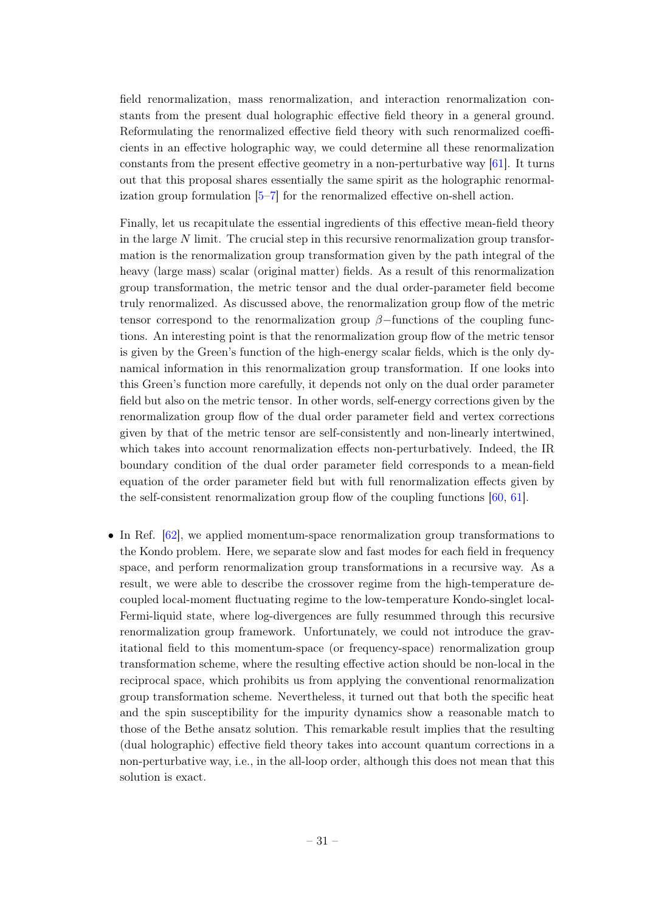field renormalization, mass renormalization, and interaction renormalization constants from the present dual holographic effective field theory in a general ground. Reformulating the renormalized effective field theory with such renormalized coefficients in an effective holographic way, we could determine all these renormalization constants from the present effective geometry in a non-perturbative way [61]. It turns out that this proposal shares essentially the same spirit as the holographic renormalization group formulation [5–7] for the renormalized effective on-shell action.

Finally, let us recapitulate the essential ingredients of this effective mean-field theory in the large $N$ limit. The crucial step in this recursive renormalization group transformation is the renormalization group transformation given by the path integral of the heavy (large mass) scalar (original matter) fields. As a result of this renormalization group transformation, the metric tensor and the dual order-parameter field become truly renormalized. As discussed above, the renormalization group flow of the metric tensor correspond to the renormalization group $\beta-$functions of the coupling functions. An interesting point is that the renormalization group flow of the metric tensor is given by the Green's function of the high-energy scalar fields, which is the only dynamical information in this renormalization group transformation. If one looks into this Green's function more carefully, it depends not only on the dual order parameter field but also on the metric tensor. In other words, self-energy corrections given by the renormalization group flow of the dual order parameter field and vertex corrections given by that of the metric tensor are self-consistently and non-linearly intertwined, which takes into account renormalization effects non-perturbatively. Indeed, the IR boundary condition of the dual order parameter field corresponds to a mean-field equation of the order parameter field but with full renormalization effects given by the self-consistent renormalization group flow of the coupling functions [60, 61].

- In Ref. [62], we applied momentum-space renormalization group transformations to the Kondo problem. Here, we separate slow and fast modes for each field in frequency space, and perform renormalization group transformations in a recursive way. As a result, we were able to describe the crossover regime from the high-temperature decoupled local-moment fluctuating regime to the low-temperature Kondo-singlet local-Fermi-liquid state, where log-divergences are fully resummed through this recursive renormalization group framework. Unfortunately, we could not introduce the gravitational field to this momentum-space (or frequency-space) renormalization group transformation scheme, where the resulting effective action should be non-local in the reciprocal space, which prohibits us from applying the conventional renormalization group transformation scheme. Nevertheless, it turned out that both the specific heat and the spin susceptibility for the impurity dynamics show a reasonable match to those of the Bethe ansatz solution. This remarkable result implies that the resulting (dual holographic) effective field theory takes into account quantum corrections in a non-perturbative way, i.e., in the all-loop order, although this does not mean that this solution is exact.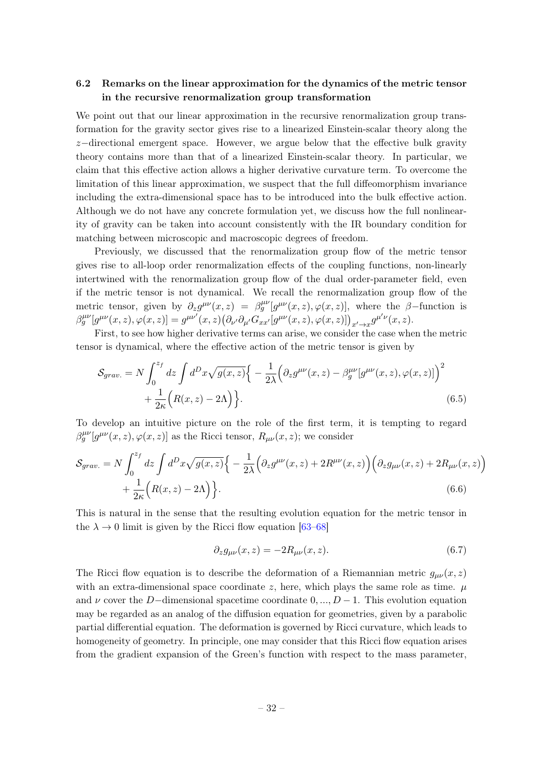### 6.2 Remarks on the linear approximation for the dynamics of the metric tensor in the recursive renormalization group transformation

We point out that our linear approximation in the recursive renormalization group transformation for the gravity sector gives rise to a linearized Einstein-scalar theory along the $z-$directional emergent space. However, we argue below that the effective bulk gravity theory contains more than that of a linearized Einstein-scalar theory. In particular, we claim that this effective action allows a higher derivative curvature term. To overcome the limitation of this linear approximation, we suspect that the full diffeomorphism invariance including the extra-dimensional space has to be introduced into the bulk effective action. Although we do not have any concrete formulation yet, we discuss how the full nonlinearity of gravity can be taken into account consistently with the IR boundary condition for matching between microscopic and macroscopic degrees of freedom.

Previously, we discussed that the renormalization group flow of the metric tensor gives rise to all-loop order renormalization effects of the coupling functions, non-linearly intertwined with the renormalization group flow of the dual order-parameter field, even if the metric tensor is not dynamical. We recall the renormalization group flow of the metric tensor, given by $\partial_z g^{\mu\nu}(x,z) = \beta_g^{\mu\nu}[g^{\mu\nu}(x,z),\varphi(x,z)]$, where the $\beta-$function is $\beta_g^{\mu\nu}[g^{\mu\nu}(x,z),\varphi(x,z)] = g^{\mu\nu'}(x,z)\big(\partial_{\nu'}\partial_{\mu'}G_{xx'}[g^{\mu\nu}(x,z),\varphi(x,z)]\big)_{x'\to x} g^{\mu'\nu}(x,z)$.

First, to see how higher derivative terms can arise, we consider the case when the metric tensor is dynamical, where the effective action of the metric tensor is given by

$$\mathcal{S}_{grav.} = N\int_0^{z_f} dz \int d^D x \sqrt{g(x,z)}\Big\{ -\frac{1}{2\lambda}\Big(\partial_z g^{\mu\nu}(x,z) - \beta_g^{\mu\nu}[g^{\mu\nu}(x,z),\varphi(x,z)]\Big)^2 + \frac{1}{2\kappa}\Big(R(x,z) - 2\Lambda\Big)\Big\}. \tag{6.5}$$

To develop an intuitive picture on the role of the first term, it is tempting to regard $\beta_g^{\mu\nu}[g^{\mu\nu}(x,z),\varphi(x,z)]$ as the Ricci tensor, $R_{\mu\nu}(x,z)$; we consider

$$\mathcal{S}_{grav.} = N\int_0^{z_f} dz \int d^D x \sqrt{g(x,z)}\Big\{ -\frac{1}{2\lambda}\Big(\partial_z g^{\mu\nu}(x,z) + 2R^{\mu\nu}(x,z)\Big)\Big(\partial_z g_{\mu\nu}(x,z) + 2R_{\mu\nu}(x,z)\Big) + \frac{1}{2\kappa}\Big(R(x,z) - 2\Lambda\Big)\Big\}. \tag{6.6}$$

This is natural in the sense that the resulting evolution equation for the metric tensor in the $\lambda \to 0$ limit is given by the Ricci flow equation [63–68]

$$\partial_z g_{\mu\nu}(x,z) = -2R_{\mu\nu}(x,z). \tag{6.7}$$

The Ricci flow equation is to describe the deformation of a Riemannian metric $g_{\mu\nu}(x,z)$ with an extra-dimensional space coordinate $z$, here, which plays the same role as time. $\mu$ and $\nu$ cover the $D-$dimensional spacetime coordinate $0,...,D-1$. This evolution equation may be regarded as an analog of the diffusion equation for geometries, given by a parabolic partial differential equation. The deformation is governed by Ricci curvature, which leads to homogeneity of geometry. In principle, one may consider that this Ricci flow equation arises from the gradient expansion of the Green's function with respect to the mass parameter,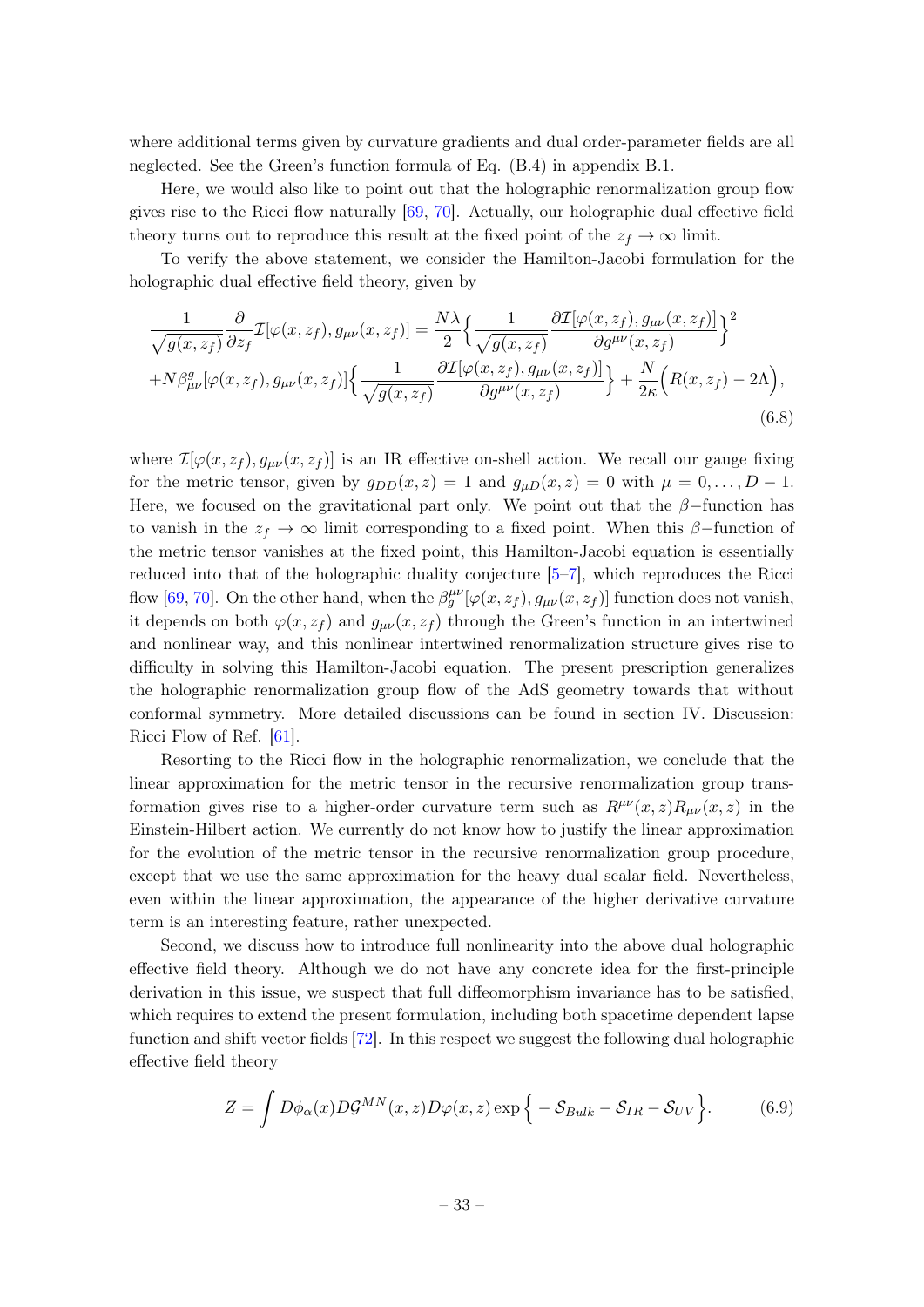where additional terms given by curvature gradients and dual order-parameter fields are all neglected. See the Green's function formula of Eq. (B.4) in appendix B.1.

Here, we would also like to point out that the holographic renormalization group flow gives rise to the Ricci flow naturally [69, 70]. Actually, our holographic dual effective field theory turns out to reproduce this result at the fixed point of the $z_f \to \infty$ limit.

To verify the above statement, we consider the Hamilton-Jacobi formulation for the holographic dual effective field theory, given by

$$\frac{1}{\sqrt{g(x,z_f)}}\frac{\partial}{\partial z_f}\mathcal{I}[\varphi(x,z_f),g_{\mu\nu}(x,z_f)] = \frac{N\lambda}{2}\Big\{\frac{1}{\sqrt{g(x,z_f)}}\frac{\partial \mathcal{I}[\varphi(x,z_f),g_{\mu\nu}(x,z_f)]}{\partial g^{\mu\nu}(x,z_f)}\Big\}^2$$
$$+N\beta^g_{\mu\nu}[\varphi(x,z_f),g_{\mu\nu}(x,z_f)]\Big\{\frac{1}{\sqrt{g(x,z_f)}}\frac{\partial \mathcal{I}[\varphi(x,z_f),g_{\mu\nu}(x,z_f)]}{\partial g^{\mu\nu}(x,z_f)}\Big\} + \frac{N}{2\kappa}\Big(R(x,z_f)-2\Lambda\Big), \tag{6.8}$$

where $\mathcal{I}[\varphi(x,z_f),g_{\mu\nu}(x,z_f)]$ is an IR effective on-shell action. We recall our gauge fixing for the metric tensor, given by $g_{DD}(x,z)=1$ and $g_{\mu D}(x,z)=0$ with $\mu=0,\ldots,D-1$. Here, we focused on the gravitational part only. We point out that the $\beta-$function has to vanish in the $z_f\to\infty$ limit corresponding to a fixed point. When this $\beta-$function of the metric tensor vanishes at the fixed point, this Hamilton-Jacobi equation is essentially reduced into that of the holographic duality conjecture [5–7], which reproduces the Ricci flow [69, 70]. On the other hand, when the $\beta_g^{\mu\nu}[\varphi(x,z_f),g_{\mu\nu}(x,z_f)]$ function does not vanish, it depends on both $\varphi(x,z_f)$ and $g_{\mu\nu}(x,z_f)$ through the Green's function in an intertwined and nonlinear way, and this nonlinear intertwined renormalization structure gives rise to difficulty in solving this Hamilton-Jacobi equation. The present prescription generalizes the holographic renormalization group flow of the AdS geometry towards that without conformal symmetry. More detailed discussions can be found in section IV. Discussion: Ricci Flow of Ref. [61].

Resorting to the Ricci flow in the holographic renormalization, we conclude that the linear approximation for the metric tensor in the recursive renormalization group transformation gives rise to a higher-order curvature term such as $R^{\mu\nu}(x,z)R_{\mu\nu}(x,z)$ in the Einstein-Hilbert action. We currently do not know how to justify the linear approximation for the evolution of the metric tensor in the recursive renormalization group procedure, except that we use the same approximation for the heavy dual scalar field. Nevertheless, even within the linear approximation, the appearance of the higher derivative curvature term is an interesting feature, rather unexpected.

Second, we discuss how to introduce full nonlinearity into the above dual holographic effective field theory. Although we do not have any concrete idea for the first-principle derivation in this issue, we suspect that full diffeomorphism invariance has to be satisfied, which requires to extend the present formulation, including both spacetime dependent lapse function and shift vector fields [72]. In this respect we suggest the following dual holographic effective field theory

$$Z = \int D\phi_\alpha(x)D\mathcal{G}^{MN}(x,z)D\varphi(x,z)\exp\Big\{-\mathcal{S}_{Bulk}-\mathcal{S}_{IR}-\mathcal{S}_{UV}\Big\}. \tag{6.9}$$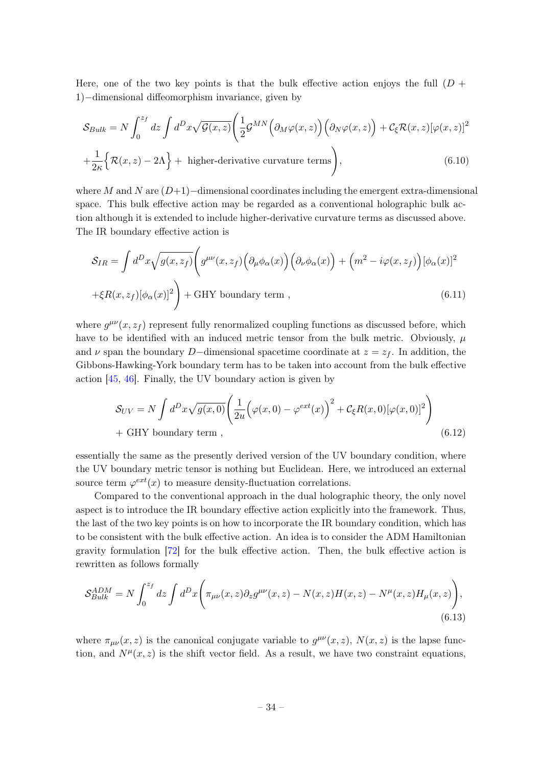Here, one of the two key points is that the bulk effective action enjoys the full $(D+1)-$dimensional diffeomorphism invariance, given by

$$\mathcal{S}_{Bulk} = N \int_0^{z_f} dz \int d^D x \sqrt{\mathcal{G}(x,z)} \Bigg( \frac{1}{2} \mathcal{G}^{MN} \Big( \partial_M \varphi(x,z) \Big) \Big( \partial_N \varphi(x,z) \Big) + \mathcal{C}_\xi \mathcal{R}(x,z) [\varphi(x,z)]^2$$
$$+ \frac{1}{2\kappa} \Big\{ \mathcal{R}(x,z) - 2\Lambda \Big\} + \text{ higher-derivative curvature terms} \Bigg), \tag{6.10}$$

where $M$ and $N$ are $(D+1)-$dimensional coordinates including the emergent extra-dimensional space. This bulk effective action may be regarded as a conventional holographic bulk action although it is extended to include higher-derivative curvature terms as discussed above. The IR boundary effective action is

$$\mathcal{S}_{IR} = \int d^D x \sqrt{g(x,z_f)} \Bigg( g^{\mu\nu}(x,z_f) \Big( \partial_\mu \phi_\alpha(x) \Big) \Big( \partial_\nu \phi_\alpha(x) \Big) + \Big( m^2 - i\varphi(x,z_f) \Big) [\phi_\alpha(x)]^2$$
$$+ \xi R(x,z_f) [\phi_\alpha(x)]^2 \Bigg) + \text{GHY boundary term} , \tag{6.11}$$

where $g^{\mu\nu}(x,z_f)$ represent fully renormalized coupling functions as discussed before, which have to be identified with an induced metric tensor from the bulk metric. Obviously, $\mu$ and $\nu$ span the boundary $D-$dimensional spacetime coordinate at $z = z_f$. In addition, the Gibbons-Hawking-York boundary term has to be taken into account from the bulk effective action [45, 46]. Finally, the UV boundary action is given by

$$\mathcal{S}_{UV} = N \int d^D x \sqrt{g(x,0)} \Bigg( \frac{1}{2u} \Big( \varphi(x,0) - \varphi^{ext}(x) \Big)^2 + \mathcal{C}_\xi R(x,0) [\varphi(x,0)]^2 \Bigg)$$
$$+ \text{ GHY boundary term} , \tag{6.12}$$

essentially the same as the presently derived version of the UV boundary condition, where the UV boundary metric tensor is nothing but Euclidean. Here, we introduced an external source term $\varphi^{ext}(x)$ to measure density-fluctuation correlations.

Compared to the conventional approach in the dual holographic theory, the only novel aspect is to introduce the IR boundary effective action explicitly into the framework. Thus, the last of the two key points is on how to incorporate the IR boundary condition, which has to be consistent with the bulk effective action. An idea is to consider the ADM Hamiltonian gravity formulation [72] for the bulk effective action. Then, the bulk effective action is rewritten as follows formally

$$\mathcal{S}_{Bulk}^{ADM} = N \int_0^{z_f} dz \int d^D x \Bigg( \pi_{\mu\nu}(x,z) \partial_z g^{\mu\nu}(x,z) - N(x,z) H(x,z) - N^\mu(x,z) H_\mu(x,z) \Bigg), \tag{6.13}$$

where $\pi_{\mu\nu}(x,z)$ is the canonical conjugate variable to $g^{\mu\nu}(x,z)$, $N(x,z)$ is the lapse function, and $N^\mu(x,z)$ is the shift vector field. As a result, we have two constraint equations,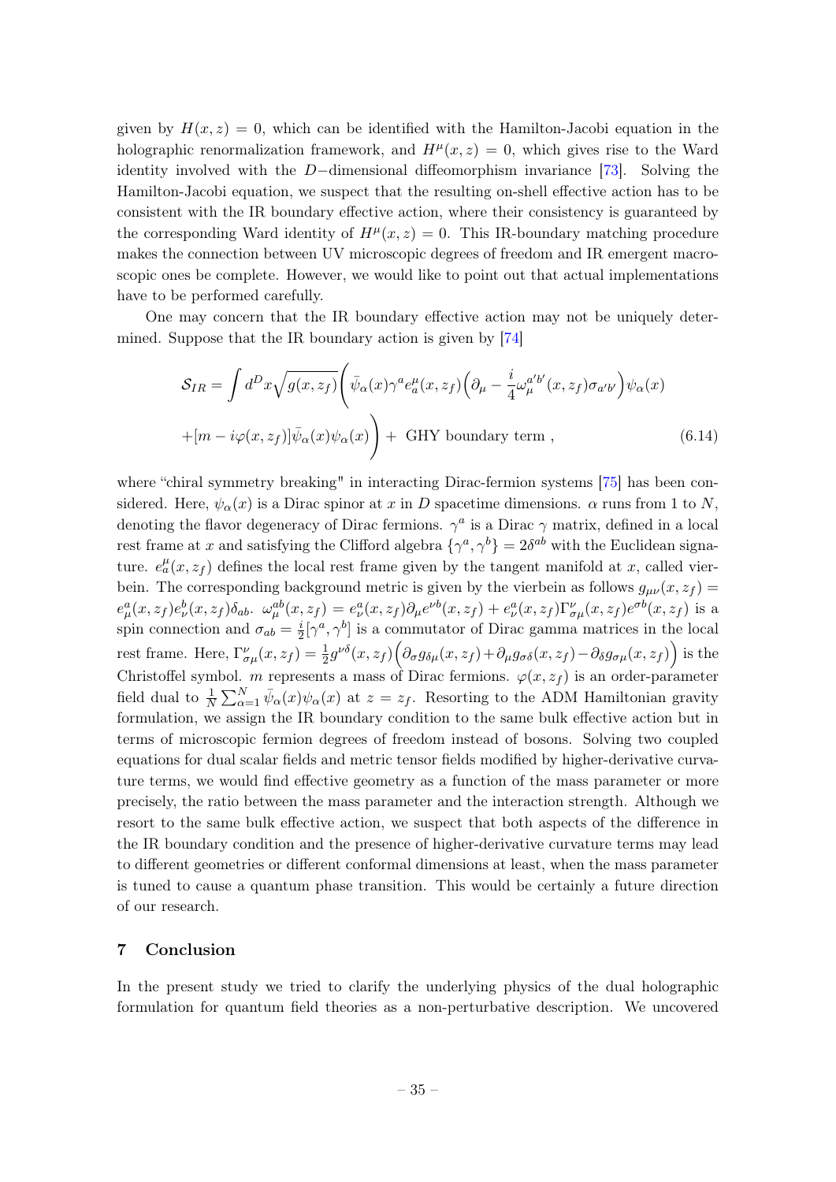given by $H(x, z) = 0$, which can be identified with the Hamilton-Jacobi equation in the holographic renormalization framework, and $H^\mu(x, z) = 0$, which gives rise to the Ward identity involved with the $D-$dimensional diffeomorphism invariance [73]. Solving the Hamilton-Jacobi equation, we suspect that the resulting on-shell effective action has to be consistent with the IR boundary effective action, where their consistency is guaranteed by the corresponding Ward identity of $H^\mu(x, z) = 0$. This IR-boundary matching procedure makes the connection between UV microscopic degrees of freedom and IR emergent macroscopic ones be complete. However, we would like to point out that actual implementations have to be performed carefully.

One may concern that the IR boundary effective action may not be uniquely determined. Suppose that the IR boundary action is given by [74]

$$
\begin{aligned}
\mathcal{S}_{IR} = \int d^D x \sqrt{g(x, z_f)} \Bigg( & \bar{\psi}_\alpha(x) \gamma^a e_a^\mu(x, z_f) \Big( \partial_\mu - \frac{i}{4} \omega_\mu^{a'b'}(x, z_f) \sigma_{a'b'} \Big) \psi_\alpha(x) \\
& + [m - i\varphi(x, z_f)] \bar{\psi}_\alpha(x) \psi_\alpha(x) \Bigg) + \text{ GHY boundary term} , \qquad (6.14)
\end{aligned}
$$

where "chiral symmetry breaking" in interacting Dirac-fermion systems [75] has been considered. Here, $\psi_\alpha(x)$ is a Dirac spinor at $x$ in $D$ spacetime dimensions. $\alpha$ runs from 1 to $N$, denoting the flavor degeneracy of Dirac fermions. $\gamma^a$ is a Dirac $\gamma$ matrix, defined in a local rest frame at $x$ and satisfying the Clifford algebra $\{\gamma^a, \gamma^b\} = 2\delta^{ab}$ with the Euclidean signature. $e_a^\mu(x, z_f)$ defines the local rest frame given by the tangent manifold at $x$, called vierbein. The corresponding background metric is given by the vierbein as follows $g_{\mu\nu}(x, z_f) = e_\mu^a(x, z_f) e_\nu^b(x, z_f) \delta_{ab}$. $\omega_\mu^{ab}(x, z_f) = e_\nu^a(x, z_f) \partial_\mu e^{\nu b}(x, z_f) + e_\nu^a(x, z_f) \Gamma_{\sigma\mu}^\nu(x, z_f) e^{\sigma b}(x, z_f)$ is a spin connection and $\sigma_{ab} = \frac{i}{2}[\gamma^a, \gamma^b]$ is a commutator of Dirac gamma matrices in the local rest frame. Here, $\Gamma_{\sigma\mu}^\nu(x, z_f) = \frac{1}{2} g^{\nu\delta}(x, z_f) \Big( \partial_\sigma g_{\delta\mu}(x, z_f) + \partial_\mu g_{\sigma\delta}(x, z_f) - \partial_\delta g_{\sigma\mu}(x, z_f) \Big)$ is the Christoffel symbol. $m$ represents a mass of Dirac fermions. $\varphi(x, z_f)$ is an order-parameter field dual to $\frac{1}{N} \sum_{\alpha=1}^N \bar{\psi}_\alpha(x) \psi_\alpha(x)$ at $z = z_f$. Resorting to the ADM Hamiltonian gravity formulation, we assign the IR boundary condition to the same bulk effective action but in terms of microscopic fermion degrees of freedom instead of bosons. Solving two coupled equations for dual scalar fields and metric tensor fields modified by higher-derivative curvature terms, we would find effective geometry as a function of the mass parameter or more precisely, the ratio between the mass parameter and the interaction strength. Although we resort to the same bulk effective action, we suspect that both aspects of the difference in the IR boundary condition and the presence of higher-derivative curvature terms may lead to different geometries or different conformal dimensions at least, when the mass parameter is tuned to cause a quantum phase transition. This would be certainly a future direction of our research.

## 7 Conclusion

In the present study we tried to clarify the underlying physics of the dual holographic formulation for quantum field theories as a non-perturbative description. We uncovered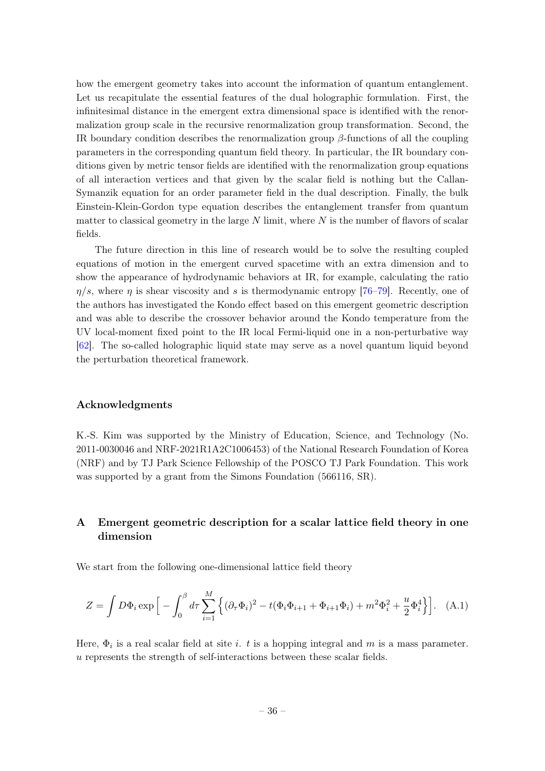how the emergent geometry takes into account the information of quantum entanglement. Let us recapitulate the essential features of the dual holographic formulation. First, the infinitesimal distance in the emergent extra dimensional space is identified with the renormalization group scale in the recursive renormalization group transformation. Second, the IR boundary condition describes the renormalization group $\beta$-functions of all the coupling parameters in the corresponding quantum field theory. In particular, the IR boundary conditions given by metric tensor fields are identified with the renormalization group equations of all interaction vertices and that given by the scalar field is nothing but the Callan-Symanzik equation for an order parameter field in the dual description. Finally, the bulk Einstein-Klein-Gordon type equation describes the entanglement transfer from quantum matter to classical geometry in the large $N$ limit, where $N$ is the number of flavors of scalar fields.

The future direction in this line of research would be to solve the resulting coupled equations of motion in the emergent curved spacetime with an extra dimension and to show the appearance of hydrodynamic behaviors at IR, for example, calculating the ratio $\eta/s$, where $\eta$ is shear viscosity and $s$ is thermodynamic entropy [76–79]. Recently, one of the authors has investigated the Kondo effect based on this emergent geometric description and was able to describe the crossover behavior around the Kondo temperature from the UV local-moment fixed point to the IR local Fermi-liquid one in a non-perturbative way [62]. The so-called holographic liquid state may serve as a novel quantum liquid beyond the perturbation theoretical framework.

## Acknowledgments

K.-S. Kim was supported by the Ministry of Education, Science, and Technology (No. 2011-0030046 and NRF-2021R1A2C1006453) of the National Research Foundation of Korea (NRF) and by TJ Park Science Fellowship of the POSCO TJ Park Foundation. This work was supported by a grant from the Simons Foundation (566116, SR).

# A Emergent geometric description for a scalar lattice field theory in one dimension

We start from the following one-dimensional lattice field theory

$$Z = \int D\Phi_i \exp\Big[ - \int_0^\beta d\tau \sum_{i=1}^{M} \Big\{ (\partial_\tau \Phi_i)^2 - t(\Phi_i \Phi_{i+1} + \Phi_{i+1}\Phi_i) + m^2 \Phi_i^2 + \frac{u}{2}\Phi_i^4 \Big\} \Big]. \quad \text{(A.1)}$$

Here, $\Phi_i$ is a real scalar field at site $i$. $t$ is a hopping integral and $m$ is a mass parameter. $u$ represents the strength of self-interactions between these scalar fields.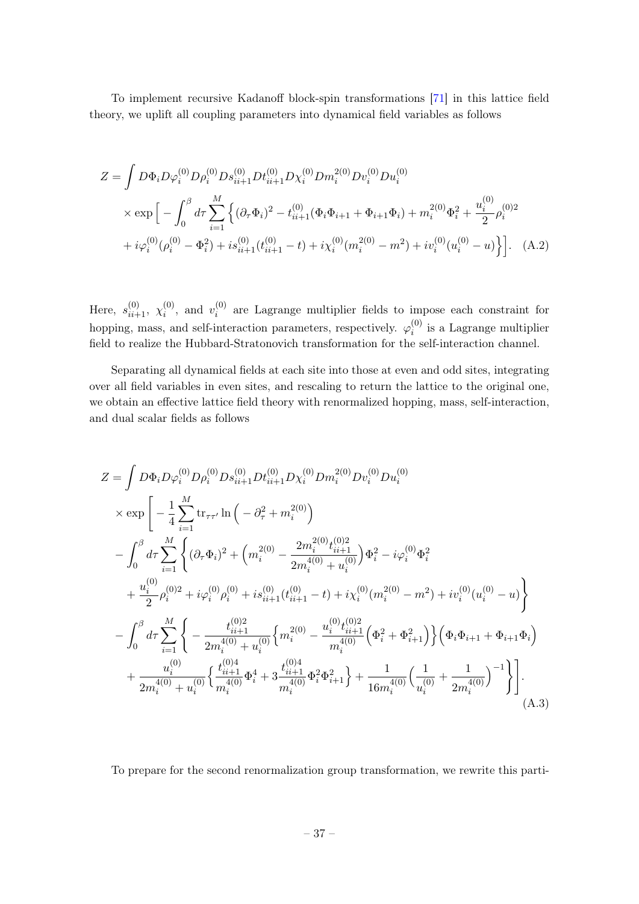To implement recursive Kadanoff block-spin transformations [71] in this lattice field theory, we uplift all coupling parameters into dynamical field variables as follows

$$
\begin{aligned}
Z = \int & D\Phi_i D\varphi_i^{(0)} D\rho_i^{(0)} D s_{ii+1}^{(0)} D t_{ii+1}^{(0)} D\chi_i^{(0)} D m_i^{2(0)} D v_i^{(0)} D u_i^{(0)} \\
& \times \exp\Big[ - \int_0^\beta d\tau \sum_{i=1}^{M} \Big\{ (\partial_\tau \Phi_i)^2 - t_{ii+1}^{(0)} (\Phi_i \Phi_{i+1} + \Phi_{i+1}\Phi_i) + m_i^{2(0)} \Phi_i^2 + \frac{u_i^{(0)}}{2} \rho_i^{(0)2} \\
& + i\varphi_i^{(0)} (\rho_i^{(0)} - \Phi_i^2) + i s_{ii+1}^{(0)} (t_{ii+1}^{(0)} - t) + i\chi_i^{(0)} (m_i^{2(0)} - m^2) + i v_i^{(0)} (u_i^{(0)} - u) \Big\} \Big]. \quad \text{(A.2)}
\end{aligned}
$$

Here, $s_{ii+1}^{(0)}$, $\chi_i^{(0)}$, and $v_i^{(0)}$ are Lagrange multiplier fields to impose each constraint for hopping, mass, and self-interaction parameters, respectively. $\varphi_i^{(0)}$ is a Lagrange multiplier field to realize the Hubbard-Stratonovich transformation for the self-interaction channel.

Separating all dynamical fields at each site into those at even and odd sites, integrating over all field variables in even sites, and rescaling to return the lattice to the original one, we obtain an effective lattice field theory with renormalized hopping, mass, self-interaction, and dual scalar fields as follows

$$
\begin{aligned}
Z = \int & D\Phi_i D\varphi_i^{(0)} D\rho_i^{(0)} D s_{ii+1}^{(0)} D t_{ii+1}^{(0)} D\chi_i^{(0)} D m_i^{2(0)} D v_i^{(0)} D u_i^{(0)} \\
& \times \exp\Bigg[ - \frac{1}{4} \sum_{i=1}^{M} \mathrm{tr}_{\tau\tau'} \ln\Big( - \partial_\tau^2 + m_i^{2(0)} \Big) \\
& - \int_0^\beta d\tau \sum_{i=1}^{M} \Bigg\{ (\partial_\tau \Phi_i)^2 + \Big( m_i^{2(0)} - \frac{2 m_i^{2(0)} t_{ii+1}^{(0)2}}{2 m_i^{4(0)} + u_i^{(0)}} \Big) \Phi_i^2 - i\varphi_i^{(0)} \Phi_i^2 \\
& + \frac{u_i^{(0)}}{2} \rho_i^{(0)2} + i\varphi_i^{(0)} \rho_i^{(0)} + i s_{ii+1}^{(0)} (t_{ii+1}^{(0)} - t) + i\chi_i^{(0)} (m_i^{2(0)} - m^2) + i v_i^{(0)} (u_i^{(0)} - u) \Bigg\} \\
& - \int_0^\beta d\tau \sum_{i=1}^{M} \Bigg\{ - \frac{t_{ii+1}^{(0)2}}{2 m_i^{4(0)} + u_i^{(0)}} \Big\{ m_i^{2(0)} - \frac{u_i^{(0)} t_{ii+1}^{(0)2}}{m_i^{4(0)}} \Big( \Phi_i^2 + \Phi_{i+1}^2 \Big) \Big\} \Big( \Phi_i \Phi_{i+1} + \Phi_{i+1} \Phi_i \Big) \\
& + \frac{u_i^{(0)}}{2 m_i^{4(0)} + u_i^{(0)}} \Big\{ \frac{t_{ii+1}^{(0)4}}{m_i^{4(0)}} \Phi_i^4 + 3 \frac{t_{ii+1}^{(0)4}}{m_i^{4(0)}} \Phi_i^2 \Phi_{i+1}^2 \Big\} + \frac{1}{16 m_i^{4(0)}} \Big( \frac{1}{u_i^{(0)}} + \frac{1}{2 m_i^{4(0)}} \Big)^{-1} \Bigg\} \Bigg]. \quad \text{(A.3)}
\end{aligned}
$$

To prepare for the second renormalization group transformation, we rewrite this parti-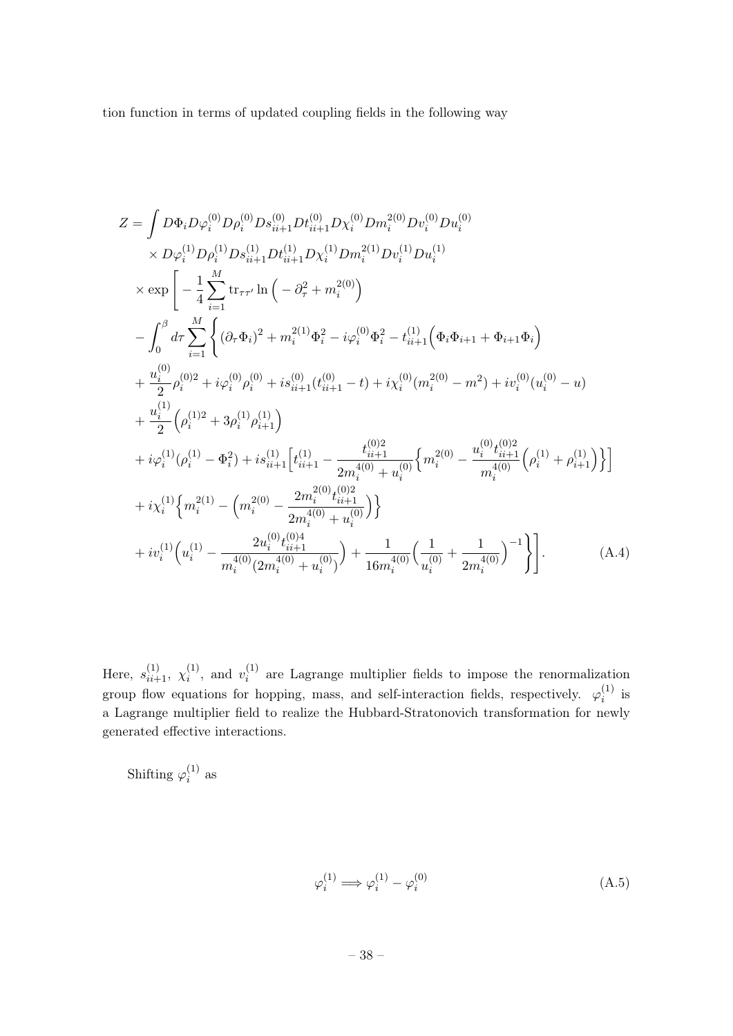tion function in terms of updated coupling fields in the following way

$$
\begin{aligned}
Z = &\int D\Phi_i D\varphi_i^{(0)} D\rho_i^{(0)} Ds_{ii+1}^{(0)} Dt_{ii+1}^{(0)} D\chi_i^{(0)} Dm_i^{2(0)} Dv_i^{(0)} Du_i^{(0)} \\
&\times D\varphi_i^{(1)} D\rho_i^{(1)} Ds_{ii+1}^{(1)} Dt_{ii+1}^{(1)} D\chi_i^{(1)} Dm_i^{2(1)} Dv_i^{(1)} Du_i^{(1)} \\
&\times \exp\Bigg[ -\frac{1}{4}\sum_{i=1}^{M} \mathrm{tr}_{\tau\tau'} \ln\Big( -\partial_\tau^2 + m_i^{2(0)} \Big) \\
&- \int_0^\beta d\tau \sum_{i=1}^{M} \Bigg\{ (\partial_\tau \Phi_i)^2 + m_i^{2(1)} \Phi_i^2 - i\varphi_i^{(0)} \Phi_i^2 - t_{ii+1}^{(1)} \Big( \Phi_i \Phi_{i+1} + \Phi_{i+1} \Phi_i \Big) \\
&+ \frac{u_i^{(0)}}{2} \rho_i^{(0)2} + i\varphi_i^{(0)} \rho_i^{(0)} + i s_{ii+1}^{(0)} (t_{ii+1}^{(0)} - t) + i\chi_i^{(0)} (m_i^{2(0)} - m^2) + i v_i^{(0)} (u_i^{(0)} - u) \\
&+ \frac{u_i^{(1)}}{2} \Big( \rho_i^{(1)2} + 3\rho_i^{(1)} \rho_{i+1}^{(1)} \Big) \\
&+ i\varphi_i^{(1)} (\rho_i^{(1)} - \Phi_i^2) + i s_{ii+1}^{(1)} \Big[ t_{ii+1}^{(1)} - \frac{t_{ii+1}^{(0)2}}{2m_i^{4(0)} + u_i^{(0)}} \Big\{ m_i^{2(0)} - \frac{u_i^{(0)} t_{ii+1}^{(0)2}}{m_i^{4(0)}} \Big( \rho_i^{(1)} + \rho_{i+1}^{(1)} \Big) \Big\} \Big] \\
&+ i\chi_i^{(1)} \Big\{ m_i^{2(1)} - \Big( m_i^{2(0)} - \frac{2m_i^{2(0)} t_{ii+1}^{(0)2}}{2m_i^{4(0)} + u_i^{(0)}} \Big) \Big\} \\
&+ i v_i^{(1)} \Big( u_i^{(1)} - \frac{2u_i^{(0)} t_{ii+1}^{(0)4}}{m_i^{4(0)} (2m_i^{4(0)} + u_i^{(0)})} \Big) + \frac{1}{16 m_i^{4(0)}} \Big( \frac{1}{u_i^{(0)}} + \frac{1}{2m_i^{4(0)}} \Big)^{-1} \Bigg\} \Bigg].
\end{aligned}
\tag{A.4}
$$

Here, $s_{ii+1}^{(1)}$, $\chi_i^{(1)}$, and $v_i^{(1)}$ are Lagrange multiplier fields to impose the renormalization group flow equations for hopping, mass, and self-interaction fields, respectively. $\varphi_i^{(1)}$ is a Lagrange multiplier field to realize the Hubbard-Stratonovich transformation for newly generated effective interactions.

Shifting $\varphi_i^{(1)}$ as

$$
\varphi_i^{(1)} \Longrightarrow \varphi_i^{(1)} - \varphi_i^{(0)} \tag{A.5}
$$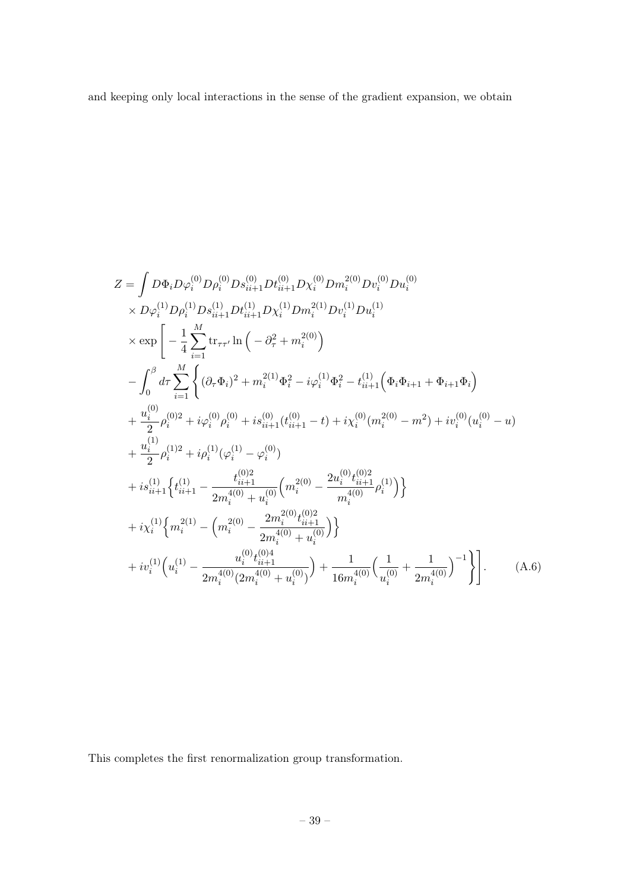and keeping only local interactions in the sense of the gradient expansion, we obtain

$$
\begin{aligned}
Z = &\int D\Phi_i D\varphi_i^{(0)} D\rho_i^{(0)} Ds_{ii+1}^{(0)} Dt_{ii+1}^{(0)} D\chi_i^{(0)} Dm_i^{2(0)} Dv_i^{(0)} Du_i^{(0)} \\
&\times D\varphi_i^{(1)} D\rho_i^{(1)} Ds_{ii+1}^{(1)} Dt_{ii+1}^{(1)} D\chi_i^{(1)} Dm_i^{2(1)} Dv_i^{(1)} Du_i^{(1)} \\
&\times \exp\Bigg[ -\frac{1}{4}\sum_{i=1}^{M} \mathrm{tr}_{\tau\tau'} \ln\Big( -\partial_\tau^2 + m_i^{2(0)} \Big) \\
&- \int_0^\beta d\tau \sum_{i=1}^{M} \Bigg\{ (\partial_\tau \Phi_i)^2 + m_i^{2(1)} \Phi_i^2 - i\varphi_i^{(1)} \Phi_i^2 - t_{ii+1}^{(1)} \Big( \Phi_i \Phi_{i+1} + \Phi_{i+1} \Phi_i \Big) \\
&+ \frac{u_i^{(0)}}{2} \rho_i^{(0)2} + i\varphi_i^{(0)} \rho_i^{(0)} + is_{ii+1}^{(0)} (t_{ii+1}^{(0)} - t) + i\chi_i^{(0)} (m_i^{2(0)} - m^2) + iv_i^{(0)} (u_i^{(0)} - u) \\
&+ \frac{u_i^{(1)}}{2} \rho_i^{(1)2} + i\rho_i^{(1)} (\varphi_i^{(1)} - \varphi_i^{(0)}) \\
&+ is_{ii+1}^{(1)} \Big\{ t_{ii+1}^{(1)} - \frac{t_{ii+1}^{(0)2}}{2m_i^{4(0)} + u_i^{(0)}} \Big( m_i^{2(0)} - \frac{2u_i^{(0)} t_{ii+1}^{(0)2}}{m_i^{4(0)}} \rho_i^{(1)} \Big) \Big\} \\
&+ i\chi_i^{(1)} \Big\{ m_i^{2(1)} - \Big( m_i^{2(0)} - \frac{2m_i^{2(0)} t_{ii+1}^{(0)2}}{2m_i^{4(0)} + u_i^{(0)}} \Big) \Big\} \\
&+ iv_i^{(1)} \Big( u_i^{(1)} - \frac{u_i^{(0)} t_{ii+1}^{(0)4}}{2m_i^{4(0)} (2m_i^{4(0)} + u_i^{(0)})} \Big) + \frac{1}{16 m_i^{4(0)}} \Big( \frac{1}{u_i^{(0)}} + \frac{1}{2m_i^{4(0)}} \Big)^{-1} \Bigg\} \Bigg].
\end{aligned}
\tag{A.6}
$$

This completes the first renormalization group transformation.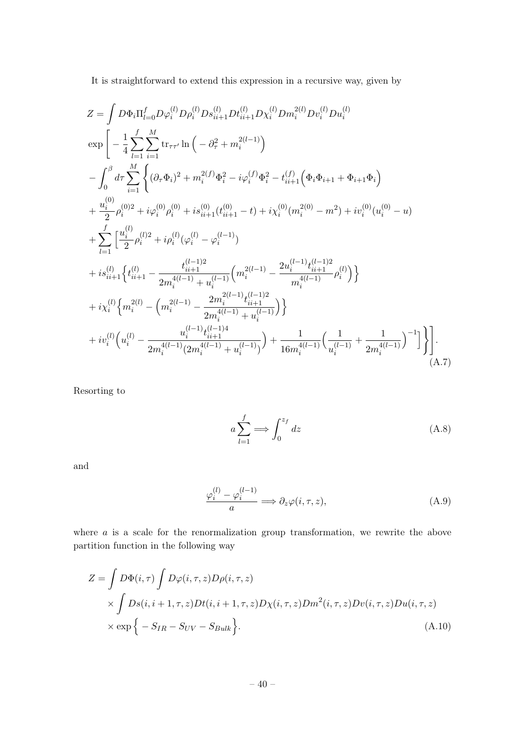It is straightforward to extend this expression in a recursive way, given by

$$
\begin{aligned}
Z = & \int D\Phi_i \Pi_{l=0}^{f} D\varphi_i^{(l)} D\rho_i^{(l)} Ds_{ii+1}^{(l)} Dt_{ii+1}^{(l)} D\chi_i^{(l)} Dm_i^{2(l)} Dv_i^{(l)} Du_i^{(l)} \\
& \exp\Bigg[ - \frac{1}{4} \sum_{l=1}^{f} \sum_{i=1}^{M} \mathrm{tr}_{\tau\tau'} \ln\Big( - \partial_\tau^2 + m_i^{2(l-1)} \Big) \\
& - \int_0^\beta d\tau \sum_{i=1}^{M} \Bigg\{ (\partial_\tau \Phi_i)^2 + m_i^{2(f)} \Phi_i^2 - i\varphi_i^{(f)} \Phi_i^2 - t_{ii+1}^{(f)} \Big( \Phi_i \Phi_{i+1} + \Phi_{i+1} \Phi_i \Big) \\
& + \frac{u_i^{(0)}}{2} \rho_i^{(0)2} + i\varphi_i^{(0)} \rho_i^{(0)} + i s_{ii+1}^{(0)} (t_{ii+1}^{(0)} - t) + i\chi_i^{(0)} (m_i^{2(0)} - m^2) + i v_i^{(0)} (u_i^{(0)} - u) \\
& + \sum_{l=1}^{f} \Big[ \frac{u_i^{(l)}}{2} \rho_i^{(l)2} + i\rho_i^{(l)} (\varphi_i^{(l)} - \varphi_i^{(l-1)}) \\
& + i s_{ii+1}^{(l)} \Big\{ t_{ii+1}^{(l)} - \frac{t_{ii+1}^{(l-1)2}}{2m_i^{4(l-1)} + u_i^{(l-1)}} \Big( m_i^{2(l-1)} - \frac{2u_i^{(l-1)} t_{ii+1}^{(l-1)2}}{m_i^{4(l-1)}} \rho_i^{(l)} \Big) \Big\} \\
& + i\chi_i^{(l)} \Big\{ m_i^{2(l)} - \Big( m_i^{2(l-1)} - \frac{2m_i^{2(l-1)} t_{ii+1}^{(l-1)2}}{2m_i^{4(l-1)} + u_i^{(l-1)}} \Big) \Big\} \\
& + i v_i^{(l)} \Big( u_i^{(l)} - \frac{u_i^{(l-1)} t_{ii+1}^{(l-1)4}}{2m_i^{4(l-1)} (2m_i^{4(l-1)} + u_i^{(l-1)})} \Big) + \frac{1}{16 m_i^{4(l-1)}} \Big( \frac{1}{u_i^{(l-1)}} + \frac{1}{2m_i^{4(l-1)}} \Big)^{-1} \Big] \Bigg\} \Bigg].
\end{aligned}
\tag{A.7}
$$

Resorting to

$$
a \sum_{l=1}^{f} \Longrightarrow \int_0^{z_f} dz \tag{A.8}
$$

and

$$
\frac{\varphi_i^{(l)} - \varphi_i^{(l-1)}}{a} \Longrightarrow \partial_z \varphi(i, \tau, z), \tag{A.9}
$$

where $a$ is a scale for the renormalization group transformation, we rewrite the above partition function in the following way

$$
\begin{aligned}
Z = & \int D\Phi(i,\tau) \int D\varphi(i,\tau,z) D\rho(i,\tau,z) \\
& \times \int Ds(i,i+1,\tau,z) Dt(i,i+1,\tau,z) D\chi(i,\tau,z) Dm^2(i,\tau,z) Dv(i,\tau,z) Du(i,\tau,z) \\
& \times \exp\Big\{ - S_{IR} - S_{UV} - S_{Bulk} \Big\}.
\end{aligned}
\tag{A.10}
$$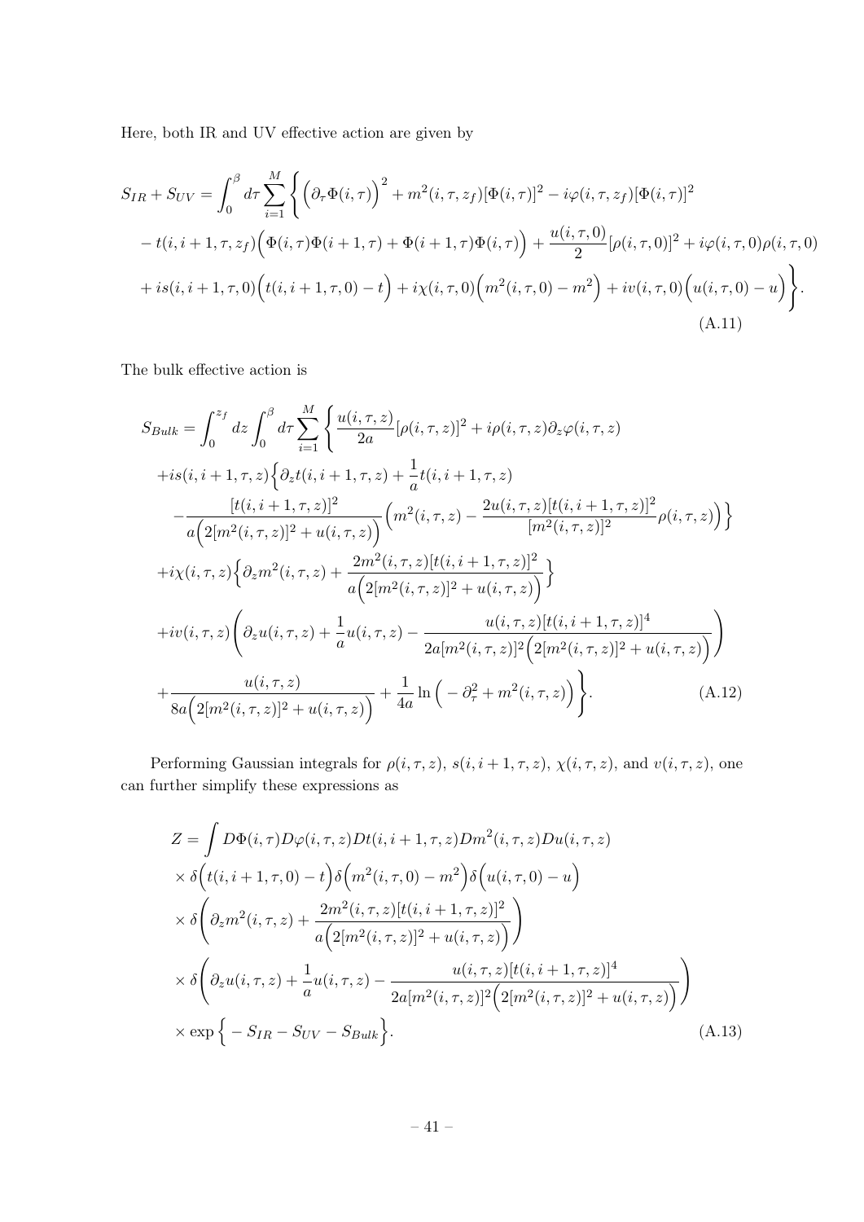Here, both IR and UV effective action are given by

$$
\begin{aligned}
S_{IR} + S_{UV} = \int_0^\beta d\tau \sum_{i=1}^{M} \Bigg\{ & \Big(\partial_\tau \Phi(i,\tau)\Big)^2 + m^2(i,\tau,z_f)[\Phi(i,\tau)]^2 - i\varphi(i,\tau,z_f)[\Phi(i,\tau)]^2 \\
& - t(i,i+1,\tau,z_f)\Big(\Phi(i,\tau)\Phi(i+1,\tau) + \Phi(i+1,\tau)\Phi(i,\tau)\Big) + \frac{u(i,\tau,0)}{2}[\rho(i,\tau,0)]^2 + i\varphi(i,\tau,0)\rho(i,\tau,0) \\
& + is(i,i+1,\tau,0)\Big(t(i,i+1,\tau,0) - t\Big) + i\chi(i,\tau,0)\Big(m^2(i,\tau,0) - m^2\Big) + iv(i,\tau,0)\Big(u(i,\tau,0) - u\Big) \Bigg\}.
\end{aligned} \tag{A.11}
$$

The bulk effective action is

$$
\begin{aligned}
S_{Bulk} = \int_0^{z_f} dz \int_0^\beta d\tau \sum_{i=1}^{M} \Bigg\{ & \frac{u(i,\tau,z)}{2a}[\rho(i,\tau,z)]^2 + i\rho(i,\tau,z)\partial_z\varphi(i,\tau,z) \\
& + is(i,i+1,\tau,z)\Big\{\partial_z t(i,i+1,\tau,z) + \frac{1}{a}t(i,i+1,\tau,z) \\
& - \frac{[t(i,i+1,\tau,z)]^2}{a\Big(2[m^2(i,\tau,z)]^2 + u(i,\tau,z)\Big)}\Big(m^2(i,\tau,z) - \frac{2u(i,\tau,z)[t(i,i+1,\tau,z)]^2}{[m^2(i,\tau,z)]^2}\rho(i,\tau,z)\Big)\Big\} \\
& + i\chi(i,\tau,z)\Big\{\partial_z m^2(i,\tau,z) + \frac{2m^2(i,\tau,z)[t(i,i+1,\tau,z)]^2}{a\Big(2[m^2(i,\tau,z)]^2 + u(i,\tau,z)\Big)}\Big\} \\
& + iv(i,\tau,z)\left(\partial_z u(i,\tau,z) + \frac{1}{a}u(i,\tau,z) - \frac{u(i,\tau,z)[t(i,i+1,\tau,z)]^4}{2a[m^2(i,\tau,z)]^2\Big(2[m^2(i,\tau,z)]^2 + u(i,\tau,z)\Big)}\right) \\
& + \frac{u(i,\tau,z)}{8a\Big(2[m^2(i,\tau,z)]^2 + u(i,\tau,z)\Big)} + \frac{1}{4a}\ln\Big(-\partial_\tau^2 + m^2(i,\tau,z)\Big)\Bigg\}.
\end{aligned} \tag{A.12}
$$

Performing Gaussian integrals for $\rho(i,\tau,z)$, $s(i,i+1,\tau,z)$, $\chi(i,\tau,z)$, and $v(i,\tau,z)$, one can further simplify these expressions as

$$
\begin{aligned}
Z = \int & D\Phi(i,\tau)D\varphi(i,\tau,z)Dt(i,i+1,\tau,z)Dm^2(i,\tau,z)Du(i,\tau,z) \\
& \times \delta\Big(t(i,i+1,\tau,0) - t\Big)\delta\Big(m^2(i,\tau,0) - m^2\Big)\delta\Big(u(i,\tau,0) - u\Big) \\
& \times \delta\left(\partial_z m^2(i,\tau,z) + \frac{2m^2(i,\tau,z)[t(i,i+1,\tau,z)]^2}{a\Big(2[m^2(i,\tau,z)]^2 + u(i,\tau,z)\Big)}\right) \\
& \times \delta\left(\partial_z u(i,\tau,z) + \frac{1}{a}u(i,\tau,z) - \frac{u(i,\tau,z)[t(i,i+1,\tau,z)]^4}{2a[m^2(i,\tau,z)]^2\Big(2[m^2(i,\tau,z)]^2 + u(i,\tau,z)\Big)}\right) \\
& \times \exp\Big\{-S_{IR} - S_{UV} - S_{Bulk}\Big\}.
\end{aligned} \tag{A.13}
$$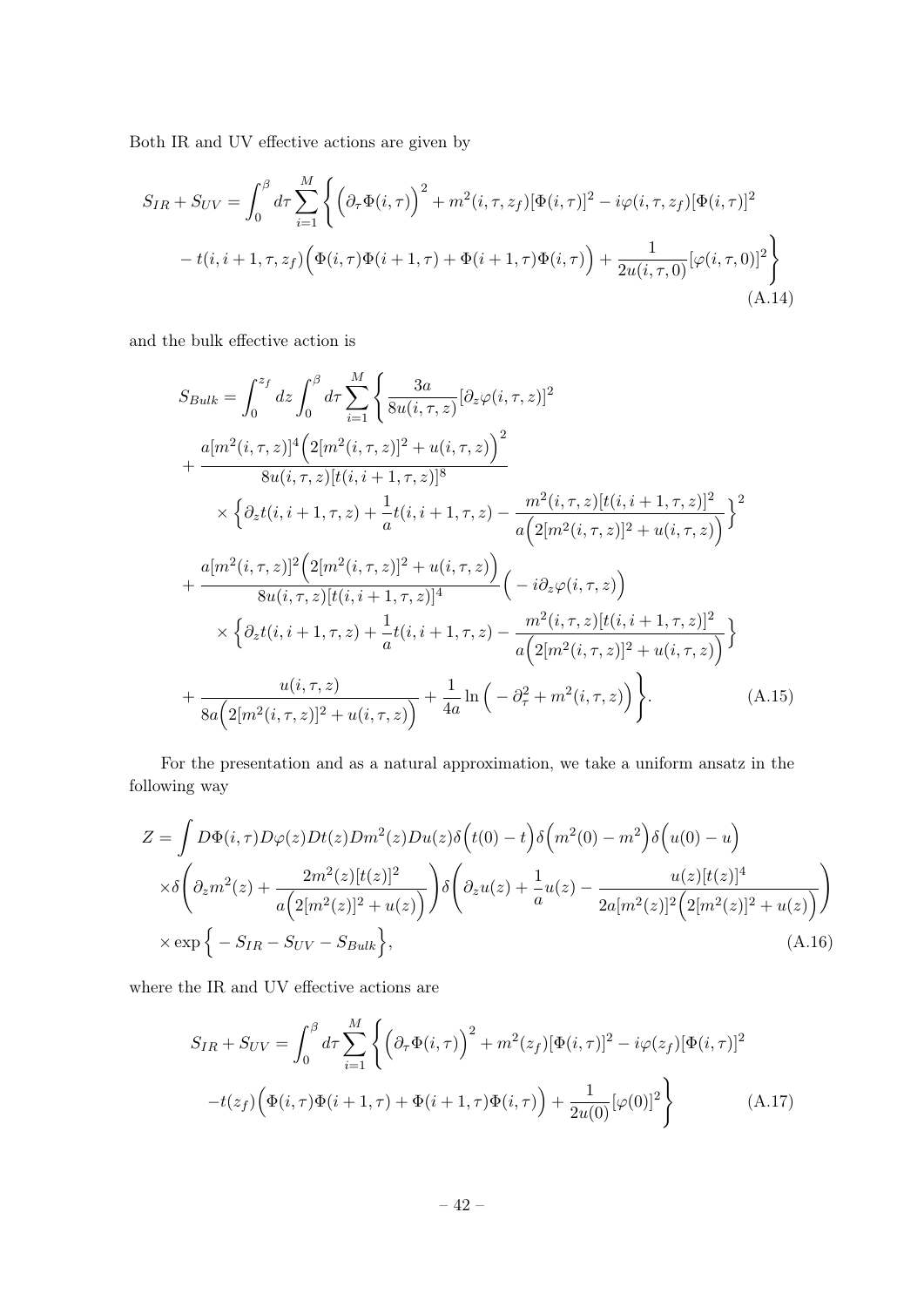Both IR and UV effective actions are given by

$$
\begin{aligned}
S_{IR} + S_{UV} = \int_0^\beta d\tau \sum_{i=1}^{M} \Bigg\{ & \Big(\partial_\tau \Phi(i,\tau)\Big)^2 + m^2(i,\tau,z_f)[\Phi(i,\tau)]^2 - i\varphi(i,\tau,z_f)[\Phi(i,\tau)]^2 \\
& - t(i,i+1,\tau,z_f)\Big(\Phi(i,\tau)\Phi(i+1,\tau) + \Phi(i+1,\tau)\Phi(i,\tau)\Big) + \frac{1}{2u(i,\tau,0)}[\varphi(i,\tau,0)]^2 \Bigg\}
\end{aligned}
\tag{A.14}
$$

and the bulk effective action is

$$
\begin{aligned}
S_{Bulk} = & \int_0^{z_f} dz \int_0^\beta d\tau \sum_{i=1}^{M} \Bigg\{ \frac{3a}{8u(i,\tau,z)}[\partial_z \varphi(i,\tau,z)]^2 \\
& + \frac{a[m^2(i,\tau,z)]^4\Big(2[m^2(i,\tau,z)]^2 + u(i,\tau,z)\Big)^2}{8u(i,\tau,z)[t(i,i+1,\tau,z)]^8} \\
& \quad \times \Big\{ \partial_z t(i,i+1,\tau,z) + \frac{1}{a}t(i,i+1,\tau,z) - \frac{m^2(i,\tau,z)[t(i,i+1,\tau,z)]^2}{a\Big(2[m^2(i,\tau,z)]^2 + u(i,\tau,z)\Big)} \Big\}^2 \\
& + \frac{a[m^2(i,\tau,z)]^2\Big(2[m^2(i,\tau,z)]^2 + u(i,\tau,z)\Big)}{8u(i,\tau,z)[t(i,i+1,\tau,z)]^4}\Big( - i\partial_z \varphi(i,\tau,z)\Big) \\
& \quad \times \Big\{ \partial_z t(i,i+1,\tau,z) + \frac{1}{a}t(i,i+1,\tau,z) - \frac{m^2(i,\tau,z)[t(i,i+1,\tau,z)]^2}{a\Big(2[m^2(i,\tau,z)]^2 + u(i,\tau,z)\Big)} \Big\} \\
& + \frac{u(i,\tau,z)}{8a\Big(2[m^2(i,\tau,z)]^2 + u(i,\tau,z)\Big)} + \frac{1}{4a}\ln\Big( - \partial_\tau^2 + m^2(i,\tau,z)\Big) \Bigg\}.
\end{aligned}
\tag{A.15}
$$

For the presentation and as a natural approximation, we take a uniform ansatz in the following way

$$
\begin{aligned}
Z = & \int D\Phi(i,\tau) D\varphi(z) Dt(z) Dm^2(z) Du(z) \delta\Big(t(0) - t\Big)\delta\Big(m^2(0) - m^2\Big)\delta\Big(u(0) - u\Big) \\
& \times \delta\Bigg(\partial_z m^2(z) + \frac{2m^2(z)[t(z)]^2}{a\Big(2[m^2(z)]^2 + u(z)\Big)}\Bigg)\delta\Bigg(\partial_z u(z) + \frac{1}{a}u(z) - \frac{u(z)[t(z)]^4}{2a[m^2(z)]^2\Big(2[m^2(z)]^2 + u(z)\Big)}\Bigg) \\
& \times \exp\Big\{ - S_{IR} - S_{UV} - S_{Bulk}\Big\},
\end{aligned}
\tag{A.16}
$$

where the IR and UV effective actions are

$$
\begin{aligned}
S_{IR} + S_{UV} = \int_0^\beta d\tau \sum_{i=1}^{M} \Bigg\{ & \Big(\partial_\tau \Phi(i,\tau)\Big)^2 + m^2(z_f)[\Phi(i,\tau)]^2 - i\varphi(z_f)[\Phi(i,\tau)]^2 \\
& - t(z_f)\Big(\Phi(i,\tau)\Phi(i+1,\tau) + \Phi(i+1,\tau)\Phi(i,\tau)\Big) + \frac{1}{2u(0)}[\varphi(0)]^2 \Bigg\}
\end{aligned}
\tag{A.17}
$$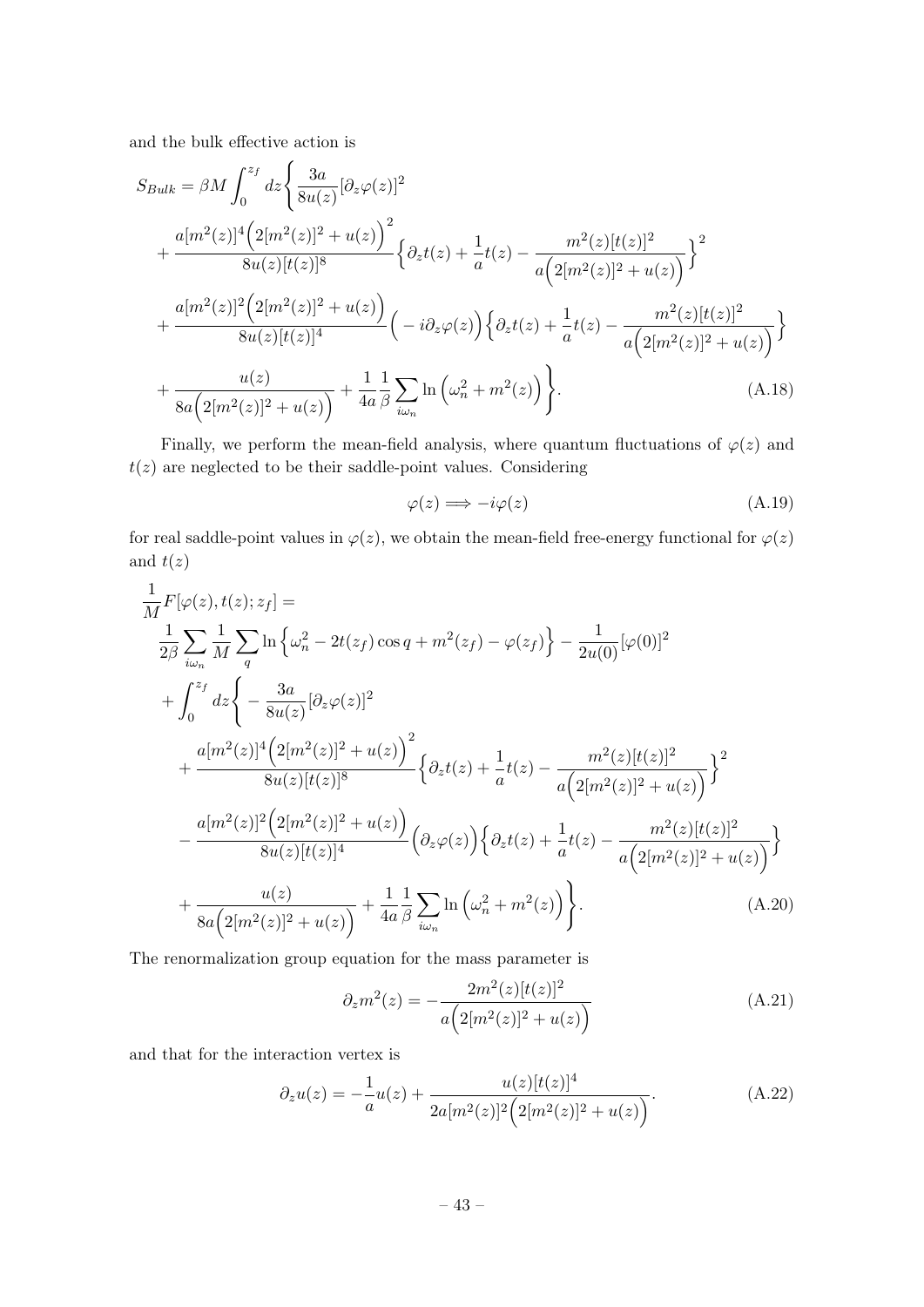and the bulk effective action is

$$
\begin{aligned}
S_{Bulk} = \beta M \int_0^{z_f} dz \Bigg\{ & \frac{3a}{8u(z)} [\partial_z \varphi(z)]^2 \\
& + \frac{a[m^2(z)]^4 \Big( 2[m^2(z)]^2 + u(z) \Big)^2}{8u(z)[t(z)]^8} \Big\{ \partial_z t(z) + \frac{1}{a} t(z) - \frac{m^2(z)[t(z)]^2}{a\Big(2[m^2(z)]^2 + u(z)\Big)} \Big\}^2 \\
& + \frac{a[m^2(z)]^2 \Big( 2[m^2(z)]^2 + u(z) \Big)}{8u(z)[t(z)]^4} \Big( -i\partial_z \varphi(z) \Big) \Big\{ \partial_z t(z) + \frac{1}{a} t(z) - \frac{m^2(z)[t(z)]^2}{a\Big(2[m^2(z)]^2 + u(z)\Big)} \Big\} \\
& + \frac{u(z)}{8a\Big(2[m^2(z)]^2 + u(z)\Big)} + \frac{1}{4a} \frac{1}{\beta} \sum_{i\omega_n} \ln \Big( \omega_n^2 + m^2(z) \Big) \Bigg\}. 
\end{aligned} \tag{A.18}
$$

Finally, we perform the mean-field analysis, where quantum fluctuations of $\varphi(z)$ and $t(z)$ are neglected to be their saddle-point values. Considering

$$
\varphi(z) \Longrightarrow -i\varphi(z) \tag{A.19}
$$

for real saddle-point values in $\varphi(z)$, we obtain the mean-field free-energy functional for $\varphi(z)$ and $t(z)$

$$
\begin{aligned}
& \frac{1}{M} F[\varphi(z), t(z); z_f] = \\
& \quad \frac{1}{2\beta} \sum_{i\omega_n} \frac{1}{M} \sum_q \ln \Big\{ \omega_n^2 - 2t(z_f) \cos q + m^2(z_f) - \varphi(z_f) \Big\} - \frac{1}{2u(0)} [\varphi(0)]^2 \\
& \quad + \int_0^{z_f} dz \Bigg\{ -\frac{3a}{8u(z)} [\partial_z \varphi(z)]^2 \\
& \quad + \frac{a[m^2(z)]^4 \Big( 2[m^2(z)]^2 + u(z) \Big)^2}{8u(z)[t(z)]^8} \Big\{ \partial_z t(z) + \frac{1}{a} t(z) - \frac{m^2(z)[t(z)]^2}{a\Big(2[m^2(z)]^2 + u(z)\Big)} \Big\}^2 \\
& \quad - \frac{a[m^2(z)]^2 \Big( 2[m^2(z)]^2 + u(z) \Big)}{8u(z)[t(z)]^4} \Big( \partial_z \varphi(z) \Big) \Big\{ \partial_z t(z) + \frac{1}{a} t(z) - \frac{m^2(z)[t(z)]^2}{a\Big(2[m^2(z)]^2 + u(z)\Big)} \Big\} \\
& \quad + \frac{u(z)}{8a\Big(2[m^2(z)]^2 + u(z)\Big)} + \frac{1}{4a} \frac{1}{\beta} \sum_{i\omega_n} \ln \Big( \omega_n^2 + m^2(z) \Big) \Bigg\}. 
\end{aligned} \tag{A.20}
$$

The renormalization group equation for the mass parameter is

$$
\partial_z m^2(z) = -\frac{2m^2(z)[t(z)]^2}{a\Big(2[m^2(z)]^2 + u(z)\Big)} \tag{A.21}
$$

and that for the interaction vertex is

$$
\partial_z u(z) = -\frac{1}{a} u(z) + \frac{u(z)[t(z)]^4}{2a[m^2(z)]^2 \Big(2[m^2(z)]^2 + u(z)\Big)}. \tag{A.22}
$$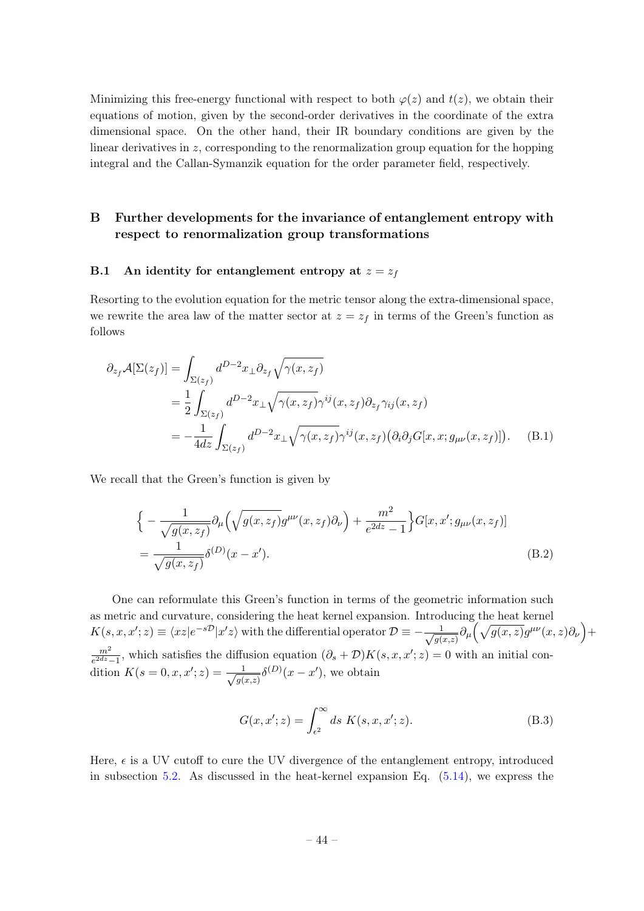Minimizing this free-energy functional with respect to both $\varphi(z)$ and $t(z)$, we obtain their equations of motion, given by the second-order derivatives in the coordinate of the extra dimensional space. On the other hand, their IR boundary conditions are given by the linear derivatives in $z$, corresponding to the renormalization group equation for the hopping integral and the Callan-Symanzik equation for the order parameter field, respectively.

## B Further developments for the invariance of entanglement entropy with respect to renormalization group transformations

### B.1 An identity for entanglement entropy at $z = z_f$

Resorting to the evolution equation for the metric tensor along the extra-dimensional space, we rewrite the area law of the matter sector at $z = z_f$ in terms of the Green's function as follows

$$
\begin{aligned}
\partial_{z_f}\mathcal{A}[\Sigma(z_f)] &= \int_{\Sigma(z_f)} d^{D-2}x_\perp \partial_{z_f}\sqrt{\gamma(x,z_f)} \\
&= \frac{1}{2}\int_{\Sigma(z_f)} d^{D-2}x_\perp \sqrt{\gamma(x,z_f)}\gamma^{ij}(x,z_f)\partial_{z_f}\gamma_{ij}(x,z_f) \\
&= -\frac{1}{4dz}\int_{\Sigma(z_f)} d^{D-2}x_\perp \sqrt{\gamma(x,z_f)}\gamma^{ij}(x,z_f)\big(\partial_i\partial_j G[x,x;g_{\mu\nu}(x,z_f)]\big). \qquad \text{(B.1)}
\end{aligned}
$$

We recall that the Green's function is given by

$$
\begin{aligned}
&\Big\{ -\frac{1}{\sqrt{g(x,z_f)}}\partial_\mu\Big(\sqrt{g(x,z_f)}g^{\mu\nu}(x,z_f)\partial_\nu\Big) + \frac{m^2}{e^{2dz}-1}\Big\}G[x,x';g_{\mu\nu}(x,z_f)] \\
&= \frac{1}{\sqrt{g(x,z_f)}}\delta^{(D)}(x-x'). \qquad \text{(B.2)}
\end{aligned}
$$

One can reformulate this Green's function in terms of the geometric information such as metric and curvature, considering the heat kernel expansion. Introducing the heat kernel $K(s,x,x';z) \equiv \langle xz|e^{-s\mathcal{D}}|x'z\rangle$ with the differential operator $\mathcal{D} \equiv -\frac{1}{\sqrt{g(x,z)}}\partial_\mu\Big(\sqrt{g(x,z)}g^{\mu\nu}(x,z)\partial_\nu\Big) + \frac{m^2}{e^{2dz}-1}$, which satisfies the diffusion equation $(\partial_s + \mathcal{D})K(s,x,x';z) = 0$ with an initial condition $K(s=0,x,x';z) = \frac{1}{\sqrt{g(x,z)}}\delta^{(D)}(x-x')$, we obtain

$$
G(x,x';z) = \int_{\epsilon^2}^{\infty} ds\ K(s,x,x';z). \qquad \text{(B.3)}
$$

Here, $\epsilon$ is a UV cutoff to cure the UV divergence of the entanglement entropy, introduced in subsection 5.2. As discussed in the heat-kernel expansion Eq. (5.14), we express the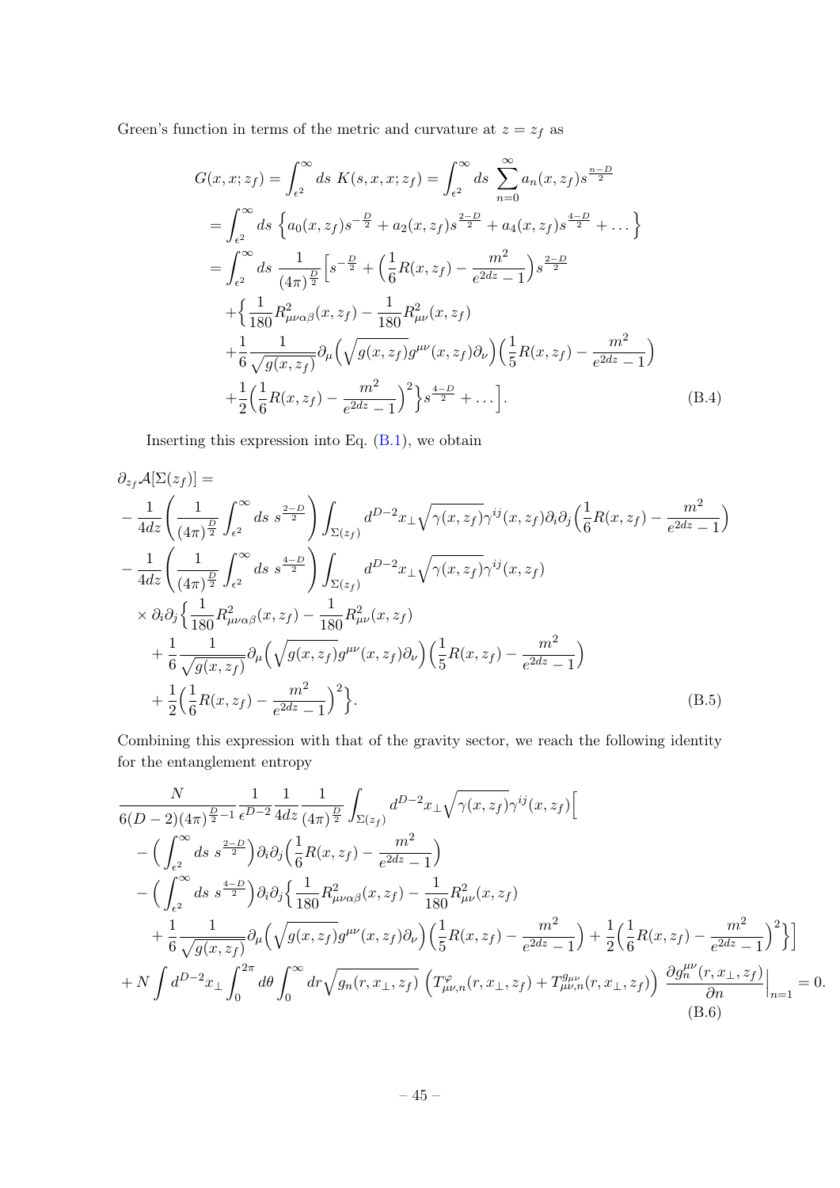Green's function in terms of the metric and curvature at $z = z_f$ as

$$
\begin{aligned}
G(x,x;z_f) &= \int_{\epsilon^2}^{\infty} ds\ K(s,x,x;z_f) = \int_{\epsilon^2}^{\infty} ds\ \sum_{n=0}^{\infty} a_n(x,z_f) s^{\frac{n-D}{2}} \\
&= \int_{\epsilon^2}^{\infty} ds\ \Big\{ a_0(x,z_f) s^{-\frac{D}{2}} + a_2(x,z_f) s^{\frac{2-D}{2}} + a_4(x,z_f) s^{\frac{4-D}{2}} + \dots \Big\} \\
&= \int_{\epsilon^2}^{\infty} ds\ \frac{1}{(4\pi)^{\frac{D}{2}}} \Big[ s^{-\frac{D}{2}} + \Big( \frac{1}{6} R(x,z_f) - \frac{m^2}{e^{2dz}-1} \Big) s^{\frac{2-D}{2}} \\
&\quad + \Big\{ \frac{1}{180} R^2_{\mu\nu\alpha\beta}(x,z_f) - \frac{1}{180} R^2_{\mu\nu}(x,z_f) \\
&\quad + \frac{1}{6} \frac{1}{\sqrt{g(x,z_f)}} \partial_\mu \Big( \sqrt{g(x,z_f)} g^{\mu\nu}(x,z_f) \partial_\nu \Big) \Big( \frac{1}{5} R(x,z_f) - \frac{m^2}{e^{2dz}-1} \Big) \\
&\quad + \frac{1}{2} \Big( \frac{1}{6} R(x,z_f) - \frac{m^2}{e^{2dz}-1} \Big)^2 \Big\} s^{\frac{4-D}{2}} + \dots \Big].
\end{aligned}
\tag{B.4}
$$

Inserting this expression into Eq. (B.1), we obtain

$$
\begin{aligned}
&\partial_{z_f} \mathcal{A}[\Sigma(z_f)] = \\
&- \frac{1}{4dz} \Bigg( \frac{1}{(4\pi)^{\frac{D}{2}}} \int_{\epsilon^2}^{\infty} ds\ s^{\frac{2-D}{2}} \Bigg) \int_{\Sigma(z_f)} d^{D-2} x_\perp \sqrt{\gamma(x,z_f)} \gamma^{ij}(x,z_f) \partial_i \partial_j \Big( \frac{1}{6} R(x,z_f) - \frac{m^2}{e^{2dz}-1} \Big) \\
&- \frac{1}{4dz} \Bigg( \frac{1}{(4\pi)^{\frac{D}{2}}} \int_{\epsilon^2}^{\infty} ds\ s^{\frac{4-D}{2}} \Bigg) \int_{\Sigma(z_f)} d^{D-2} x_\perp \sqrt{\gamma(x,z_f)} \gamma^{ij}(x,z_f) \\
&\times \partial_i \partial_j \Big\{ \frac{1}{180} R^2_{\mu\nu\alpha\beta}(x,z_f) - \frac{1}{180} R^2_{\mu\nu}(x,z_f) \\
&\quad + \frac{1}{6} \frac{1}{\sqrt{g(x,z_f)}} \partial_\mu \Big( \sqrt{g(x,z_f)} g^{\mu\nu}(x,z_f) \partial_\nu \Big) \Big( \frac{1}{5} R(x,z_f) - \frac{m^2}{e^{2dz}-1} \Big) \\
&\quad + \frac{1}{2} \Big( \frac{1}{6} R(x,z_f) - \frac{m^2}{e^{2dz}-1} \Big)^2 \Big\}.
\end{aligned}
\tag{B.5}
$$

Combining this expression with that of the gravity sector, we reach the following identity for the entanglement entropy

$$
\begin{aligned}
&\frac{N}{6(D-2)(4\pi)^{\frac{D}{2}-1}} \frac{1}{\epsilon^{D-2}} \frac{1}{4dz} \frac{1}{(4\pi)^{\frac{D}{2}}} \int_{\Sigma(z_f)} d^{D-2} x_\perp \sqrt{\gamma(x,z_f)} \gamma^{ij}(x,z_f) \Big[ \\
&\quad - \Big( \int_{\epsilon^2}^{\infty} ds\ s^{\frac{2-D}{2}} \Big) \partial_i \partial_j \Big( \frac{1}{6} R(x,z_f) - \frac{m^2}{e^{2dz}-1} \Big) \\
&\quad - \Big( \int_{\epsilon^2}^{\infty} ds\ s^{\frac{4-D}{2}} \Big) \partial_i \partial_j \Big\{ \frac{1}{180} R^2_{\mu\nu\alpha\beta}(x,z_f) - \frac{1}{180} R^2_{\mu\nu}(x,z_f) \\
&\quad + \frac{1}{6} \frac{1}{\sqrt{g(x,z_f)}} \partial_\mu \Big( \sqrt{g(x,z_f)} g^{\mu\nu}(x,z_f) \partial_\nu \Big) \Big( \frac{1}{5} R(x,z_f) - \frac{m^2}{e^{2dz}-1} \Big) + \frac{1}{2} \Big( \frac{1}{6} R(x,z_f) - \frac{m^2}{e^{2dz}-1} \Big)^2 \Big\} \Big] \\
&+ N \int d^{D-2} x_\perp \int_0^{2\pi} d\theta \int_0^{\infty} dr \sqrt{g_n(r,x_\perp,z_f)}\ \Big( T^{\varphi}_{\mu\nu,n}(r,x_\perp,z_f) + T^{g_{\mu\nu}}_{\mu\nu,n}(r,x_\perp,z_f) \Big)\ \frac{\partial g_n^{\mu\nu}(r,x_\perp,z_f)}{\partial n} \Big|_{n=1} = 0.
\end{aligned}
\tag{B.6}
$$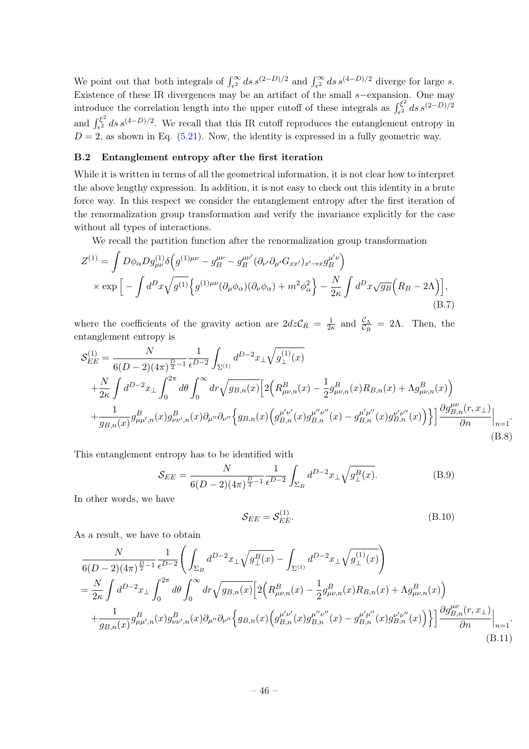We point out that both integrals of $\int_{\epsilon^2}^{\infty} ds\, s^{(2-D)/2}$ and $\int_{\epsilon^2}^{\infty} ds\, s^{(4-D)/2}$ diverge for large $s$. Existence of these IR divergences may be an artifact of the small $s-$expansion. One may introduce the correlation length into the upper cutoff of these integrals as $\int_{\epsilon^2}^{\xi^2} ds\, s^{(2-D)/2}$ and $\int_{\epsilon^2}^{\xi^2} ds\, s^{(4-D)/2}$. We recall that this IR cutoff reproduces the entanglement entropy in $D = 2$, as shown in Eq. (5.21). Now, the identity is expressed in a fully geometric way.

### B.2 Entanglement entropy after the first iteration

While it is written in terms of all the geometrical information, it is not clear how to interpret the above lengthy expression. In addition, it is not easy to check out this identity in a brute force way. In this respect we consider the entanglement entropy after the first iteration of the renormalization group transformation and verify the invariance explicitly for the case without all types of interactions.

We recall the partition function after the renormalization group transformation

$$
\begin{aligned}
Z^{(1)} = &\int D\phi_\alpha D g^{(1)}_{\mu\nu} \delta\Big(g^{(1)\mu\nu} - g^{\mu\nu}_B - g^{\mu\nu'}_B (\partial_{\nu'}\partial_{\mu'} G_{xx'})_{x'\to x} g^{\mu'\nu}_B\Big) \\
&\times \exp\Big[ - \int d^D x \sqrt{g^{(1)}} \Big\{ g^{(1)\mu\nu} (\partial_\mu \phi_\alpha)(\partial_\nu \phi_\alpha) + m^2 \phi_\alpha^2 \Big\} - \frac{N}{2\kappa} \int d^D x \sqrt{g_B} \Big( R_B - 2\Lambda \Big) \Big],
\end{aligned}
\tag{B.7}
$$

where the coefficients of the gravity action are $2dz\mathcal{C}_R = \frac{1}{2\kappa}$ and $\frac{\mathcal{C}_\Lambda}{\mathcal{C}_R} = 2\Lambda$. Then, the entanglement entropy is

$$
\begin{aligned}
\mathcal{S}^{(1)}_{EE} = &\frac{N}{6(D-2)(4\pi)^{\frac{D}{2}-1}} \frac{1}{\epsilon^{D-2}} \int_{\Sigma^{(1)}} d^{D-2} x_\perp \sqrt{g^{(1)}_\perp(x)} \\
&+ \frac{N}{2\kappa} \int d^{D-2} x_\perp \int_0^{2\pi} d\theta \int_0^\infty dr \sqrt{g_{B,n}(x)} \Big[ 2\Big( R^B_{\mu\nu,n}(x) - \frac{1}{2} g^B_{\mu\nu,n}(x) R_{B,n}(x) + \Lambda g^B_{\mu\nu,n}(x) \Big) \\
&+ \frac{1}{g_{B,n}(x)} g^B_{\mu\mu',n}(x) g^B_{\nu\nu',n}(x) \partial_{\mu''} \partial_{\nu''} \Big\{ g_{B,n}(x) \Big( g^{\mu'\nu'}_{B,n}(x) g^{\mu''\nu''}_{B,n}(x) - g^{\mu'\mu''}_{B,n}(x) g^{\nu'\nu''}_{B,n}(x) \Big) \Big\} \Big] \frac{\partial g^{\mu\nu}_{B,n}(r, x_\perp)}{\partial n} \Big|_{n=1}.
\end{aligned}
\tag{B.8}
$$

This entanglement entropy has to be identified with

$$
\mathcal{S}_{EE} = \frac{N}{6(D-2)(4\pi)^{\frac{D}{2}-1}} \frac{1}{\epsilon^{D-2}} \int_{\Sigma_B} d^{D-2} x_\perp \sqrt{g^B_\perp(x)}.
\tag{B.9}
$$

In other words, we have

$$
\mathcal{S}_{EE} = \mathcal{S}^{(1)}_{EE}.
\tag{B.10}
$$

As a result, we have to obtain

$$
\begin{aligned}
&\frac{N}{6(D-2)(4\pi)^{\frac{D}{2}-1}} \frac{1}{\epsilon^{D-2}} \left( \int_{\Sigma_B} d^{D-2} x_\perp \sqrt{g^B_\perp(x)} - \int_{\Sigma^{(1)}} d^{D-2} x_\perp \sqrt{g^{(1)}_\perp(x)} \right) \\
&= \frac{N}{2\kappa} \int d^{D-2} x_\perp \int_0^{2\pi} d\theta \int_0^\infty dr \sqrt{g_{B,n}(x)} \Big[ 2\Big( R^B_{\mu\nu,n}(x) - \frac{1}{2} g^B_{\mu\nu,n}(x) R_{B,n}(x) + \Lambda g^B_{\mu\nu,n}(x) \Big) \\
&+ \frac{1}{g_{B,n}(x)} g^B_{\mu\mu',n}(x) g^B_{\nu\nu',n}(x) \partial_{\mu''} \partial_{\nu''} \Big\{ g_{B,n}(x) \Big( g^{\mu'\nu'}_{B,n}(x) g^{\mu''\nu''}_{B,n}(x) - g^{\mu'\mu''}_{B,n}(x) g^{\nu'\nu''}_{B,n}(x) \Big) \Big\} \Big] \frac{\partial g^{\mu\nu}_{B,n}(r, x_\perp)}{\partial n} \Big|_{n=1}.
\end{aligned}
\tag{B.11}
$$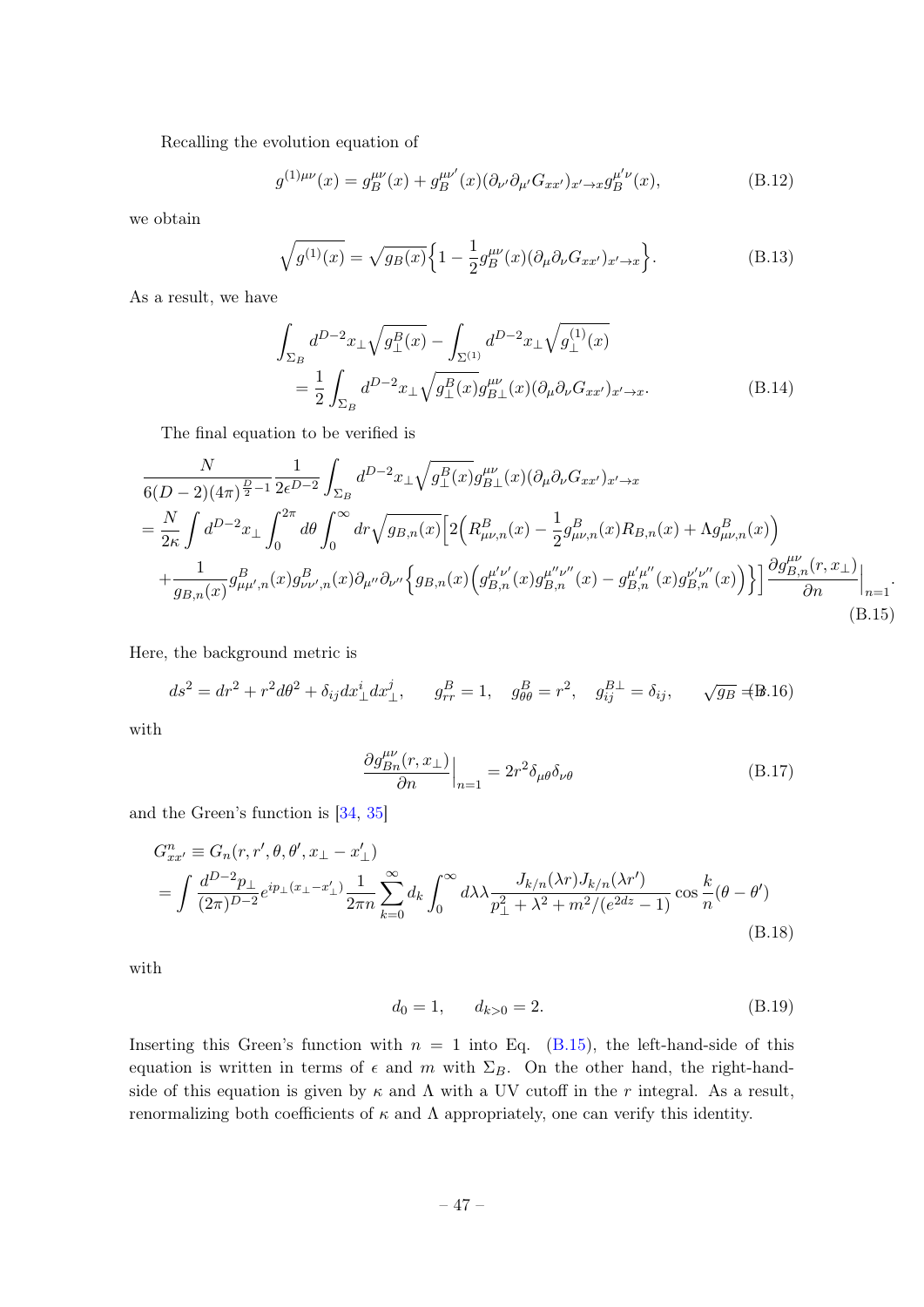Recalling the evolution equation of

$$g^{(1)\mu\nu}(x) = g_B^{\mu\nu}(x) + g_B^{\mu\nu'}(x)(\partial_{\nu'}\partial_{\mu'}G_{xx'})_{x'\to x}g_B^{\mu'\nu}(x), \tag{B.12}$$

we obtain

$$\sqrt{g^{(1)}(x)} = \sqrt{g_B(x)}\Big\{1 - \frac{1}{2}g_B^{\mu\nu}(x)(\partial_\mu\partial_\nu G_{xx'})_{x'\to x}\Big\}. \tag{B.13}$$

As a result, we have

$$\begin{aligned}
&\int_{\Sigma_B} d^{D-2}x_\perp \sqrt{g_\perp^B(x)} - \int_{\Sigma^{(1)}} d^{D-2}x_\perp \sqrt{g_\perp^{(1)}(x)} \\
&\quad = \frac{1}{2}\int_{\Sigma_B} d^{D-2}x_\perp \sqrt{g_\perp^B(x)} g_{B\perp}^{\mu\nu}(x)(\partial_\mu\partial_\nu G_{xx'})_{x'\to x}.
\end{aligned} \tag{B.14}$$

The final equation to be verified is

$$\begin{aligned}
&\frac{N}{6(D-2)(4\pi)^{\frac{D}{2}-1}}\frac{1}{2\epsilon^{D-2}}\int_{\Sigma_B} d^{D-2}x_\perp \sqrt{g_\perp^B(x)} g_{B\perp}^{\mu\nu}(x)(\partial_\mu\partial_\nu G_{xx'})_{x'\to x} \\
&= \frac{N}{2\kappa}\int d^{D-2}x_\perp \int_0^{2\pi} d\theta \int_0^\infty dr \sqrt{g_{B,n}(x)}\Big[2\Big(R_{\mu\nu,n}^B(x) - \frac{1}{2}g_{\mu\nu,n}^B(x)R_{B,n}(x) + \Lambda g_{\mu\nu,n}^B(x)\Big) \\
&\quad + \frac{1}{g_{B,n}(x)}g_{\mu\mu',n}^B(x)g_{\nu\nu',n}^B(x)\partial_{\mu''}\partial_{\nu''}\Big\{g_{B,n}(x)\Big(g_{B,n}^{\mu'\nu'}(x)g_{B,n}^{\mu''\nu''}(x) - g_{B,n}^{\mu'\mu''}(x)g_{B,n}^{\nu'\nu''}(x)\Big)\Big\}\Big]\frac{\partial g_{B,n}^{\mu\nu}(r,x_\perp)}{\partial n}\Big|_{n=1}.
\end{aligned} \tag{B.15}$$

Here, the background metric is

$$ds^2 = dr^2 + r^2 d\theta^2 + \delta_{ij}dx_\perp^i dx_\perp^j, \qquad g_{rr}^B = 1, \quad g_{\theta\theta}^B = r^2, \quad g_{ij}^{B\perp} = \delta_{ij}, \qquad \sqrt{g_B} = r \tag{B.16}$$

with

$$\frac{\partial g_{Bn}^{\mu\nu}(r,x_\perp)}{\partial n}\Big|_{n=1} = 2r^2\delta_{\mu\theta}\delta_{\nu\theta} \tag{B.17}$$

and the Green's function is [34, 35]

$$\begin{aligned}
G_{xx'}^n &\equiv G_n(r,r',\theta,\theta',x_\perp - x'_\perp) \\
&= \int \frac{d^{D-2}p_\perp}{(2\pi)^{D-2}}e^{ip_\perp(x_\perp - x'_\perp)}\frac{1}{2\pi n}\sum_{k=0}^\infty d_k \int_0^\infty d\lambda\lambda \frac{J_{k/n}(\lambda r)J_{k/n}(\lambda r')}{p_\perp^2 + \lambda^2 + m^2/(e^{2dz}-1)}\cos\frac{k}{n}(\theta - \theta')
\end{aligned} \tag{B.18}$$

with

$$d_0 = 1, \qquad d_{k>0} = 2. \tag{B.19}$$

Inserting this Green's function with $n = 1$ into Eq. (B.15), the left-hand-side of this equation is written in terms of $\epsilon$ and $m$ with $\Sigma_B$. On the other hand, the right-hand-side of this equation is given by $\kappa$ and $\Lambda$ with a UV cutoff in the $r$ integral. As a result, renormalizing both coefficients of $\kappa$ and $\Lambda$ appropriately, one can verify this identity.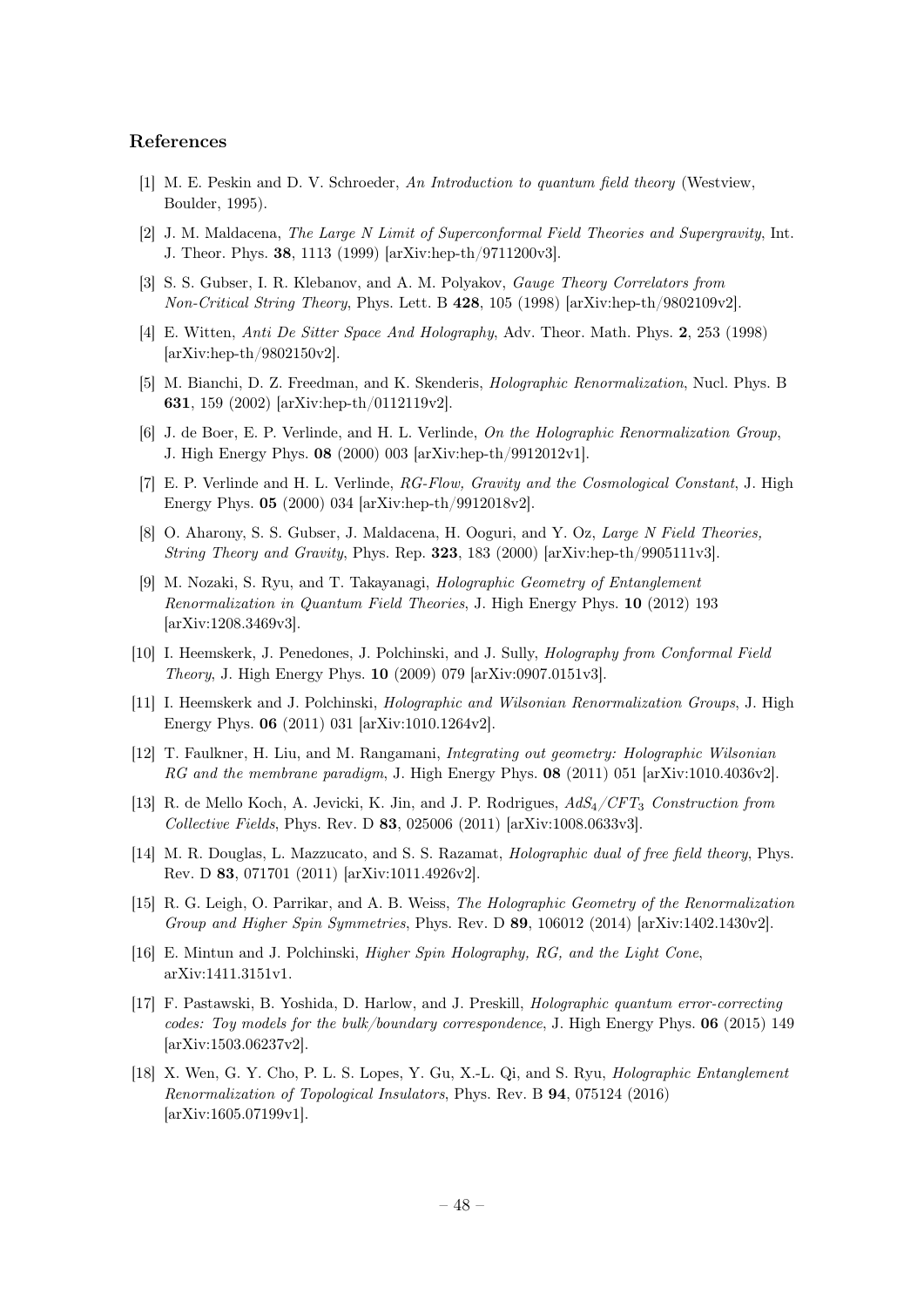## References

[1] M. E. Peskin and D. V. Schroeder, *An Introduction to quantum field theory* (Westview, Boulder, 1995).

[2] J. M. Maldacena, *The Large N Limit of Superconformal Field Theories and Supergravity*, Int. J. Theor. Phys. **38**, 1113 (1999) [arXiv:hep-th/9711200v3].

[3] S. S. Gubser, I. R. Klebanov, and A. M. Polyakov, *Gauge Theory Correlators from Non-Critical String Theory*, Phys. Lett. B **428**, 105 (1998) [arXiv:hep-th/9802109v2].

[4] E. Witten, *Anti De Sitter Space And Holography*, Adv. Theor. Math. Phys. **2**, 253 (1998) [arXiv:hep-th/9802150v2].

[5] M. Bianchi, D. Z. Freedman, and K. Skenderis, *Holographic Renormalization*, Nucl. Phys. B **631**, 159 (2002) [arXiv:hep-th/0112119v2].

[6] J. de Boer, E. P. Verlinde, and H. L. Verlinde, *On the Holographic Renormalization Group*, J. High Energy Phys. **08** (2000) 003 [arXiv:hep-th/9912012v1].

[7] E. P. Verlinde and H. L. Verlinde, *RG-Flow, Gravity and the Cosmological Constant*, J. High Energy Phys. **05** (2000) 034 [arXiv:hep-th/9912018v2].

[8] O. Aharony, S. S. Gubser, J. Maldacena, H. Ooguri, and Y. Oz, *Large N Field Theories, String Theory and Gravity*, Phys. Rep. **323**, 183 (2000) [arXiv:hep-th/9905111v3].

[9] M. Nozaki, S. Ryu, and T. Takayanagi, *Holographic Geometry of Entanglement Renormalization in Quantum Field Theories*, J. High Energy Phys. **10** (2012) 193 [arXiv:1208.3469v3].

[10] I. Heemskerk, J. Penedones, J. Polchinski, and J. Sully, *Holography from Conformal Field Theory*, J. High Energy Phys. **10** (2009) 079 [arXiv:0907.0151v3].

[11] I. Heemskerk and J. Polchinski, *Holographic and Wilsonian Renormalization Groups*, J. High Energy Phys. **06** (2011) 031 [arXiv:1010.1264v2].

[12] T. Faulkner, H. Liu, and M. Rangamani, *Integrating out geometry: Holographic Wilsonian RG and the membrane paradigm*, J. High Energy Phys. **08** (2011) 051 [arXiv:1010.4036v2].

[13] R. de Mello Koch, A. Jevicki, K. Jin, and J. P. Rodrigues, *$AdS_4/CFT_3$ Construction from Collective Fields*, Phys. Rev. D **83**, 025006 (2011) [arXiv:1008.0633v3].

[14] M. R. Douglas, L. Mazzucato, and S. S. Razamat, *Holographic dual of free field theory*, Phys. Rev. D **83**, 071701 (2011) [arXiv:1011.4926v2].

[15] R. G. Leigh, O. Parrikar, and A. B. Weiss, *The Holographic Geometry of the Renormalization Group and Higher Spin Symmetries*, Phys. Rev. D **89**, 106012 (2014) [arXiv:1402.1430v2].

[16] E. Mintun and J. Polchinski, *Higher Spin Holography, RG, and the Light Cone*, arXiv:1411.3151v1.

[17] F. Pastawski, B. Yoshida, D. Harlow, and J. Preskill, *Holographic quantum error-correcting codes: Toy models for the bulk/boundary correspondence*, J. High Energy Phys. **06** (2015) 149 [arXiv:1503.06237v2].

[18] X. Wen, G. Y. Cho, P. L. S. Lopes, Y. Gu, X.-L. Qi, and S. Ryu, *Holographic Entanglement Renormalization of Topological Insulators*, Phys. Rev. B **94**, 075124 (2016) [arXiv:1605.07199v1].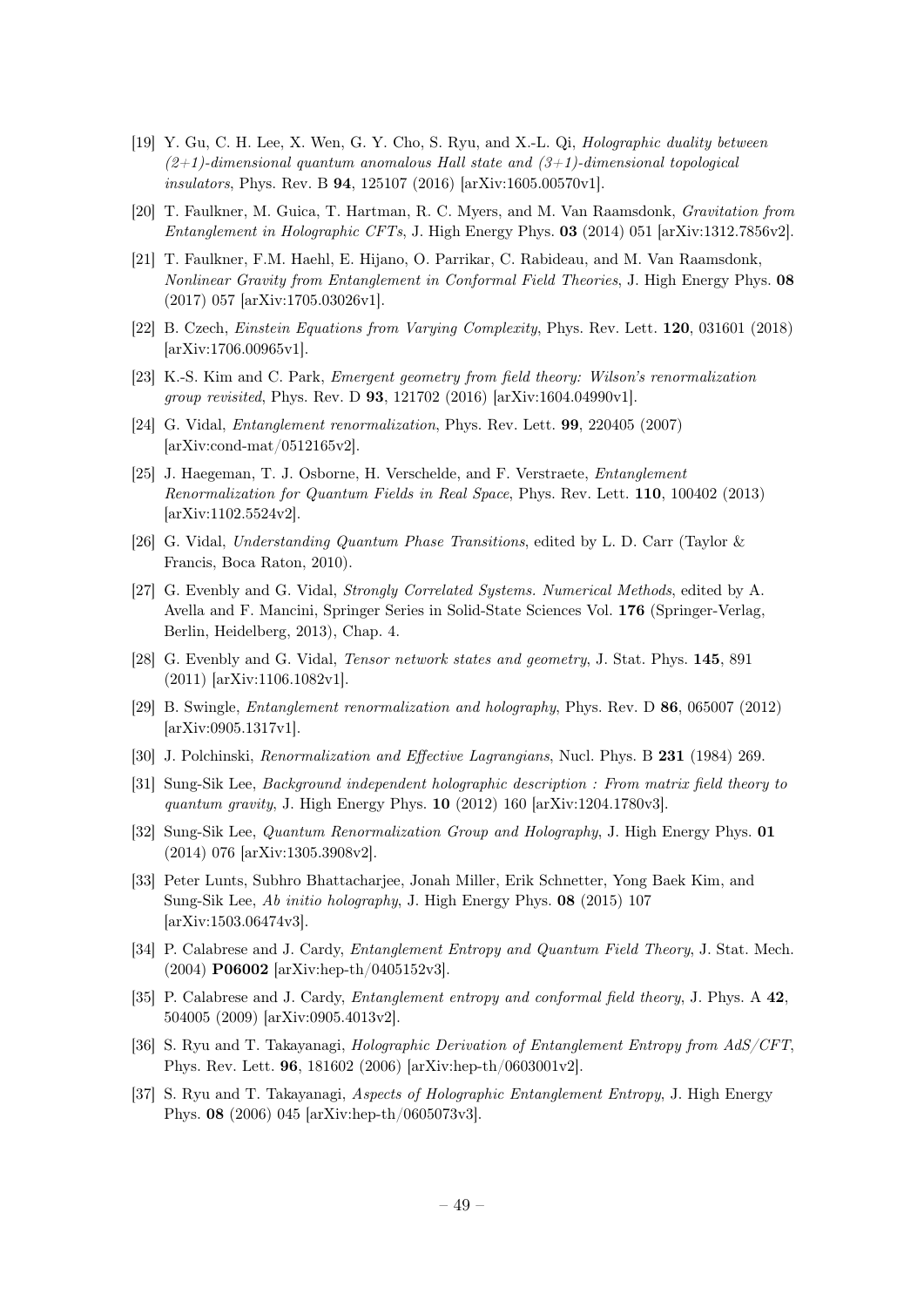[19] Y. Gu, C. H. Lee, X. Wen, G. Y. Cho, S. Ryu, and X.-L. Qi, *Holographic duality between (2+1)-dimensional quantum anomalous Hall state and (3+1)-dimensional topological insulators*, Phys. Rev. B **94**, 125107 (2016) [arXiv:1605.00570v1].

[20] T. Faulkner, M. Guica, T. Hartman, R. C. Myers, and M. Van Raamsdonk, *Gravitation from Entanglement in Holographic CFTs*, J. High Energy Phys. **03** (2014) 051 [arXiv:1312.7856v2].

[21] T. Faulkner, F.M. Haehl, E. Hijano, O. Parrikar, C. Rabideau, and M. Van Raamsdonk, *Nonlinear Gravity from Entanglement in Conformal Field Theories*, J. High Energy Phys. **08** (2017) 057 [arXiv:1705.03026v1].

[22] B. Czech, *Einstein Equations from Varying Complexity*, Phys. Rev. Lett. **120**, 031601 (2018) [arXiv:1706.00965v1].

[23] K.-S. Kim and C. Park, *Emergent geometry from field theory: Wilson's renormalization group revisited*, Phys. Rev. D **93**, 121702 (2016) [arXiv:1604.04990v1].

[24] G. Vidal, *Entanglement renormalization*, Phys. Rev. Lett. **99**, 220405 (2007) [arXiv:cond-mat/0512165v2].

[25] J. Haegeman, T. J. Osborne, H. Verschelde, and F. Verstraete, *Entanglement Renormalization for Quantum Fields in Real Space*, Phys. Rev. Lett. **110**, 100402 (2013) [arXiv:1102.5524v2].

[26] G. Vidal, *Understanding Quantum Phase Transitions*, edited by L. D. Carr (Taylor & Francis, Boca Raton, 2010).

[27] G. Evenbly and G. Vidal, *Strongly Correlated Systems. Numerical Methods*, edited by A. Avella and F. Mancini, Springer Series in Solid-State Sciences Vol. **176** (Springer-Verlag, Berlin, Heidelberg, 2013), Chap. 4.

[28] G. Evenbly and G. Vidal, *Tensor network states and geometry*, J. Stat. Phys. **145**, 891 (2011) [arXiv:1106.1082v1].

[29] B. Swingle, *Entanglement renormalization and holography*, Phys. Rev. D **86**, 065007 (2012) [arXiv:0905.1317v1].

[30] J. Polchinski, *Renormalization and Effective Lagrangians*, Nucl. Phys. B **231** (1984) 269.

[31] Sung-Sik Lee, *Background independent holographic description : From matrix field theory to quantum gravity*, J. High Energy Phys. **10** (2012) 160 [arXiv:1204.1780v3].

[32] Sung-Sik Lee, *Quantum Renormalization Group and Holography*, J. High Energy Phys. **01** (2014) 076 [arXiv:1305.3908v2].

[33] Peter Lunts, Subhro Bhattacharjee, Jonah Miller, Erik Schnetter, Yong Baek Kim, and Sung-Sik Lee, *Ab initio holography*, J. High Energy Phys. **08** (2015) 107 [arXiv:1503.06474v3].

[34] P. Calabrese and J. Cardy, *Entanglement Entropy and Quantum Field Theory*, J. Stat. Mech. (2004) **P06002** [arXiv:hep-th/0405152v3].

[35] P. Calabrese and J. Cardy, *Entanglement entropy and conformal field theory*, J. Phys. A **42**, 504005 (2009) [arXiv:0905.4013v2].

[36] S. Ryu and T. Takayanagi, *Holographic Derivation of Entanglement Entropy from AdS/CFT*, Phys. Rev. Lett. **96**, 181602 (2006) [arXiv:hep-th/0603001v2].

[37] S. Ryu and T. Takayanagi, *Aspects of Holographic Entanglement Entropy*, J. High Energy Phys. **08** (2006) 045 [arXiv:hep-th/0605073v3].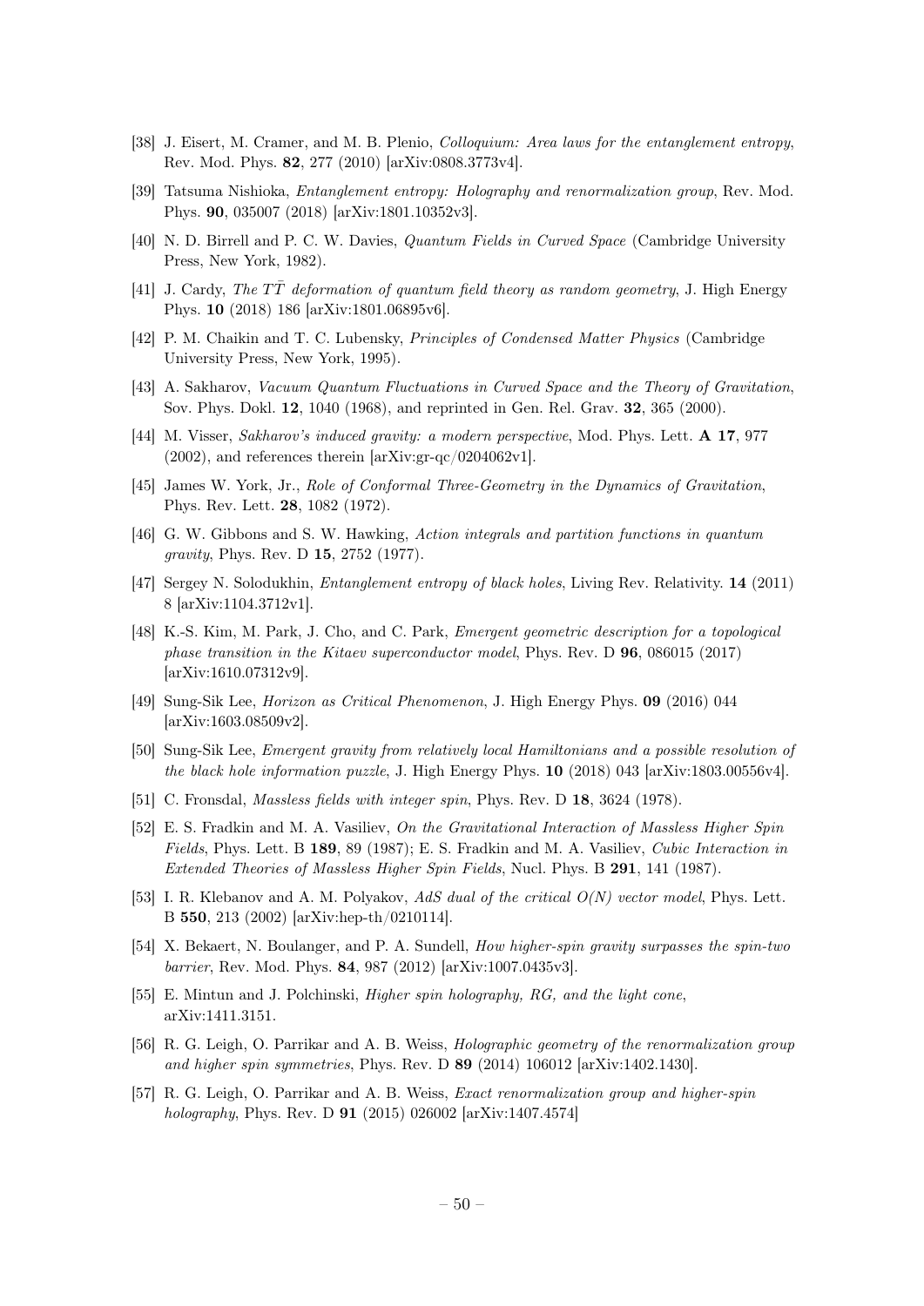[38] J. Eisert, M. Cramer, and M. B. Plenio, *Colloquium: Area laws for the entanglement entropy*, Rev. Mod. Phys. **82**, 277 (2010) [arXiv:0808.3773v4].

[39] Tatsuma Nishioka, *Entanglement entropy: Holography and renormalization group*, Rev. Mod. Phys. **90**, 035007 (2018) [arXiv:1801.10352v3].

[40] N. D. Birrell and P. C. W. Davies, *Quantum Fields in Curved Space* (Cambridge University Press, New York, 1982).

[41] J. Cardy, *The $T\bar{T}$ deformation of quantum field theory as random geometry*, J. High Energy Phys. **10** (2018) 186 [arXiv:1801.06895v6].

[42] P. M. Chaikin and T. C. Lubensky, *Principles of Condensed Matter Physics* (Cambridge University Press, New York, 1995).

[43] A. Sakharov, *Vacuum Quantum Fluctuations in Curved Space and the Theory of Gravitation*, Sov. Phys. Dokl. **12**, 1040 (1968), and reprinted in Gen. Rel. Grav. **32**, 365 (2000).

[44] M. Visser, *Sakharov's induced gravity: a modern perspective*, Mod. Phys. Lett. **A 17**, 977 (2002), and references therein [arXiv:gr-qc/0204062v1].

[45] James W. York, Jr., *Role of Conformal Three-Geometry in the Dynamics of Gravitation*, Phys. Rev. Lett. **28**, 1082 (1972).

[46] G. W. Gibbons and S. W. Hawking, *Action integrals and partition functions in quantum gravity*, Phys. Rev. D **15**, 2752 (1977).

[47] Sergey N. Solodukhin, *Entanglement entropy of black holes*, Living Rev. Relativity. **14** (2011) 8 [arXiv:1104.3712v1].

[48] K.-S. Kim, M. Park, J. Cho, and C. Park, *Emergent geometric description for a topological phase transition in the Kitaev superconductor model*, Phys. Rev. D **96**, 086015 (2017) [arXiv:1610.07312v9].

[49] Sung-Sik Lee, *Horizon as Critical Phenomenon*, J. High Energy Phys. **09** (2016) 044 [arXiv:1603.08509v2].

[50] Sung-Sik Lee, *Emergent gravity from relatively local Hamiltonians and a possible resolution of the black hole information puzzle*, J. High Energy Phys. **10** (2018) 043 [arXiv:1803.00556v4].

[51] C. Fronsdal, *Massless fields with integer spin*, Phys. Rev. D **18**, 3624 (1978).

[52] E. S. Fradkin and M. A. Vasiliev, *On the Gravitational Interaction of Massless Higher Spin Fields*, Phys. Lett. B **189**, 89 (1987); E. S. Fradkin and M. A. Vasiliev, *Cubic Interaction in Extended Theories of Massless Higher Spin Fields*, Nucl. Phys. B **291**, 141 (1987).

[53] I. R. Klebanov and A. M. Polyakov, *AdS dual of the critical O(N) vector model*, Phys. Lett. B **550**, 213 (2002) [arXiv:hep-th/0210114].

[54] X. Bekaert, N. Boulanger, and P. A. Sundell, *How higher-spin gravity surpasses the spin-two barrier*, Rev. Mod. Phys. **84**, 987 (2012) [arXiv:1007.0435v3].

[55] E. Mintun and J. Polchinski, *Higher spin holography, RG, and the light cone*, arXiv:1411.3151.

[56] R. G. Leigh, O. Parrikar and A. B. Weiss, *Holographic geometry of the renormalization group and higher spin symmetries*, Phys. Rev. D **89** (2014) 106012 [arXiv:1402.1430].

[57] R. G. Leigh, O. Parrikar and A. B. Weiss, *Exact renormalization group and higher-spin holography*, Phys. Rev. D **91** (2015) 026002 [arXiv:1407.4574]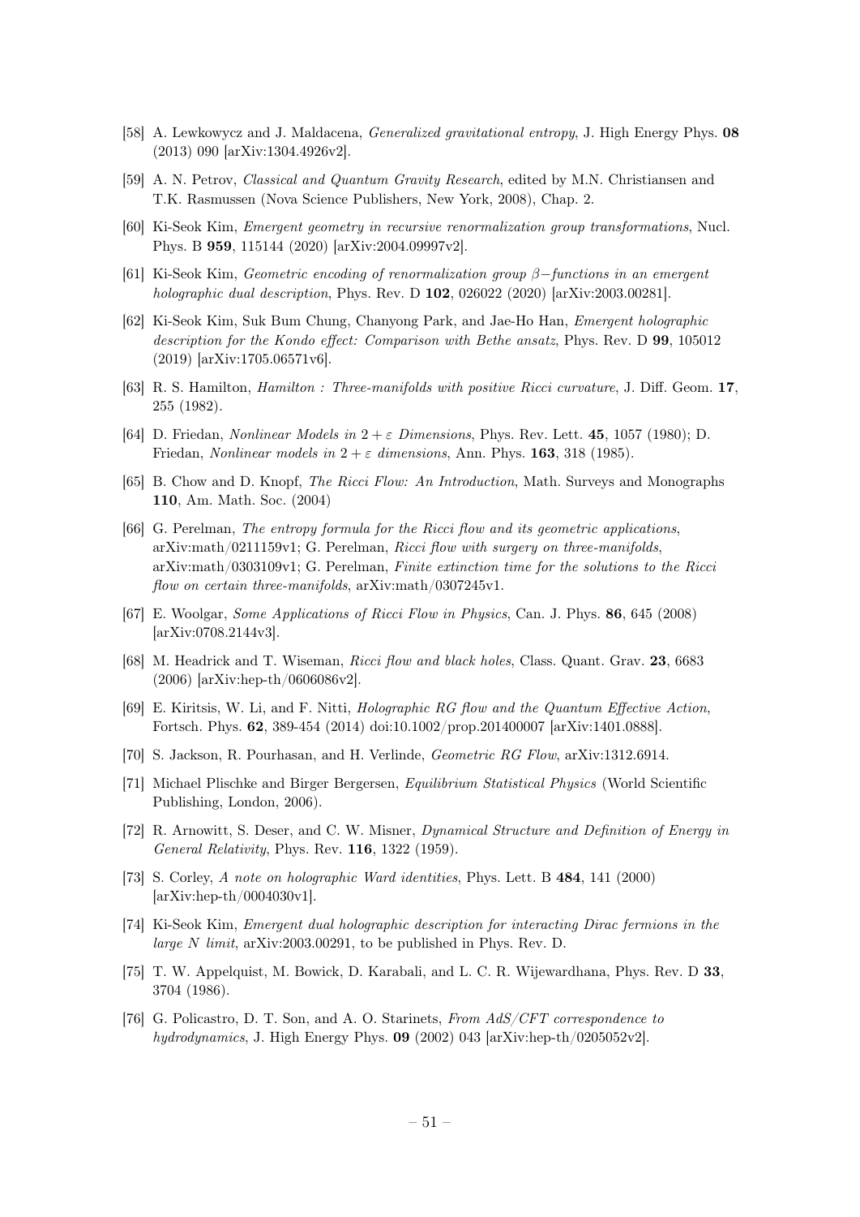[58] A. Lewkowycz and J. Maldacena, *Generalized gravitational entropy*, J. High Energy Phys. **08** (2013) 090 [arXiv:1304.4926v2].

[59] A. N. Petrov, *Classical and Quantum Gravity Research*, edited by M.N. Christiansen and T.K. Rasmussen (Nova Science Publishers, New York, 2008), Chap. 2.

[60] Ki-Seok Kim, *Emergent geometry in recursive renormalization group transformations*, Nucl. Phys. B **959**, 115144 (2020) [arXiv:2004.09997v2].

[61] Ki-Seok Kim, *Geometric encoding of renormalization group $\beta-$functions in an emergent holographic dual description*, Phys. Rev. D **102**, 026022 (2020) [arXiv:2003.00281].

[62] Ki-Seok Kim, Suk Bum Chung, Chanyong Park, and Jae-Ho Han, *Emergent holographic description for the Kondo effect: Comparison with Bethe ansatz*, Phys. Rev. D **99**, 105012 (2019) [arXiv:1705.06571v6].

[63] R. S. Hamilton, *Hamilton : Three-manifolds with positive Ricci curvature*, J. Diff. Geom. **17**, 255 (1982).

[64] D. Friedan, *Nonlinear Models in $2 + \varepsilon$ Dimensions*, Phys. Rev. Lett. **45**, 1057 (1980); D. Friedan, *Nonlinear models in $2 + \varepsilon$ dimensions*, Ann. Phys. **163**, 318 (1985).

[65] B. Chow and D. Knopf, *The Ricci Flow: An Introduction*, Math. Surveys and Monographs **110**, Am. Math. Soc. (2004)

[66] G. Perelman, *The entropy formula for the Ricci flow and its geometric applications*, arXiv:math/0211159v1; G. Perelman, *Ricci flow with surgery on three-manifolds*, arXiv:math/0303109v1; G. Perelman, *Finite extinction time for the solutions to the Ricci flow on certain three-manifolds*, arXiv:math/0307245v1.

[67] E. Woolgar, *Some Applications of Ricci Flow in Physics*, Can. J. Phys. **86**, 645 (2008) [arXiv:0708.2144v3].

[68] M. Headrick and T. Wiseman, *Ricci flow and black holes*, Class. Quant. Grav. **23**, 6683 (2006) [arXiv:hep-th/0606086v2].

[69] E. Kiritsis, W. Li, and F. Nitti, *Holographic RG flow and the Quantum Effective Action*, Fortsch. Phys. **62**, 389-454 (2014) doi:10.1002/prop.201400007 [arXiv:1401.0888].

[70] S. Jackson, R. Pourhasan, and H. Verlinde, *Geometric RG Flow*, arXiv:1312.6914.

[71] Michael Plischke and Birger Bergersen, *Equilibrium Statistical Physics* (World Scientific Publishing, London, 2006).

[72] R. Arnowitt, S. Deser, and C. W. Misner, *Dynamical Structure and Definition of Energy in General Relativity*, Phys. Rev. **116**, 1322 (1959).

[73] S. Corley, *A note on holographic Ward identities*, Phys. Lett. B **484**, 141 (2000) [arXiv:hep-th/0004030v1].

[74] Ki-Seok Kim, *Emergent dual holographic description for interacting Dirac fermions in the large N limit*, arXiv:2003.00291, to be published in Phys. Rev. D.

[75] T. W. Appelquist, M. Bowick, D. Karabali, and L. C. R. Wijewardhana, Phys. Rev. D **33**, 3704 (1986).

[76] G. Policastro, D. T. Son, and A. O. Starinets, *From AdS/CFT correspondence to hydrodynamics*, J. High Energy Phys. **09** (2002) 043 [arXiv:hep-th/0205052v2].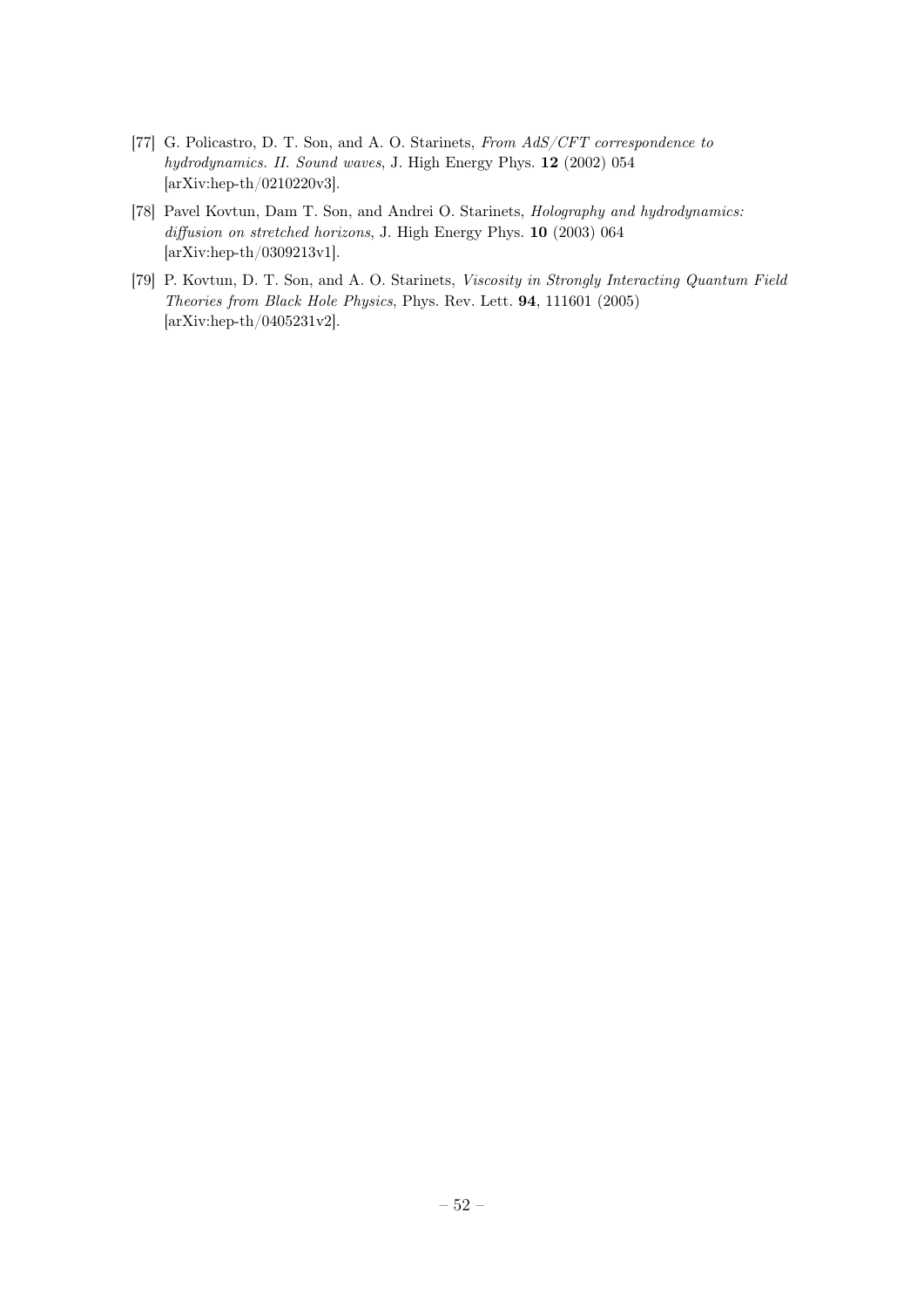[77] G. Policastro, D. T. Son, and A. O. Starinets, *From AdS/CFT correspondence to hydrodynamics. II. Sound waves*, J. High Energy Phys. **12** (2002) 054 [arXiv:hep-th/0210220v3].

[78] Pavel Kovtun, Dam T. Son, and Andrei O. Starinets, *Holography and hydrodynamics: diffusion on stretched horizons*, J. High Energy Phys. **10** (2003) 064 [arXiv:hep-th/0309213v1].

[79] P. Kovtun, D. T. Son, and A. O. Starinets, *Viscosity in Strongly Interacting Quantum Field Theories from Black Hole Physics*, Phys. Rev. Lett. **94**, 111601 (2005) [arXiv:hep-th/0405231v2].